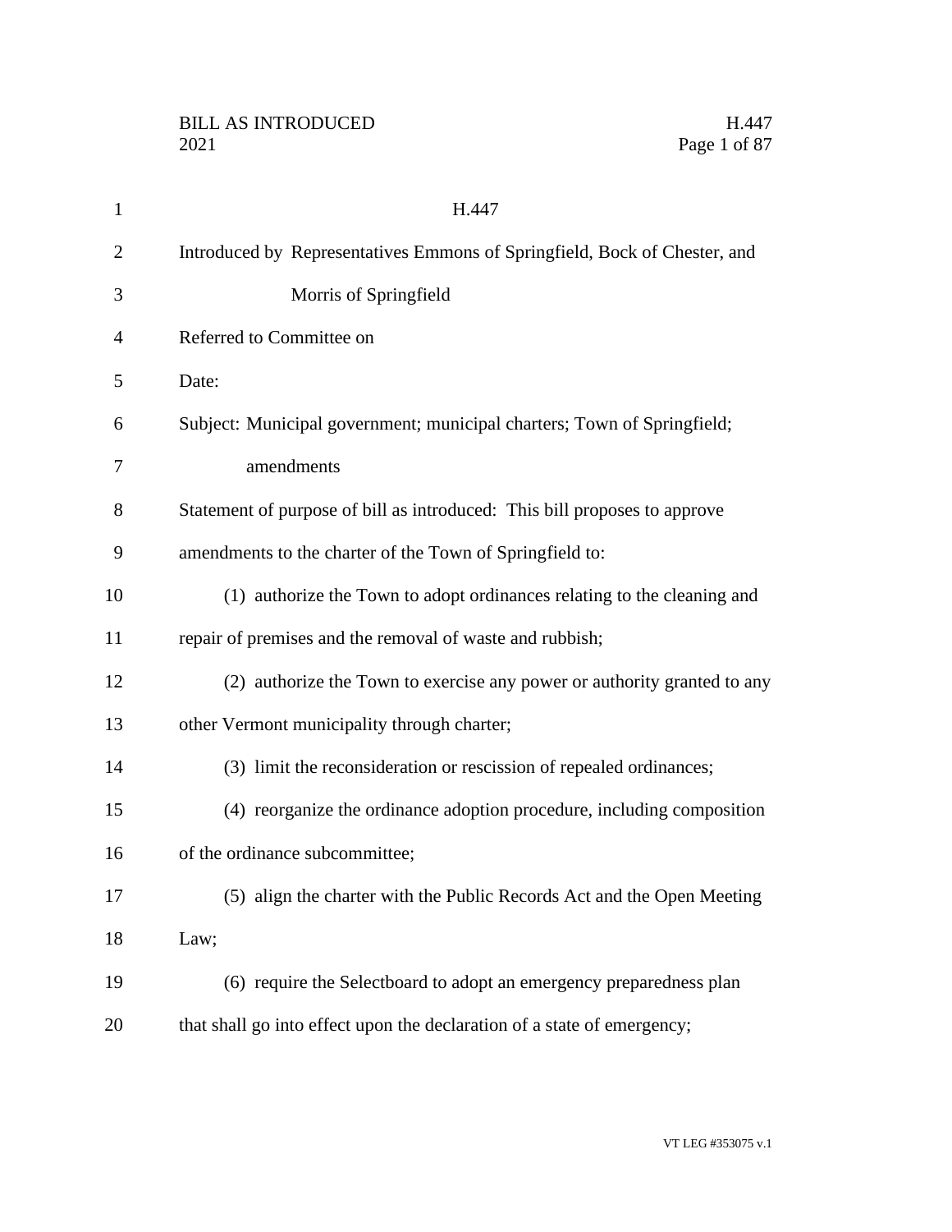H.447

Introduced by Representatives Emmons of Springfield, Bock of Chester, and Morris of Springfield

Referred to Committee on

Date:

Subject: Municipal government; municipal charters; Town of Springfield; amendments

Statement of purpose of bill as introduced: This bill proposes to approve amendments to the charter of the Town of Springfield to:

(1) authorize the Town to adopt ordinances relating to the cleaning and repair of premises and the removal of waste and rubbish;

(2) authorize the Town to exercise any power or authority granted to any other Vermont municipality through charter;

(3) limit the reconsideration or rescission of repealed ordinances;

(4) reorganize the ordinance adoption procedure, including composition of the ordinance subcommittee;

(5) align the charter with the Public Records Act and the Open Meeting Law;

(6) require the Selectboard to adopt an emergency preparedness plan that shall go into effect upon the declaration of a state of emergency;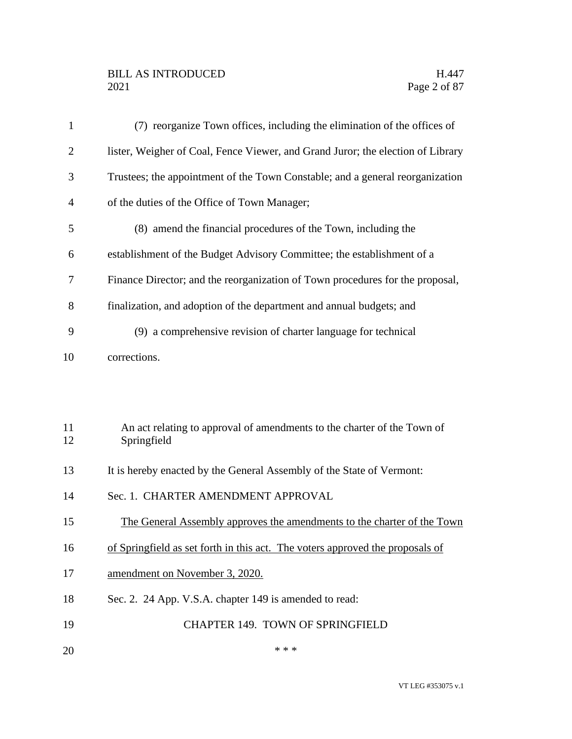(7) reorganize Town offices, including the elimination of the offices of lister, Weigher of Coal, Fence Viewer, and Grand Juror; the election of Library Trustees; the appointment of the Town Constable; and a general reorganization of the duties of the Office of Town Manager;

(8) amend the financial procedures of the Town, including the establishment of the Budget Advisory Committee; the establishment of a Finance Director; and the reorganization of Town procedures for the proposal, finalization, and adoption of the department and annual budgets; and

(9) a comprehensive revision of charter language for technical corrections.

An act relating to approval of amendments to the charter of the Town of Springfield

It is hereby enacted by the General Assembly of the State of Vermont:

Sec. 1. CHARTER AMENDMENT APPROVAL

<u>The General Assembly approves the amendments to the charter of the Town of Springfield as set forth in this act. The voters approved the proposals of amendment on November 3, 2020.</u>

Sec. 2. 24 App. V.S.A. chapter 149 is amended to read:

CHAPTER 149. TOWN OF SPRINGFIELD

\* \* \*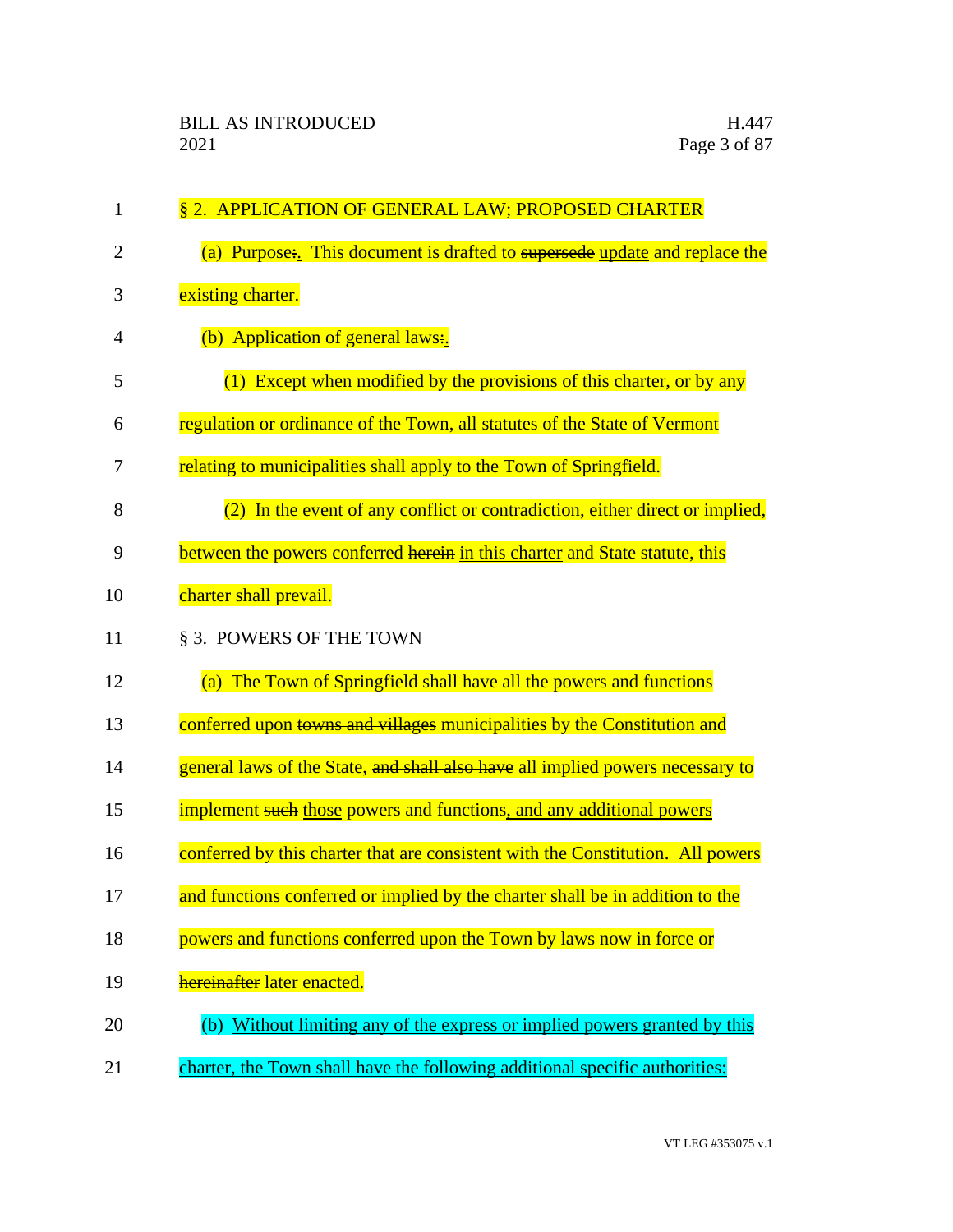§ 2. APPLICATION OF GENERAL LAW; PROPOSED CHARTER

(a) Purpose~~:~~. This document is drafted to ~~supersede~~ update and replace the existing charter.

(b) Application of general laws~~:~~.

(1) Except when modified by the provisions of this charter, or by any regulation or ordinance of the Town, all statutes of the State of Vermont relating to municipalities shall apply to the Town of Springfield.

(2) In the event of any conflict or contradiction, either direct or implied, between the powers conferred ~~herein~~ in this charter and State statute, this charter shall prevail.

§ 3. POWERS OF THE TOWN

(a) The Town ~~of Springfield~~ shall have all the powers and functions conferred upon ~~towns and villages~~ municipalities by the Constitution and general laws of the State, ~~and shall also have~~ all implied powers necessary to implement ~~such~~ those powers and functions, and any additional powers conferred by this charter that are consistent with the Constitution. All powers and functions conferred or implied by the charter shall be in addition to the powers and functions conferred upon the Town by laws now in force or ~~hereinafter~~ later enacted.

(b) Without limiting any of the express or implied powers granted by this charter, the Town shall have the following additional specific authorities: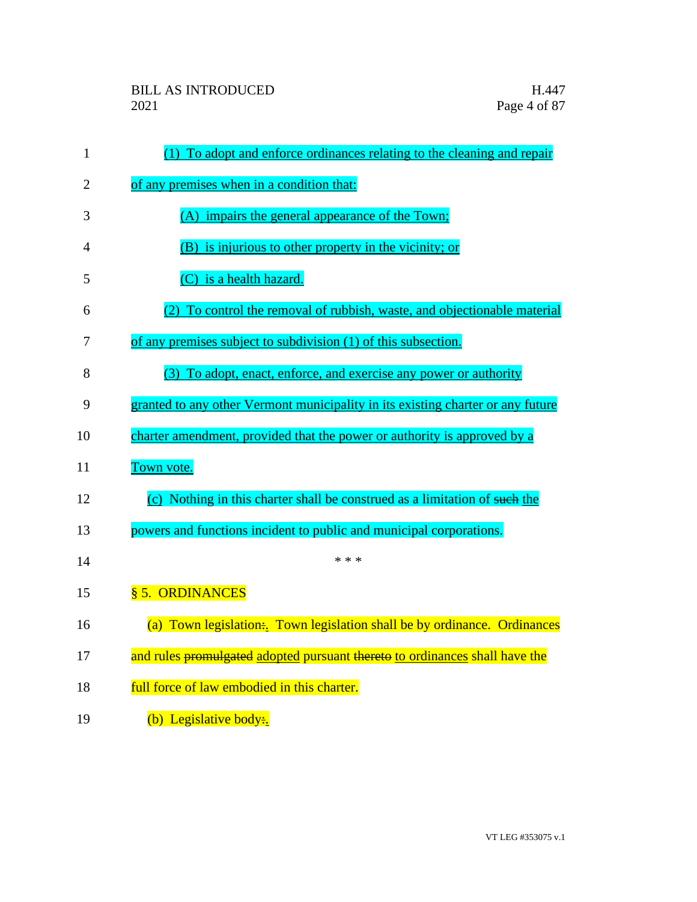(1) To adopt and enforce ordinances relating to the cleaning and repair of any premises when in a condition that:

(A) impairs the general appearance of the Town;

(B) is injurious to other property in the vicinity; or

(C) is a health hazard.

(2) To control the removal of rubbish, waste, and objectionable material of any premises subject to subdivision (1) of this subsection.

(3) To adopt, enact, enforce, and exercise any power or authority granted to any other Vermont municipality in its existing charter or any future charter amendment, provided that the power or authority is approved by a Town vote.

(c) Nothing in this charter shall be construed as a limitation of ~~such~~ the powers and functions incident to public and municipal corporations.

\* \* \*

§ 5. ORDINANCES

(a) Town legislation~~:~~. Town legislation shall be by ordinance. Ordinances and rules ~~promulgated~~ adopted pursuant ~~thereto~~ to ordinances shall have the full force of law embodied in this charter.

(b) Legislative body~~:~~.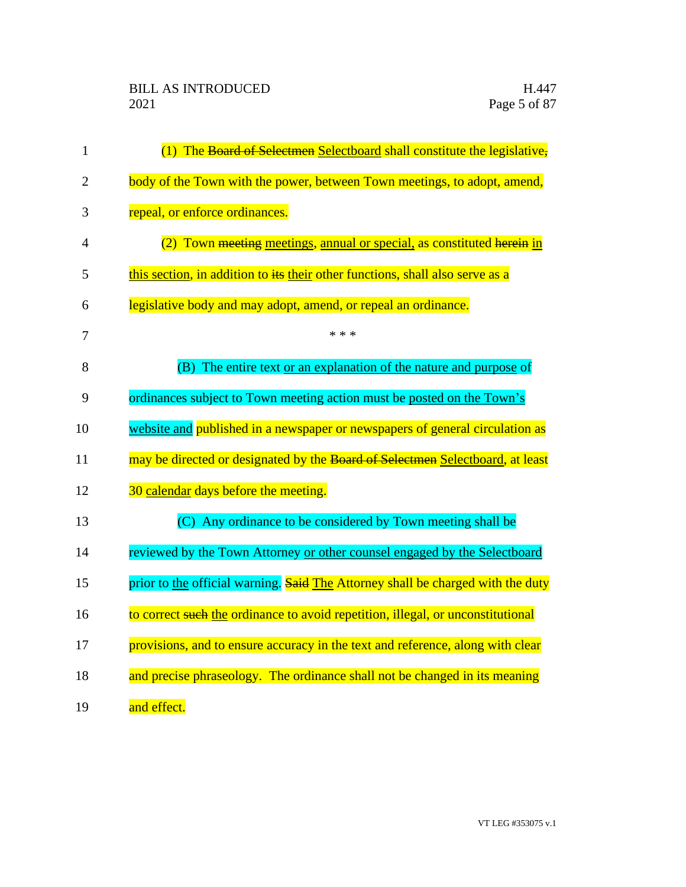(1) The ~~Board of Selectmen~~ Selectboard shall constitute the legislative~~,~~ body of the Town with the power, between Town meetings, to adopt, amend, repeal, or enforce ordinances.

(2) Town ~~meeting~~ meetings, annual or special, as constituted ~~herein~~ in this section, in addition to ~~its~~ their other functions, shall also serve as a legislative body and may adopt, amend, or repeal an ordinance.

\* \* \*

(B) The entire text or an explanation of the nature and purpose of ordinances subject to Town meeting action must be posted on the Town's website and published in a newspaper or newspapers of general circulation as may be directed or designated by the ~~Board of Selectmen~~ Selectboard, at least 30 calendar days before the meeting.

(C) Any ordinance to be considered by Town meeting shall be reviewed by the Town Attorney or other counsel engaged by the Selectboard prior to the official warning. ~~Said~~ The Attorney shall be charged with the duty to correct ~~such~~ the ordinance to avoid repetition, illegal, or unconstitutional provisions, and to ensure accuracy in the text and reference, along with clear and precise phraseology. The ordinance shall not be changed in its meaning and effect.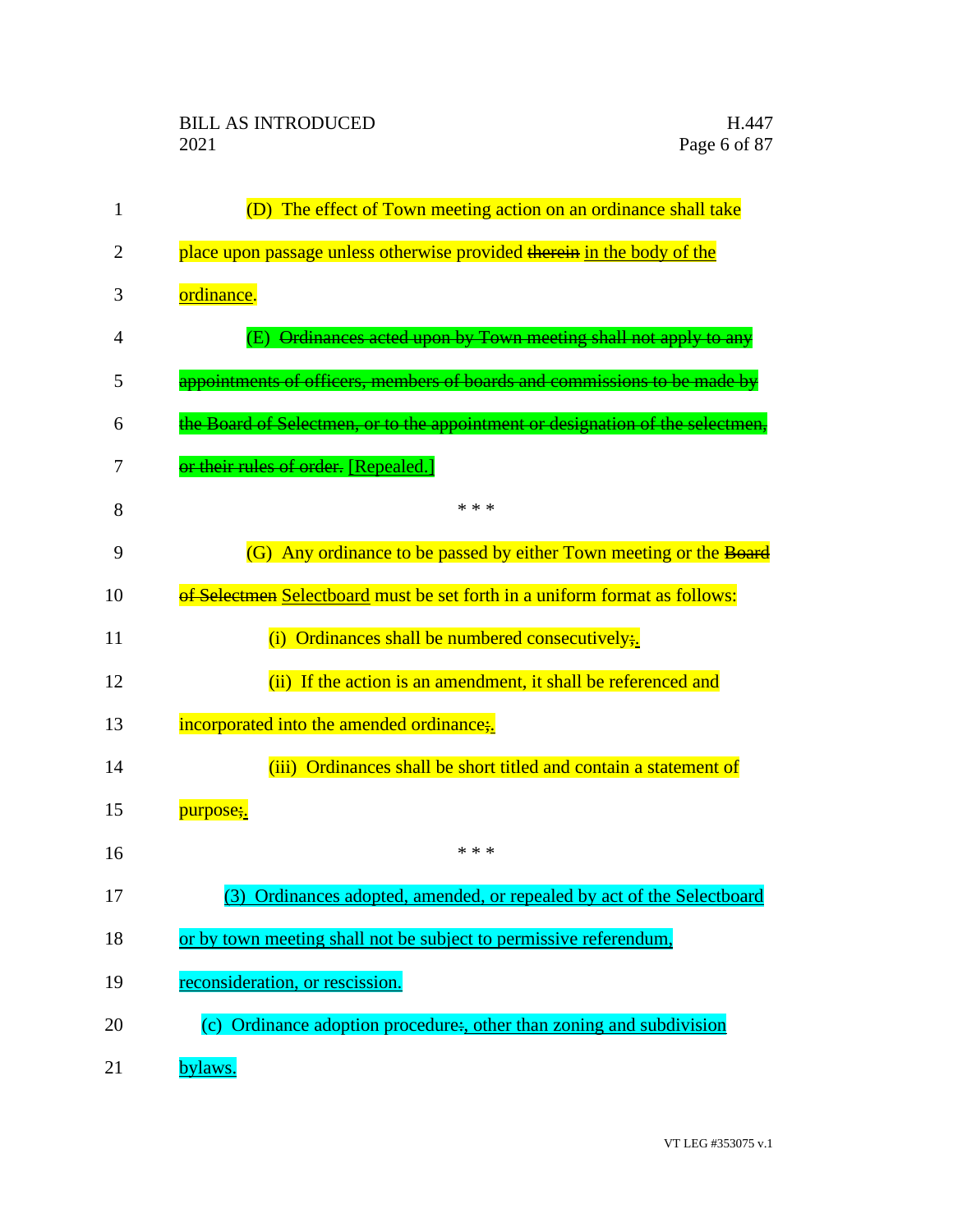(D) The effect of Town meeting action on an ordinance shall take place upon passage unless otherwise provided ~~therein~~ <u>in the body of the ordinance</u>.

(E) ~~Ordinances acted upon by Town meeting shall not apply to any appointments of officers, members of boards and commissions to be made by the Board of Selectmen, or to the appointment or designation of the selectmen, or their rules of order.~~ <u>[Repealed.]</u>

\* \* \*

(G) Any ordinance to be passed by either Town meeting or the ~~Board of Selectmen~~ <u>Selectboard</u> must be set forth in a uniform format as follows:

(i) Ordinances shall be numbered consecutively~~;~~<u>.</u>

(ii) If the action is an amendment, it shall be referenced and incorporated into the amended ordinance~~;~~<u>.</u>

(iii) Ordinances shall be short titled and contain a statement of purpose~~;~~<u>.</u>

\* \* \*

<u>(3) Ordinances adopted, amended, or repealed by act of the Selectboard or by town meeting shall not be subject to permissive referendum, reconsideration, or rescission.</u>

(c) Ordinance adoption procedure~~:~~<u>, other than zoning and subdivision bylaws.</u>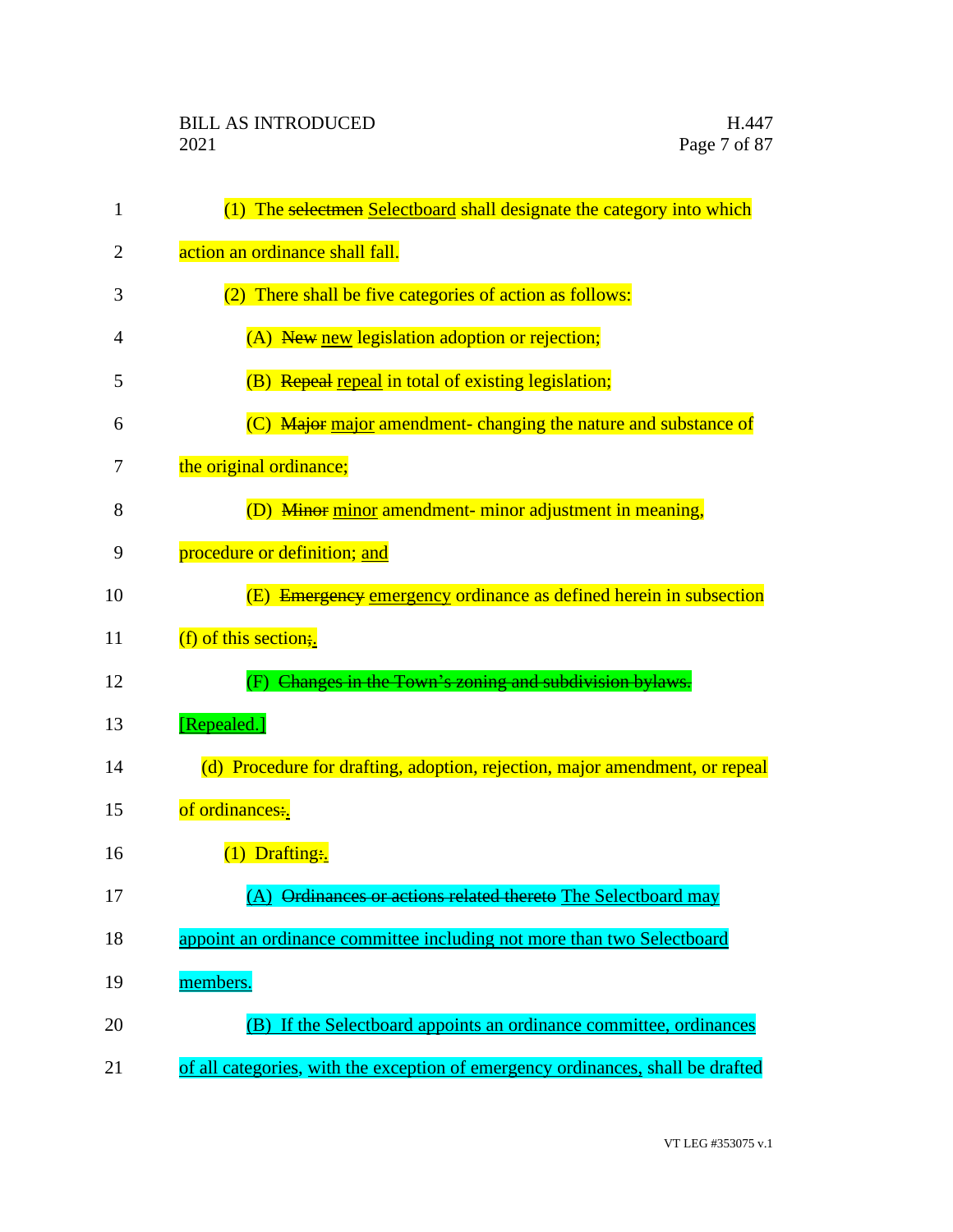(1) The ~~selectmen~~ Selectboard shall designate the category into which action an ordinance shall fall.

(2) There shall be five categories of action as follows:

(A) ~~New~~ new legislation adoption or rejection;

(B) ~~Repeal~~ repeal in total of existing legislation;

(C) ~~Major~~ major amendment- changing the nature and substance of the original ordinance;

(D) ~~Minor~~ minor amendment- minor adjustment in meaning, procedure or definition; and

(E) ~~Emergency~~ emergency ordinance as defined herein in subsection (f) of this section~~;~~.

~~(F) Changes in the Town's zoning and subdivision bylaws.~~ [Repealed.]

(d) Procedure for drafting, adoption, rejection, major amendment, or repeal of ordinances~~:~~.

(1) Drafting~~:~~.

~~(A) Ordinances or actions related thereto~~ The Selectboard may appoint an ordinance committee including not more than two Selectboard members.

(B) If the Selectboard appoints an ordinance committee, ordinances of all categories, with the exception of emergency ordinances, shall be drafted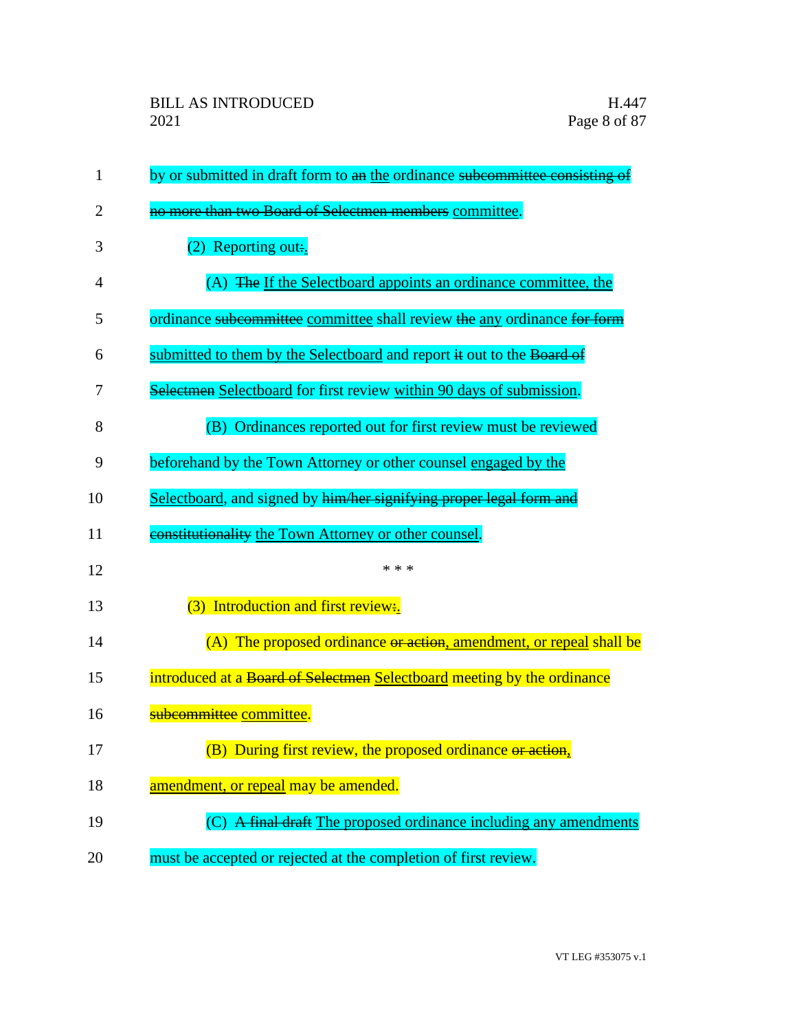by or submitted in draft form to ~~an~~ the ordinance ~~subcommittee consisting of no more than two Board of Selectmen members~~ committee.

(2) Reporting out~~:~~.

(A) ~~The~~ If the Selectboard appoints an ordinance committee, the ordinance ~~subcommittee~~ committee shall review ~~the~~ any ordinance ~~for form~~ submitted to them by the Selectboard and report ~~it~~ out to the ~~Board of Selectmen~~ Selectboard for first review within 90 days of submission.

(B) Ordinances reported out for first review must be reviewed beforehand by the Town Attorney or other counsel engaged by the Selectboard, and signed by ~~him/her signifying proper legal form and constitutionality~~ the Town Attorney or other counsel.

\* \* \*

(3) Introduction and first review~~:~~.

(A) The proposed ordinance ~~or action~~, amendment, or repeal shall be introduced at a ~~Board of Selectmen~~ Selectboard meeting by the ordinance ~~subcommittee~~ committee.

(B) During first review, the proposed ordinance ~~or action~~, amendment, or repeal may be amended.

(C) ~~A final draft~~ The proposed ordinance including any amendments must be accepted or rejected at the completion of first review.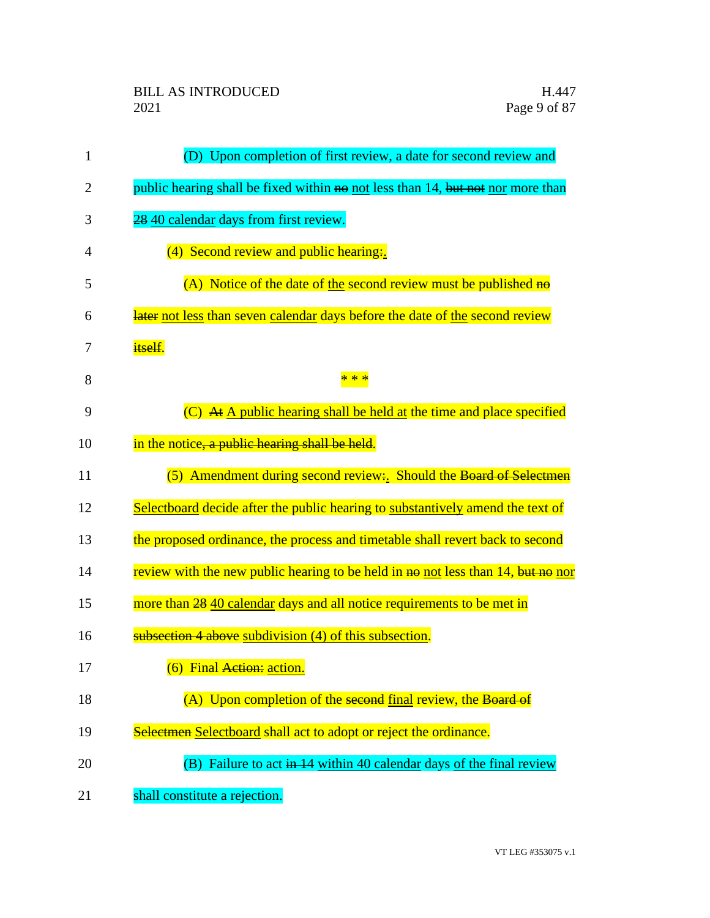(D) Upon completion of first review, a date for second review and public hearing shall be fixed within ~~no~~ not less than 14, ~~but not~~ nor more than ~~28~~ 40 calendar days from first review.

(4) Second review and public hearing~~:~~.

(A) Notice of the date of the second review must be published ~~no later~~ not less than seven calendar days before the date of the second review ~~itself~~.

\* \* \*

(C) ~~At~~ A public hearing shall be held at the time and place specified in the notice~~, a public hearing shall be held~~.

(5) Amendment during second review~~:~~. Should the ~~Board of Selectmen~~ Selectboard decide after the public hearing to substantively amend the text of the proposed ordinance, the process and timetable shall revert back to second review with the new public hearing to be held in ~~no~~ not less than 14, ~~but no~~ nor more than ~~28~~ 40 calendar days and all notice requirements to be met in ~~subsection 4 above~~ subdivision (4) of this subsection.

(6) Final ~~Action:~~ action.

(A) Upon completion of the ~~second~~ final review, the ~~Board of Selectmen~~ Selectboard shall act to adopt or reject the ordinance.

(B) Failure to act ~~in 14~~ within 40 calendar days of the final review shall constitute a rejection.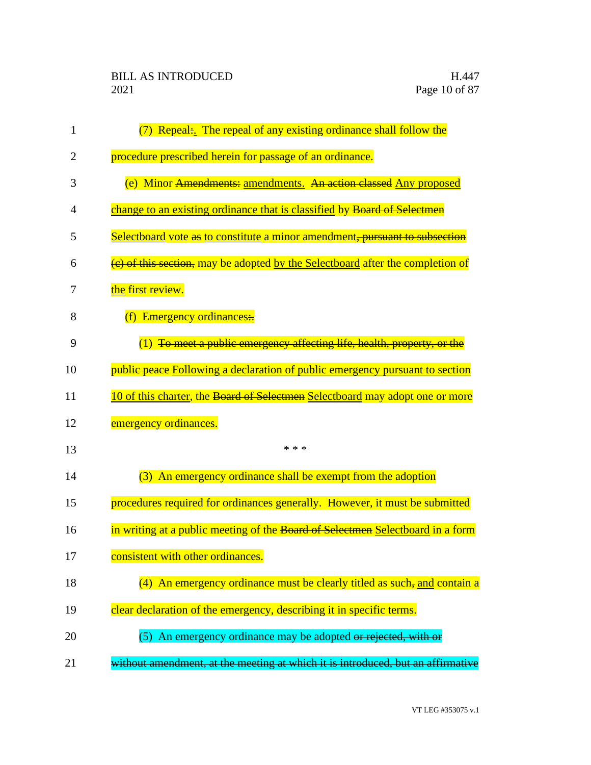(7) Repeal:. The repeal of any existing ordinance shall follow the procedure prescribed herein for passage of an ordinance.

(e) Minor ~~Amendments:~~ amendments. ~~An action classed~~ Any proposed change to an existing ordinance that is classified by ~~Board of Selectmen~~ Selectboard vote ~~as~~ to constitute a minor amendment~~, pursuant to subsection (c) of this section,~~ may be adopted by the Selectboard after the completion of the first review.

(f) Emergency ordinances:.

(1) ~~To meet a public emergency affecting life, health, property, or the public peace~~ Following a declaration of public emergency pursuant to section 10 of this charter, the ~~Board of Selectmen~~ Selectboard may adopt one or more emergency ordinances.

\* \* \*

(3) An emergency ordinance shall be exempt from the adoption procedures required for ordinances generally. However, it must be submitted in writing at a public meeting of the ~~Board of Selectmen~~ Selectboard in a form consistent with other ordinances.

(4) An emergency ordinance must be clearly titled as such~~,~~ and contain a clear declaration of the emergency, describing it in specific terms.

(5) An emergency ordinance may be adopted ~~or rejected, with or without amendment, at the meeting at which it is introduced, but an affirmative~~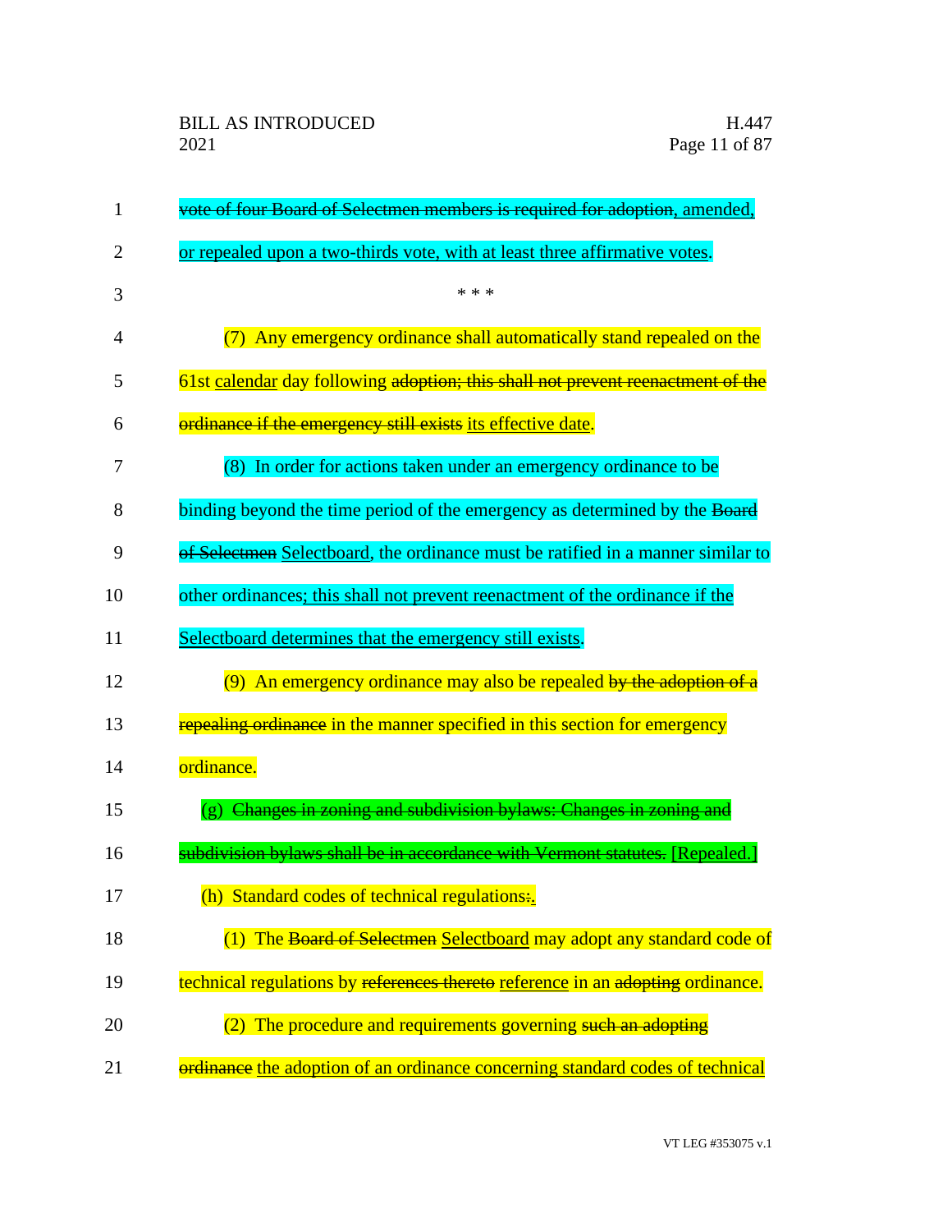~~vote of four Board of Selectmen members is required for adoption~~, amended, or repealed upon a two-thirds vote, with at least three affirmative votes.

\* \* \*

(7) Any emergency ordinance shall automatically stand repealed on the 61st calendar day following ~~adoption; this shall not prevent reenactment of the ordinance if the emergency still exists~~ its effective date.

(8) In order for actions taken under an emergency ordinance to be binding beyond the time period of the emergency as determined by the ~~Board of Selectmen~~ Selectboard, the ordinance must be ratified in a manner similar to other ordinances; this shall not prevent reenactment of the ordinance if the Selectboard determines that the emergency still exists.

(9) An emergency ordinance may also be repealed ~~by the adoption of a repealing ordinance~~ in the manner specified in this section for emergency ordinance.

(g) ~~Changes in zoning and subdivision bylaws: Changes in zoning and subdivision bylaws shall be in accordance with Vermont statutes.~~ [Repealed.]

(h) Standard codes of technical regulations~~:~~.

(1) The ~~Board of Selectmen~~ Selectboard may adopt any standard code of technical regulations by ~~references thereto~~ reference in an ~~adopting~~ ordinance.

(2) The procedure and requirements governing ~~such an adopting ordinance~~ the adoption of an ordinance concerning standard codes of technical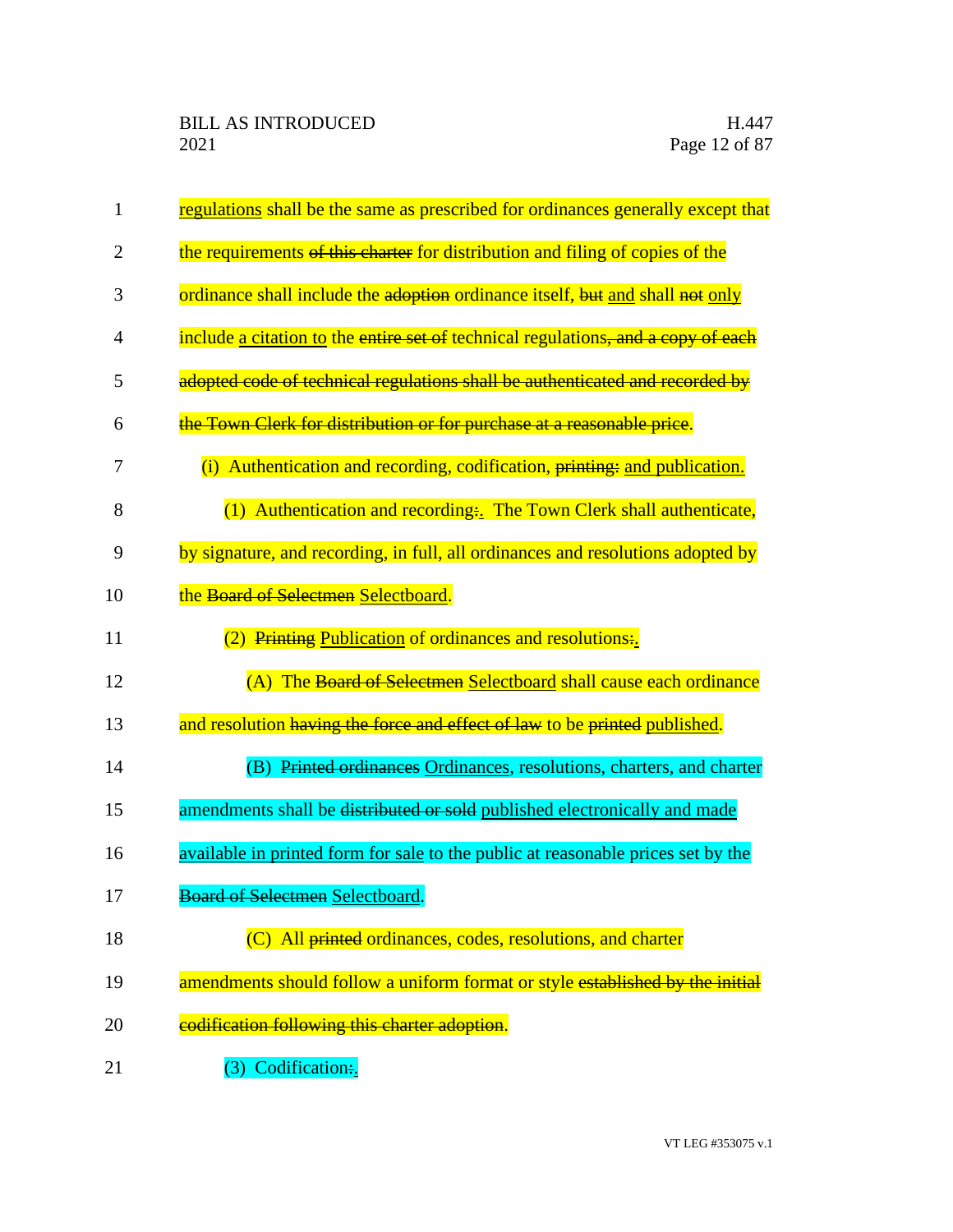regulations shall be the same as prescribed for ordinances generally except that the requirements ~~of this charter~~ for distribution and filing of copies of the ordinance shall include the ~~adoption~~ ordinance itself, ~~but~~ and shall ~~not~~ only include a citation to the ~~entire set of~~ technical regulations~~, and a copy of each adopted code of technical regulations shall be authenticated and recorded by the Town Clerk for distribution or for purchase at a reasonable price~~.

(i) Authentication and recording, codification, ~~printing:~~ and publication.

(1) Authentication and recording~~:~~. The Town Clerk shall authenticate, by signature, and recording, in full, all ordinances and resolutions adopted by the ~~Board of Selectmen~~ Selectboard.

(2) ~~Printing~~ Publication of ordinances and resolutions~~:~~.

(A) The ~~Board of Selectmen~~ Selectboard shall cause each ordinance and resolution ~~having the force and effect of law~~ to be ~~printed~~ published.

(B) ~~Printed ordinances~~ Ordinances, resolutions, charters, and charter amendments shall be ~~distributed or sold~~ published electronically and made available in printed form for sale to the public at reasonable prices set by the ~~Board of Selectmen~~ Selectboard.

(C) All ~~printed~~ ordinances, codes, resolutions, and charter amendments should follow a uniform format or style ~~established by the initial codification following this charter adoption~~.

(3) Codification~~:~~.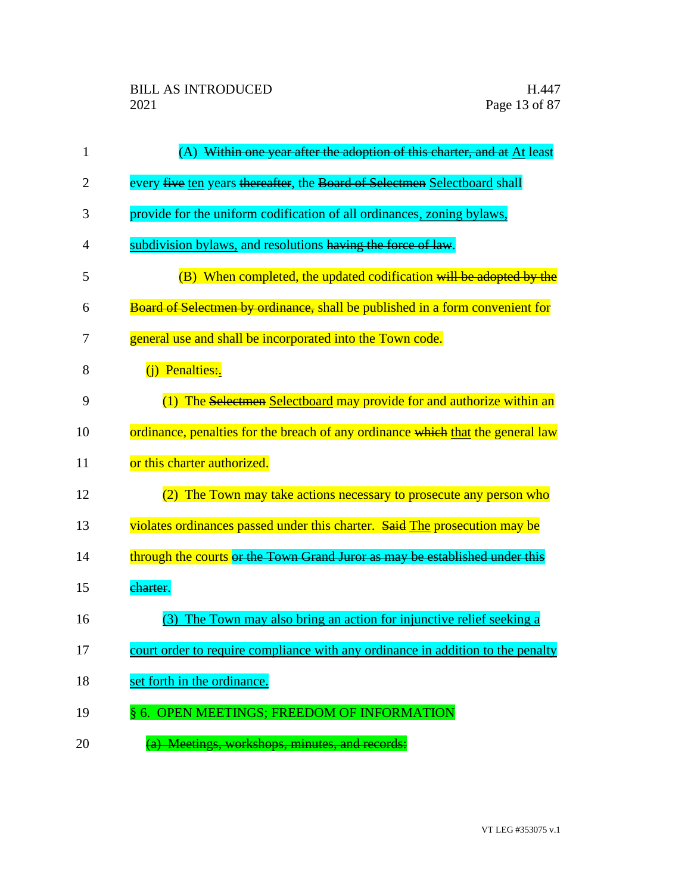(A) ~~Within one year after the adoption of this charter, and at~~ At least every ~~five~~ ten years ~~thereafter~~, the ~~Board of Selectmen~~ Selectboard shall provide for the uniform codification of all ordinances, zoning bylaws, subdivision bylaws, and resolutions ~~having the force of law~~.

(B) When completed, the updated codification ~~will be adopted by the Board of Selectmen by ordinance,~~ shall be published in a form convenient for general use and shall be incorporated into the Town code.

(j) Penalties~~:~~.

(1) The ~~Selectmen~~ Selectboard may provide for and authorize within an ordinance, penalties for the breach of any ordinance ~~which~~ that the general law or this charter authorized.

(2) The Town may take actions necessary to prosecute any person who violates ordinances passed under this charter. ~~Said~~ The prosecution may be through the courts ~~or the Town Grand Juror as may be established under this charter~~.

(3) The Town may also bring an action for injunctive relief seeking a court order to require compliance with any ordinance in addition to the penalty set forth in the ordinance.

§ 6. OPEN MEETINGS; FREEDOM OF INFORMATION

~~(a) Meetings, workshops, minutes, and records:~~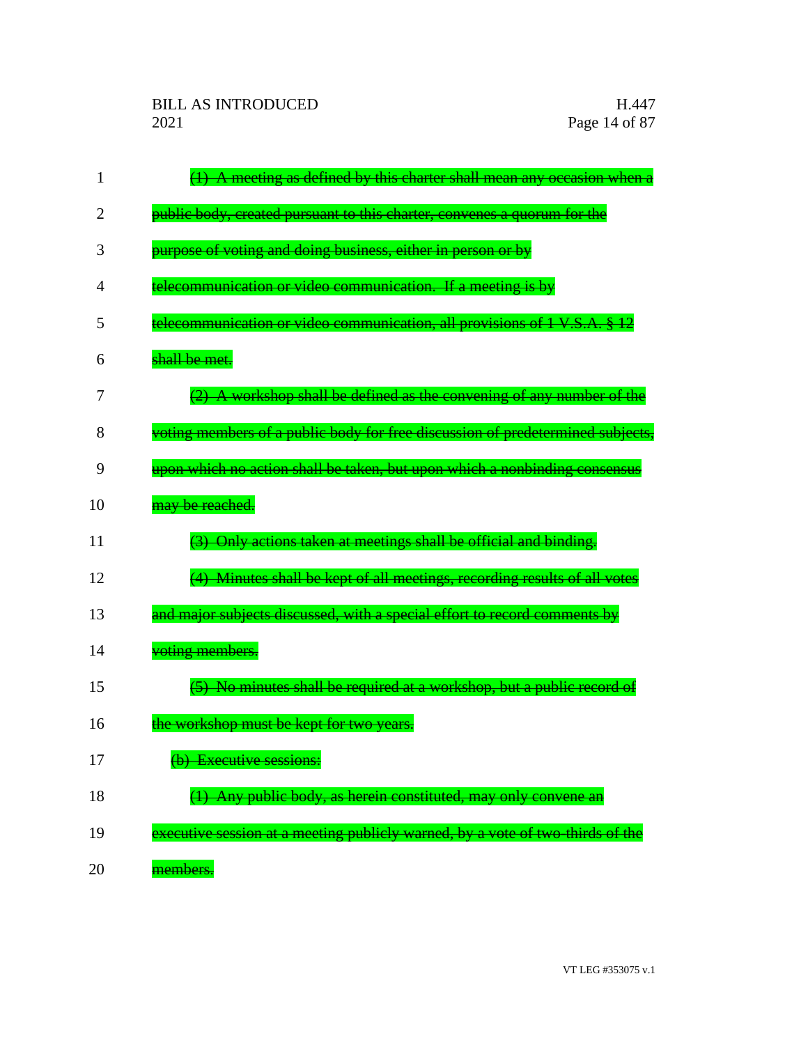~~(1) A meeting as defined by this charter shall mean any occasion when a public body, created pursuant to this charter, convenes a quorum for the purpose of voting and doing business, either in person or by telecommunication or video communication. If a meeting is by telecommunication or video communication, all provisions of 1 V.S.A. § 12 shall be met.~~

~~(2) A workshop shall be defined as the convening of any number of the voting members of a public body for free discussion of predetermined subjects, upon which no action shall be taken, but upon which a nonbinding consensus may be reached.~~

~~(3) Only actions taken at meetings shall be official and binding.~~

~~(4) Minutes shall be kept of all meetings, recording results of all votes and major subjects discussed, with a special effort to record comments by voting members.~~

~~(5) No minutes shall be required at a workshop, but a public record of the workshop must be kept for two years.~~

~~(b) Executive sessions:~~

~~(1) Any public body, as herein constituted, may only convene an executive session at a meeting publicly warned, by a vote of two-thirds of the members.~~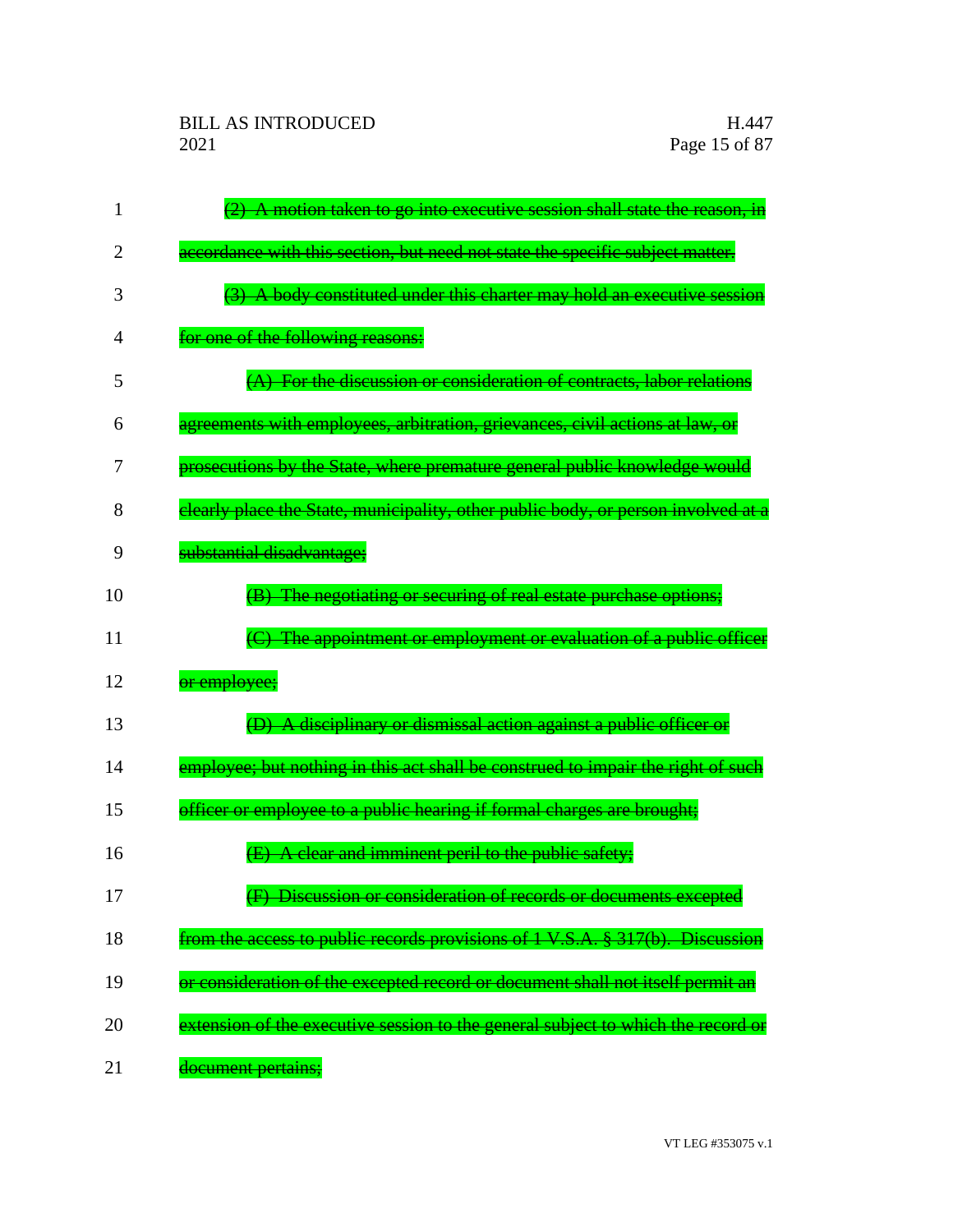~~(2) A motion taken to go into executive session shall state the reason, in accordance with this section, but need not state the specific subject matter.~~

~~(3) A body constituted under this charter may hold an executive session for one of the following reasons:~~

~~(A) For the discussion or consideration of contracts, labor relations agreements with employees, arbitration, grievances, civil actions at law, or prosecutions by the State, where premature general public knowledge would clearly place the State, municipality, other public body, or person involved at a substantial disadvantage;~~

~~(B) The negotiating or securing of real estate purchase options;~~

~~(C) The appointment or employment or evaluation of a public officer or employee;~~

~~(D) A disciplinary or dismissal action against a public officer or employee; but nothing in this act shall be construed to impair the right of such officer or employee to a public hearing if formal charges are brought;~~

~~(E) A clear and imminent peril to the public safety;~~

~~(F) Discussion or consideration of records or documents excepted from the access to public records provisions of 1 V.S.A. § 317(b). Discussion or consideration of the excepted record or document shall not itself permit an extension of the executive session to the general subject to which the record or document pertains;~~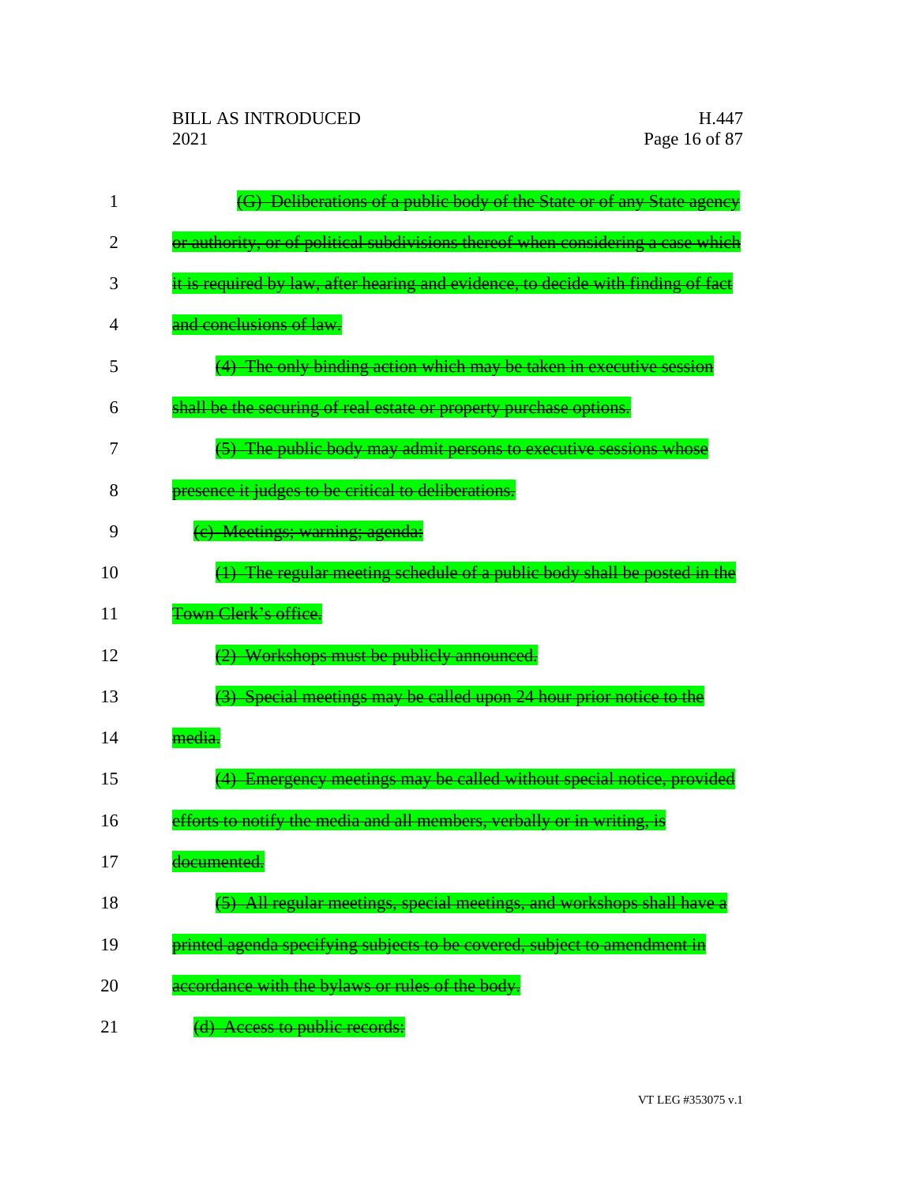~~(G) Deliberations of a public body of the State or of any State agency or authority, or of political subdivisions thereof when considering a case which it is required by law, after hearing and evidence, to decide with finding of fact and conclusions of law.~~

~~(4) The only binding action which may be taken in executive session shall be the securing of real estate or property purchase options.~~

~~(5) The public body may admit persons to executive sessions whose presence it judges to be critical to deliberations.~~

~~(c) Meetings; warning; agenda:~~

~~(1) The regular meeting schedule of a public body shall be posted in the Town Clerk's office.~~

~~(2) Workshops must be publicly announced.~~

~~(3) Special meetings may be called upon 24 hour prior notice to the media.~~

~~(4) Emergency meetings may be called without special notice, provided efforts to notify the media and all members, verbally or in writing, is documented.~~

~~(5) All regular meetings, special meetings, and workshops shall have a printed agenda specifying subjects to be covered, subject to amendment in accordance with the bylaws or rules of the body.~~

~~(d) Access to public records:~~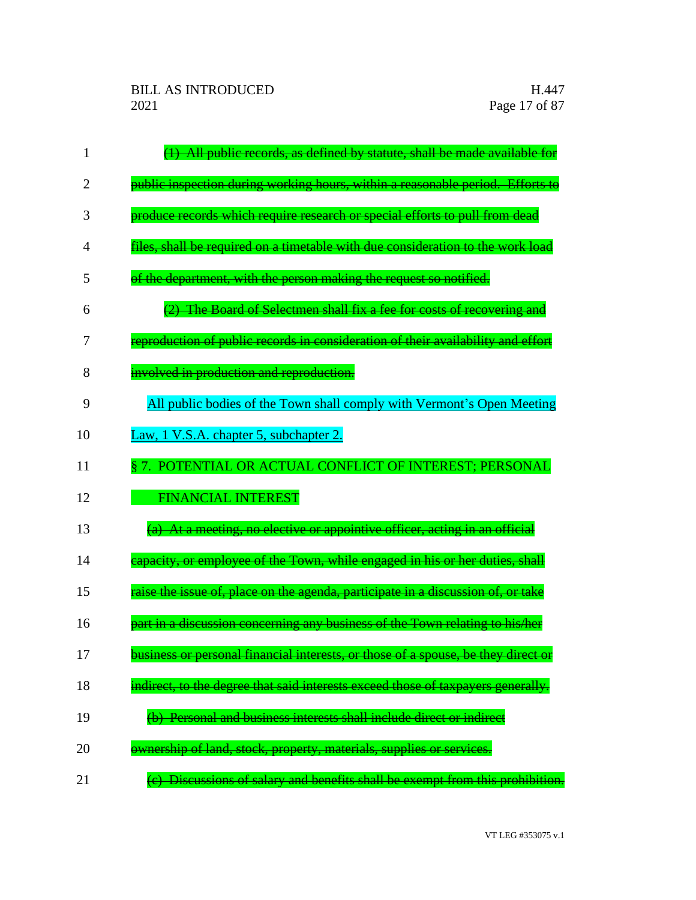~~(1) All public records, as defined by statute, shall be made available for public inspection during working hours, within a reasonable period. Efforts to produce records which require research or special efforts to pull from dead files, shall be required on a timetable with due consideration to the work load of the department, with the person making the request so notified.~~

~~(2) The Board of Selectmen shall fix a fee for costs of recovering and reproduction of public records in consideration of their availability and effort involved in production and reproduction.~~

<u>All public bodies of the Town shall comply with Vermont's Open Meeting Law, 1 V.S.A. chapter 5, subchapter 2.</u>

§ 7. POTENTIAL OR ACTUAL CONFLICT OF INTEREST; PERSONAL FINANCIAL INTEREST

~~(a) At a meeting, no elective or appointive officer, acting in an official capacity, or employee of the Town, while engaged in his or her duties, shall raise the issue of, place on the agenda, participate in a discussion of, or take part in a discussion concerning any business of the Town relating to his/her business or personal financial interests, or those of a spouse, be they direct or indirect, to the degree that said interests exceed those of taxpayers generally.~~

~~(b) Personal and business interests shall include direct or indirect ownership of land, stock, property, materials, supplies or services.~~

~~(c) Discussions of salary and benefits shall be exempt from this prohibition.~~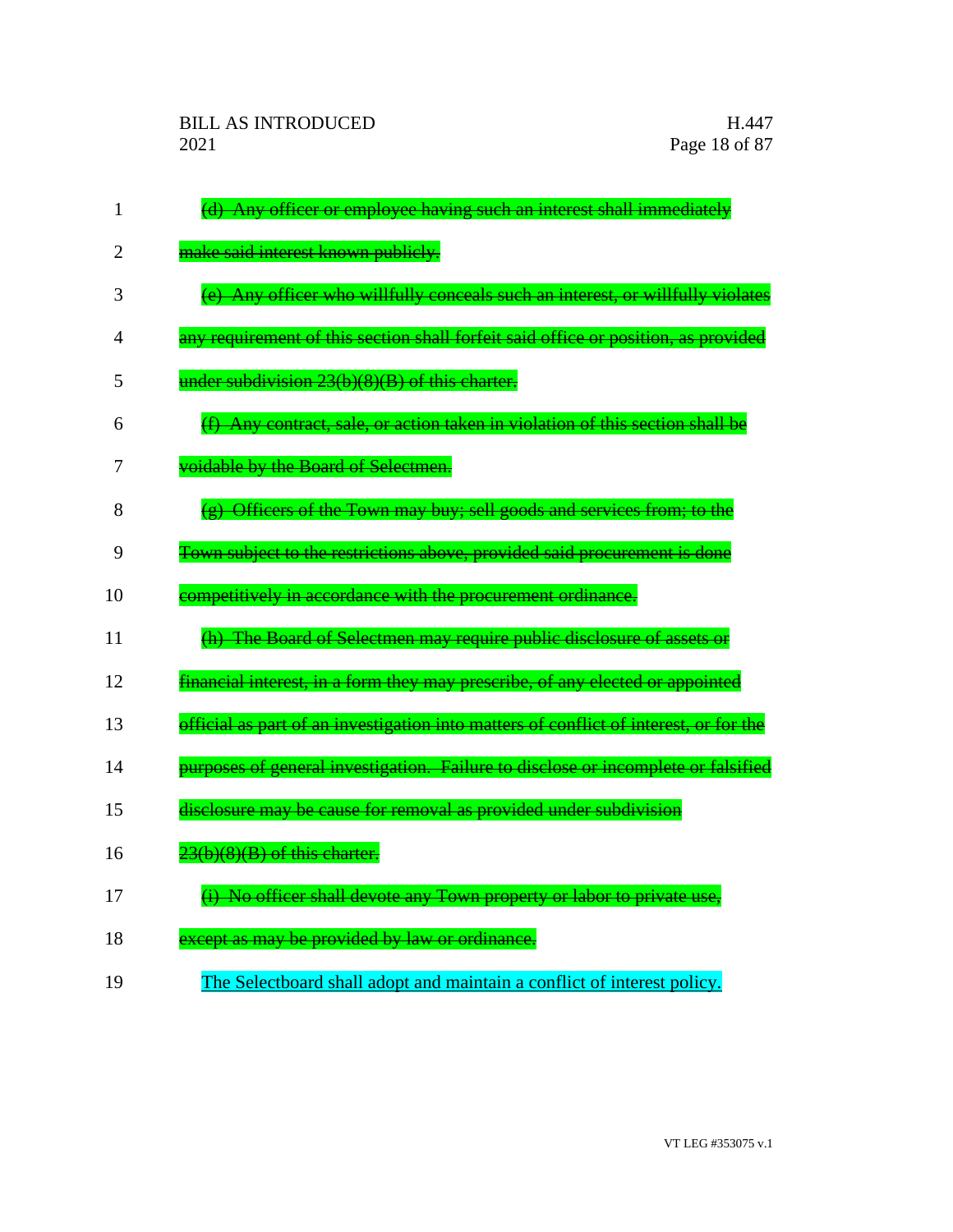~~(d) Any officer or employee having such an interest shall immediately make said interest known publicly.~~

~~(e) Any officer who willfully conceals such an interest, or willfully violates any requirement of this section shall forfeit said office or position, as provided under subdivision 23(b)(8)(B) of this charter.~~

~~(f) Any contract, sale, or action taken in violation of this section shall be voidable by the Board of Selectmen.~~

~~(g) Officers of the Town may buy; sell goods and services from; to the Town subject to the restrictions above, provided said procurement is done competitively in accordance with the procurement ordinance.~~

~~(h) The Board of Selectmen may require public disclosure of assets or financial interest, in a form they may prescribe, of any elected or appointed official as part of an investigation into matters of conflict of interest, or for the purposes of general investigation. Failure to disclose or incomplete or falsified disclosure may be cause for removal as provided under subdivision 23(b)(8)(B) of this charter.~~

~~(i) No officer shall devote any Town property or labor to private use, except as may be provided by law or ordinance.~~

<u>The Selectboard shall adopt and maintain a conflict of interest policy.</u>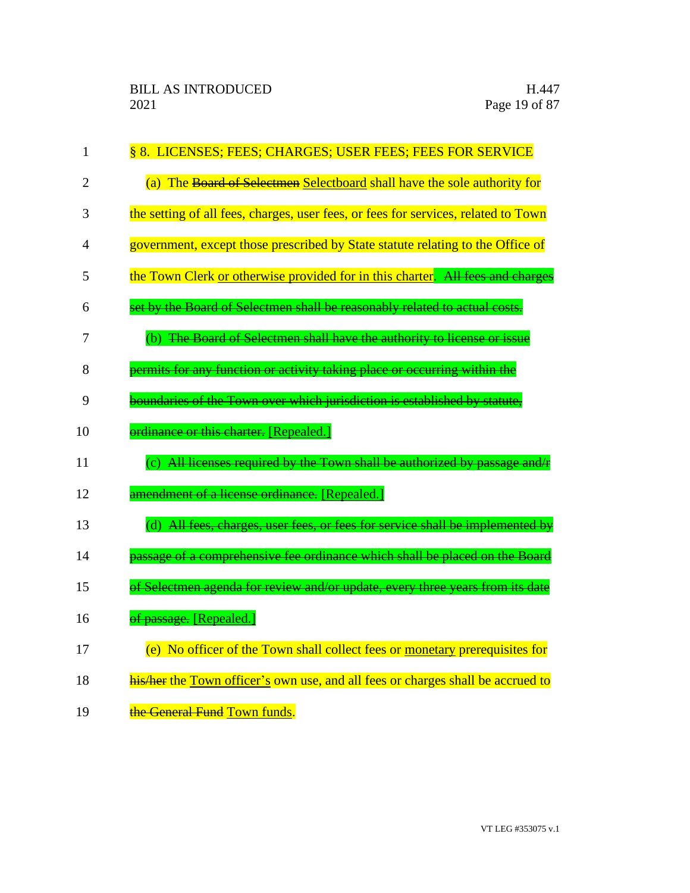§ 8. LICENSES; FEES; CHARGES; USER FEES; FEES FOR SERVICE

(a) The ~~Board of Selectmen~~ Selectboard shall have the sole authority for the setting of all fees, charges, user fees, or fees for services, related to Town government, except those prescribed by State statute relating to the Office of the Town Clerk or otherwise provided for in this charter. ~~All fees and charges set by the Board of Selectmen shall be reasonably related to actual costs.~~

(b) ~~The Board of Selectmen shall have the authority to license or issue permits for any function or activity taking place or occurring within the boundaries of the Town over which jurisdiction is established by statute, ordinance or this charter.~~ [Repealed.]

(c) ~~All licenses required by the Town shall be authorized by passage and/r amendment of a license ordinance.~~ [Repealed.]

(d) ~~All fees, charges, user fees, or fees for service shall be implemented by passage of a comprehensive fee ordinance which shall be placed on the Board of Selectmen agenda for review and/or update, every three years from its date of passage.~~ [Repealed.]

(e) No officer of the Town shall collect fees or monetary prerequisites for ~~his/her~~ the Town officer's own use, and all fees or charges shall be accrued to ~~the General Fund~~ Town funds.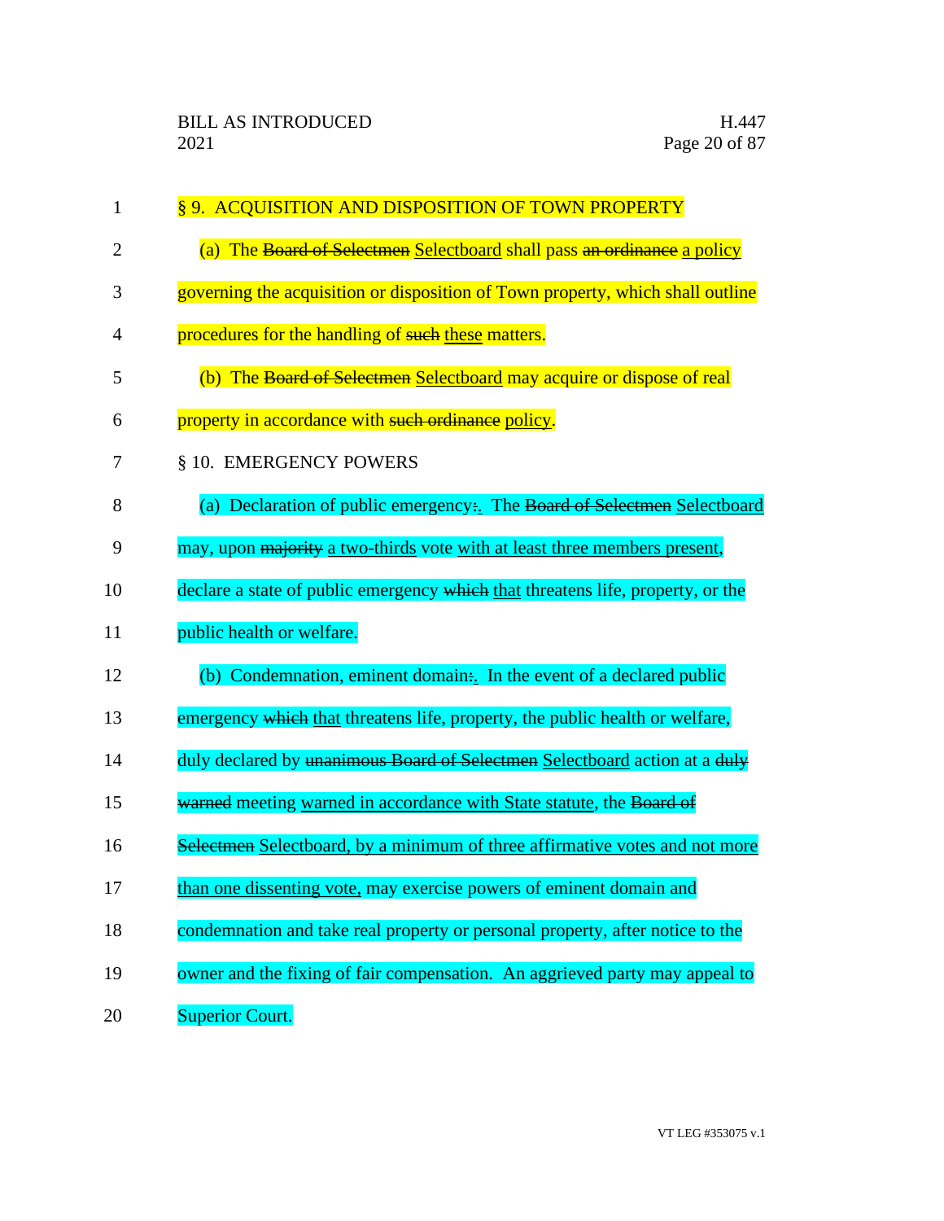§ 9. ACQUISITION AND DISPOSITION OF TOWN PROPERTY

(a) The ~~Board of Selectmen~~ Selectboard shall pass ~~an ordinance~~ a policy governing the acquisition or disposition of Town property, which shall outline procedures for the handling of ~~such~~ these matters.

(b) The ~~Board of Selectmen~~ Selectboard may acquire or dispose of real property in accordance with ~~such ordinance~~ policy.

§ 10. EMERGENCY POWERS

(a) Declaration of public emergency~~:~~. The ~~Board of Selectmen~~ Selectboard may, upon ~~majority~~ a two-thirds vote with at least three members present, declare a state of public emergency ~~which~~ that threatens life, property, or the public health or welfare.

(b) Condemnation, eminent domain~~:~~. In the event of a declared public emergency ~~which~~ that threatens life, property, the public health or welfare, duly declared by ~~unanimous Board of Selectmen~~ Selectboard action at a ~~duly warned~~ meeting warned in accordance with State statute, the ~~Board of Selectmen~~ Selectboard, by a minimum of three affirmative votes and not more than one dissenting vote, may exercise powers of eminent domain and condemnation and take real property or personal property, after notice to the owner and the fixing of fair compensation. An aggrieved party may appeal to Superior Court.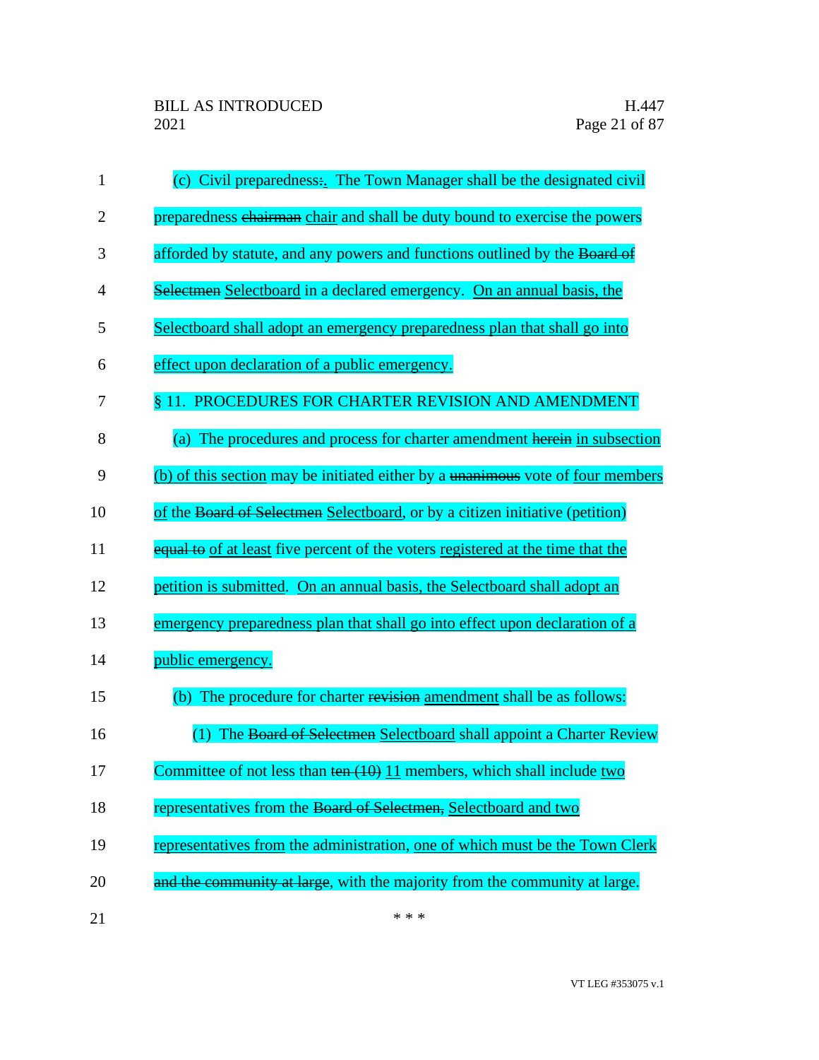(c) Civil preparedness~~:~~. The Town Manager shall be the designated civil preparedness ~~chairman~~ <u>chair</u> and shall be duty bound to exercise the powers afforded by statute, and any powers and functions outlined by the ~~Board of Selectmen~~ <u>Selectboard</u> in a declared emergency. <u>On an annual basis, the Selectboard shall adopt an emergency preparedness plan that shall go into effect upon declaration of a public emergency.</u>

§ 11. PROCEDURES FOR CHARTER REVISION AND AMENDMENT

(a) The procedures and process for charter amendment ~~herein~~ <u>in subsection (b) of this section</u> may be initiated either by a ~~unanimous~~ vote of <u>four members of</u> the ~~Board of Selectmen~~ <u>Selectboard</u>, or by a citizen initiative (petition) ~~equal to~~ <u>of at least</u> five percent of the voters <u>registered at the time that the petition is submitted</u>. <u>On an annual basis, the Selectboard shall adopt an emergency preparedness plan that shall go into effect upon declaration of a public emergency.</u>

(b) The procedure for charter ~~revision~~ <u>amendment</u> shall be as follows:

(1) The ~~Board of Selectmen~~ <u>Selectboard</u> shall appoint a Charter Review Committee of not less than ~~ten (10)~~ <u>11</u> members, which shall include <u>two</u> representatives from the ~~Board of Selectmen,~~ <u>Selectboard and two representatives from</u> the administration, <u>one of which must be the Town Clerk</u> ~~and the community at large~~, with the majority from the community at large.

\* \* \*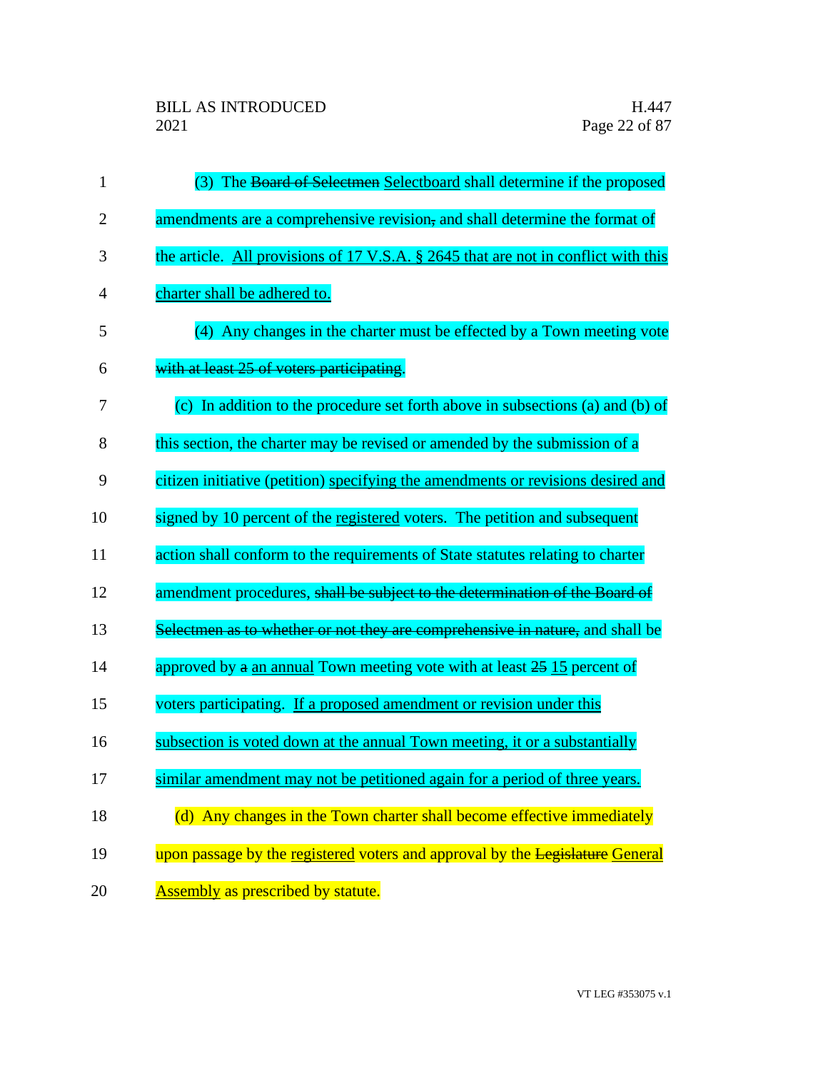(3) The ~~Board of Selectmen~~ <u>Selectboard</u> shall determine if the proposed amendments are a comprehensive revision~~,~~ and shall determine the format of the article. <u>All provisions of 17 V.S.A. § 2645 that are not in conflict with this charter shall be adhered to.</u>

(4) Any changes in the charter must be effected by a Town meeting vote ~~with at least 25 of voters participating~~.

(c) In addition to the procedure set forth above in subsections (a) and (b) of this section, the charter may be revised or amended by the submission of a citizen initiative (petition) <u>specifying the amendments or revisions desired and</u> signed by 10 percent of the <u>registered</u> voters. The petition and subsequent action shall conform to the requirements of State statutes relating to charter amendment procedures, ~~shall be subject to the determination of the Board of Selectmen as to whether or not they are comprehensive in nature,~~ and shall be approved by ~~a~~ <u>an annual</u> Town meeting vote with at least ~~25~~ <u>15</u> percent of voters participating. <u>If a proposed amendment or revision under this subsection is voted down at the annual Town meeting, it or a substantially similar amendment may not be petitioned again for a period of three years.</u>

(d) Any changes in the Town charter shall become effective immediately upon passage by the <u>registered</u> voters and approval by the ~~Legislature~~ <u>General Assembly</u> as prescribed by statute.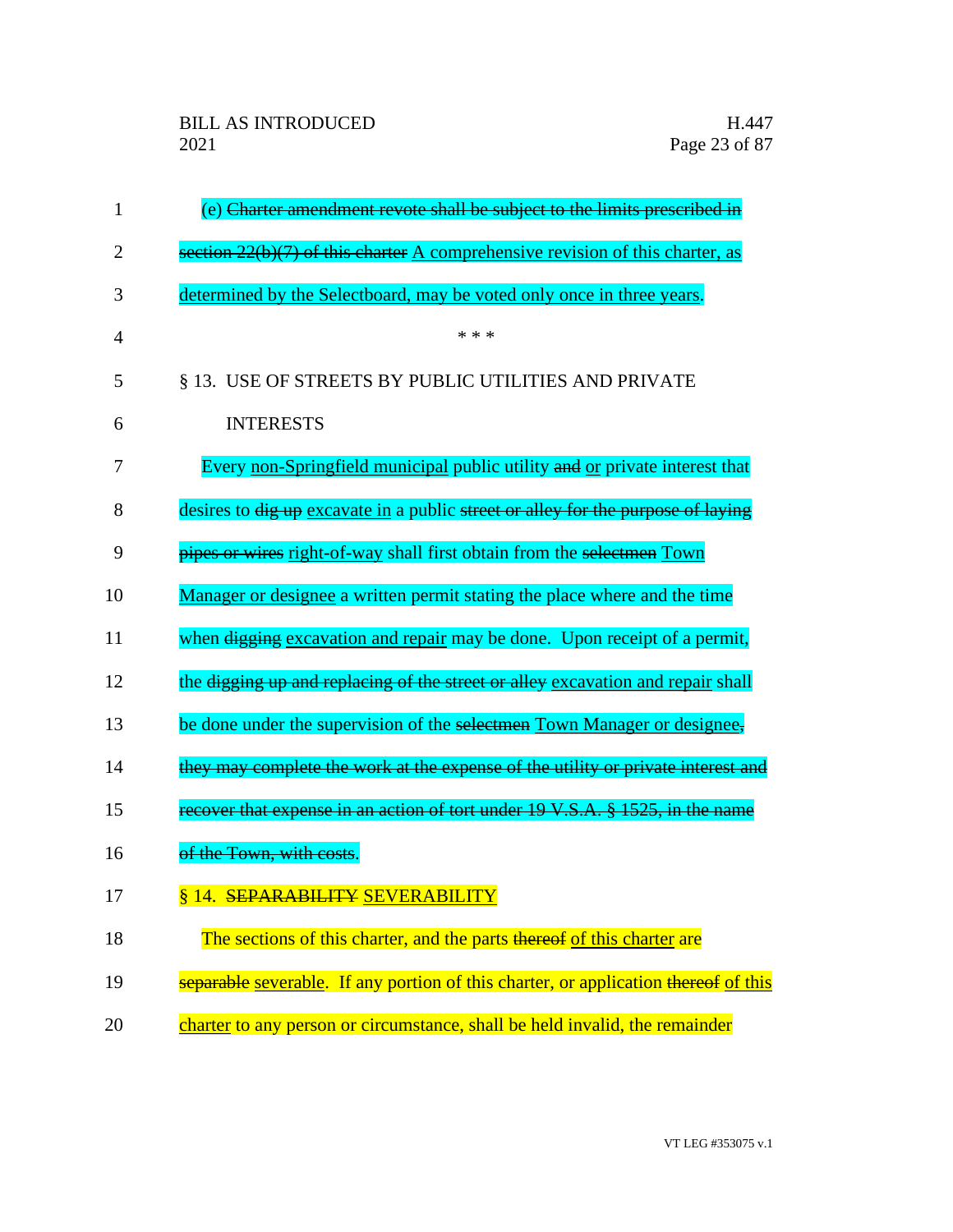(e) ~~Charter amendment revote shall be subject to the limits prescribed in section 22(b)(7) of this charter~~ <u>A comprehensive revision of this charter, as determined by the Selectboard, may be voted only once in three years</u>.

\* \* \*

§ 13. USE OF STREETS BY PUBLIC UTILITIES AND PRIVATE INTERESTS

Every <u>non-Springfield municipal</u> public utility ~~and~~ <u>or</u> private interest that desires to ~~dig up~~ <u>excavate in</u> a public ~~street or alley for the purpose of laying pipes or wires~~ <u>right-of-way</u> shall first obtain from the ~~selectmen~~ <u>Town Manager or designee</u> a written permit stating the place where and the time when ~~digging~~ <u>excavation and repair</u> may be done. Upon receipt of a permit, the ~~digging up and replacing of the street or alley~~ <u>excavation and repair</u> shall be done under the supervision of the ~~selectmen~~ <u>Town Manager or designee</u>~~, they may complete the work at the expense of the utility or private interest and recover that expense in an action of tort under 19 V.S.A. § 1525, in the name of the Town, with costs~~.

§ 14. ~~SEPARABILITY~~ <u>SEVERABILITY</u>

The sections of this charter, and the parts ~~thereof~~ <u>of this charter</u> are ~~separable~~ <u>severable</u>. If any portion of this charter, or application ~~thereof~~ <u>of this charter</u> to any person or circumstance, shall be held invalid, the remainder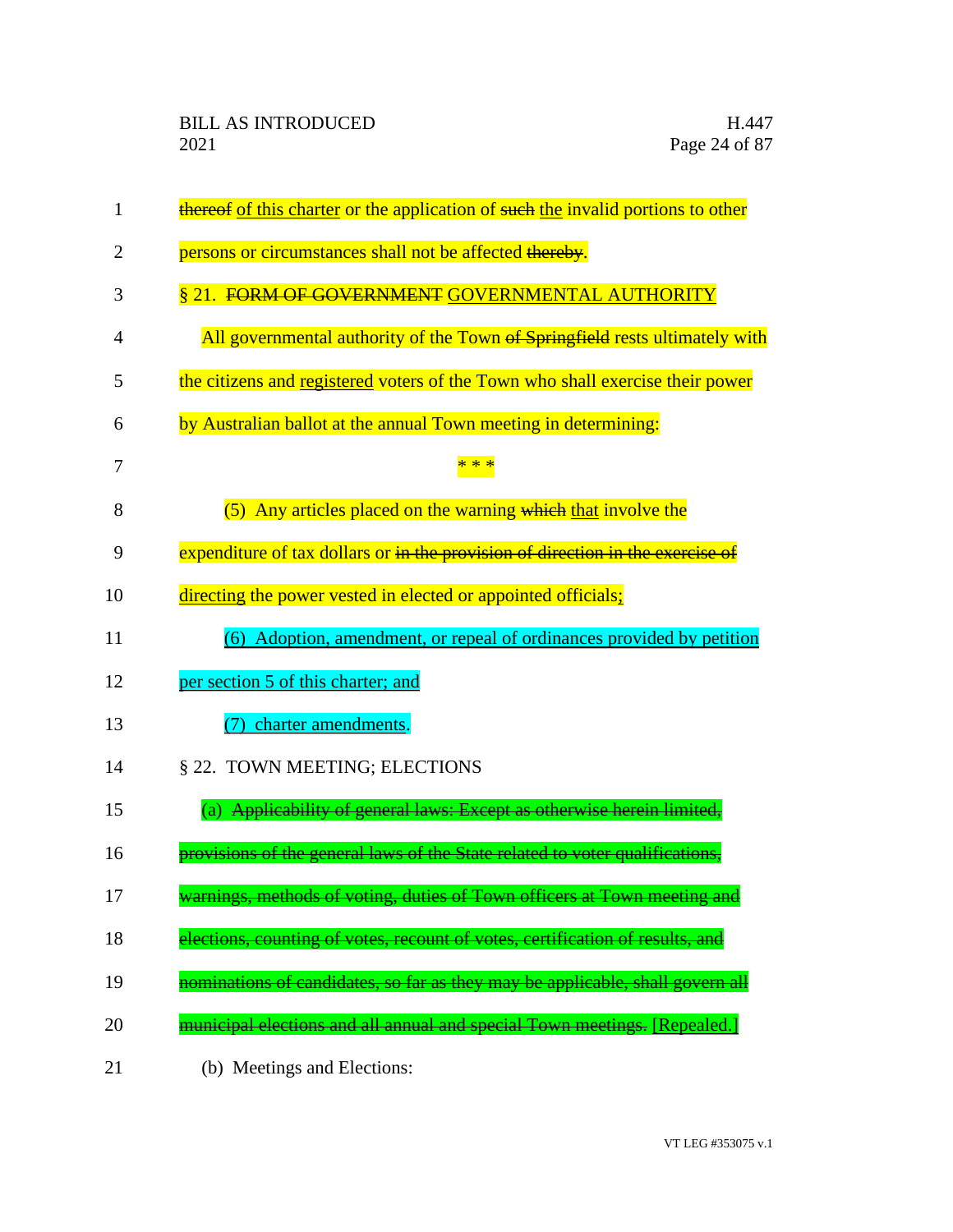~~thereof~~ of this charter or the application of ~~such~~ the invalid portions to other persons or circumstances shall not be affected ~~thereby~~.

§ 21. ~~FORM OF GOVERNMENT~~ GOVERNMENTAL AUTHORITY

All governmental authority of the Town ~~of Springfield~~ rests ultimately with the citizens and registered voters of the Town who shall exercise their power by Australian ballot at the annual Town meeting in determining:

\* \* \*

(5) Any articles placed on the warning ~~which~~ that involve the expenditure of tax dollars or ~~in the provision of direction in the exercise of~~ directing the power vested in elected or appointed officials;

(6) Adoption, amendment, or repeal of ordinances provided by petition per section 5 of this charter; and

(7) charter amendments.

§ 22. TOWN MEETING; ELECTIONS

(a) ~~Applicability of general laws: Except as otherwise herein limited, provisions of the general laws of the State related to voter qualifications, warnings, methods of voting, duties of Town officers at Town meeting and elections, counting of votes, recount of votes, certification of results, and nominations of candidates, so far as they may be applicable, shall govern all municipal elections and all annual and special Town meetings.~~ [Repealed.]

(b) Meetings and Elections: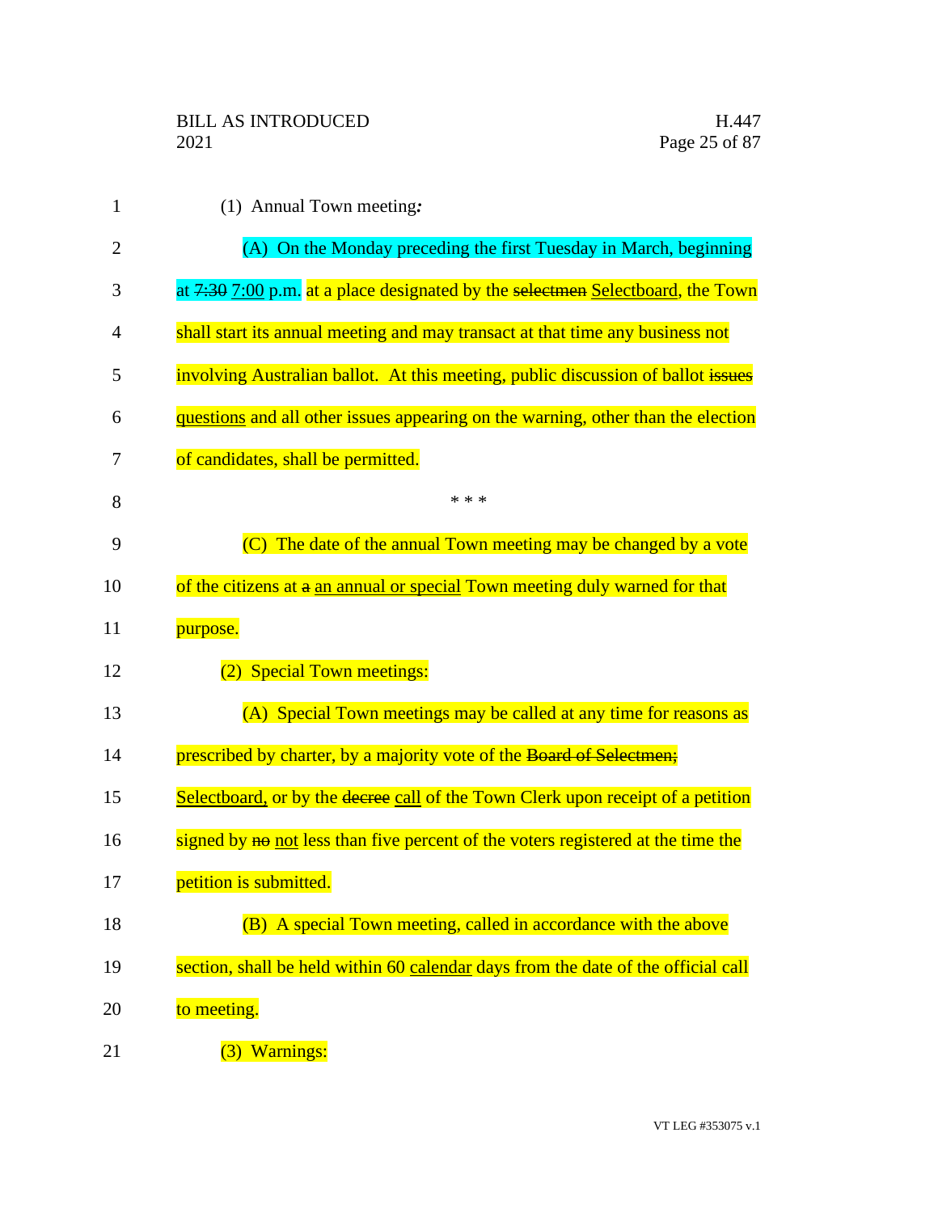(1) Annual Town meeting*:*

(A) On the Monday preceding the first Tuesday in March, beginning at ~~7:30~~ 7:00 p.m. at a place designated by the ~~selectmen~~ Selectboard, the Town shall start its annual meeting and may transact at that time any business not involving Australian ballot. At this meeting, public discussion of ballot ~~issues~~ questions and all other issues appearing on the warning, other than the election of candidates, shall be permitted.

\* \* \*

(C) The date of the annual Town meeting may be changed by a vote of the citizens at ~~a~~ an annual or special Town meeting duly warned for that purpose.

(2) Special Town meetings:

(A) Special Town meetings may be called at any time for reasons as prescribed by charter, by a majority vote of the ~~Board of Selectmen;~~ Selectboard, or by the ~~decree~~ call of the Town Clerk upon receipt of a petition signed by ~~no~~ not less than five percent of the voters registered at the time the petition is submitted.

(B) A special Town meeting, called in accordance with the above section, shall be held within 60 calendar days from the date of the official call to meeting.

(3) Warnings: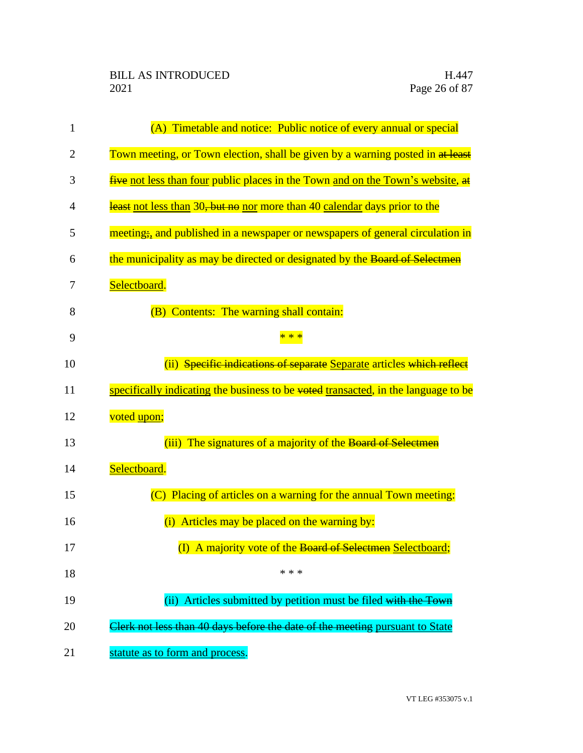(A) Timetable and notice: Public notice of every annual or special Town meeting, or Town election, shall be given by a warning posted in ~~at least five~~ not less than four public places in the Town and on the Town's website, ~~at least~~ not less than 30~~, but no~~ nor more than 40 calendar days prior to the meeting~~;~~, and published in a newspaper or newspapers of general circulation in the municipality as may be directed or designated by the ~~Board of Selectmen~~ Selectboard.

(B) Contents: The warning shall contain:

\* \* \*

(ii) ~~Specific indications of separate~~ Separate articles ~~which reflect~~ specifically indicating the business to be ~~voted~~ transacted, in the language to be voted upon;

(iii) The signatures of a majority of the ~~Board of Selectmen~~ Selectboard.

(C) Placing of articles on a warning for the annual Town meeting:

(i) Articles may be placed on the warning by:

(I) A majority vote of the ~~Board of Selectmen~~ Selectboard;

\* \* \*

(ii) Articles submitted by petition must be filed ~~with the Town Clerk not less than 40 days before the date of the meeting~~ pursuant to State statute as to form and process.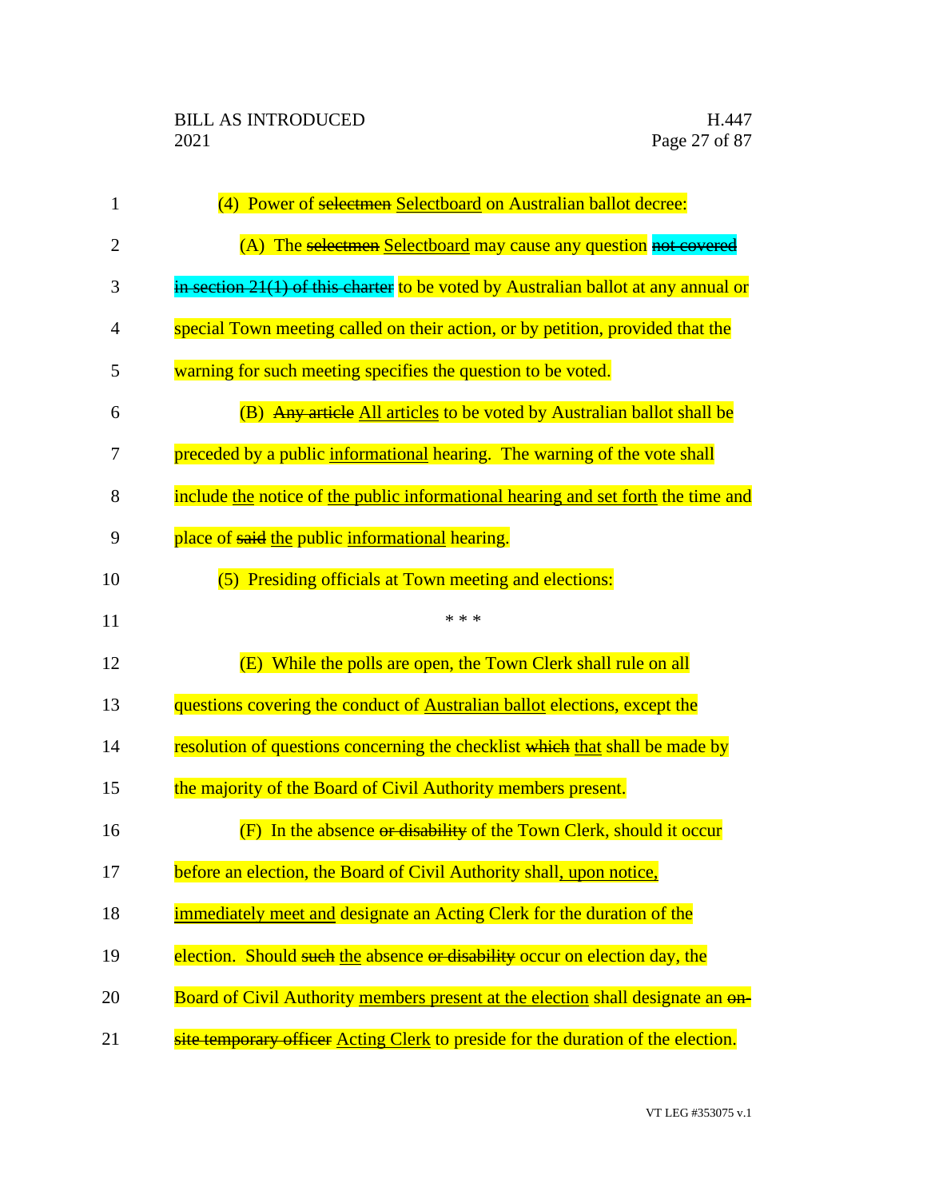(4) Power of ~~selectmen~~ Selectboard on Australian ballot decree:

(A) The ~~selectmen~~ Selectboard may cause any question ~~not covered in section 21(1) of this charter~~ to be voted by Australian ballot at any annual or special Town meeting called on their action, or by petition, provided that the warning for such meeting specifies the question to be voted.

(B) ~~Any article~~ All articles to be voted by Australian ballot shall be preceded by a public informational hearing. The warning of the vote shall include the notice of the public informational hearing and set forth the time and place of ~~said~~ the public informational hearing.

(5) Presiding officials at Town meeting and elections:

\* \* \*

(E) While the polls are open, the Town Clerk shall rule on all questions covering the conduct of Australian ballot elections, except the resolution of questions concerning the checklist ~~which~~ that shall be made by the majority of the Board of Civil Authority members present.

(F) In the absence ~~or disability~~ of the Town Clerk, should it occur before an election, the Board of Civil Authority shall, upon notice, immediately meet and designate an Acting Clerk for the duration of the election. Should ~~such~~ the absence ~~or disability~~ occur on election day, the Board of Civil Authority members present at the election shall designate an ~~on-site temporary officer~~ Acting Clerk to preside for the duration of the election.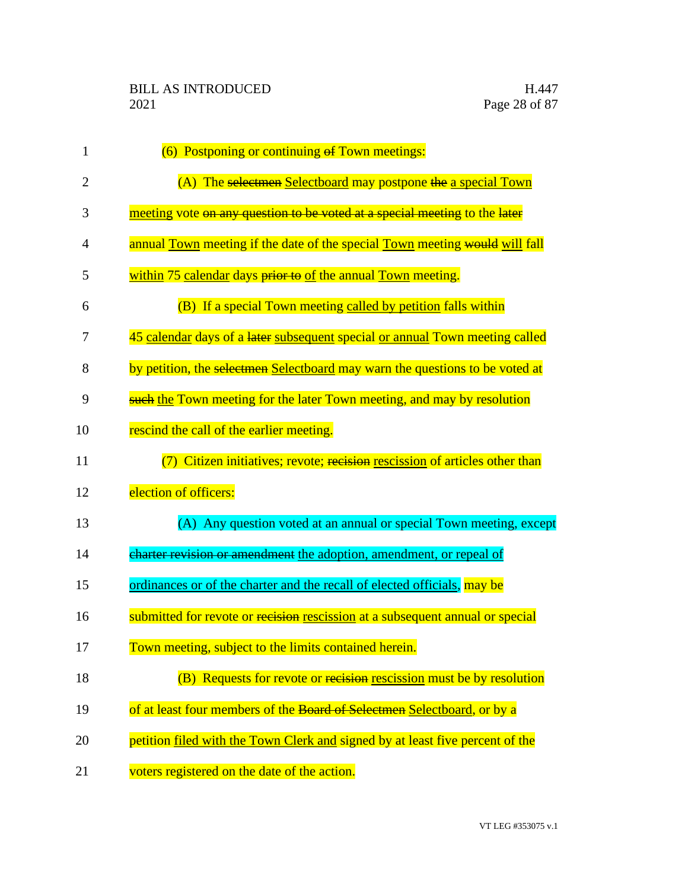(6) Postponing or continuing ~~of~~ Town meetings:

(A) The ~~selectmen~~ Selectboard may postpone ~~the~~ a special Town meeting vote ~~on any question to be voted at a special meeting~~ to the ~~later~~ annual Town meeting if the date of the special Town meeting ~~would~~ will fall within 75 calendar days ~~prior to~~ of the annual Town meeting.

(B) If a special Town meeting called by petition falls within 45 calendar days of a ~~later~~ subsequent special or annual Town meeting called by petition, the ~~selectmen~~ Selectboard may warn the questions to be voted at ~~such~~ the Town meeting for the later Town meeting, and may by resolution rescind the call of the earlier meeting.

(7) Citizen initiatives; revote; ~~recision~~ rescission of articles other than election of officers:

(A) Any question voted at an annual or special Town meeting, except ~~charter revision or amendment~~ the adoption, amendment, or repeal of ordinances or of the charter and the recall of elected officials, may be submitted for revote or ~~recision~~ rescission at a subsequent annual or special Town meeting, subject to the limits contained herein.

(B) Requests for revote or ~~recision~~ rescission must be by resolution of at least four members of the ~~Board of Selectmen~~ Selectboard, or by a petition filed with the Town Clerk and signed by at least five percent of the voters registered on the date of the action.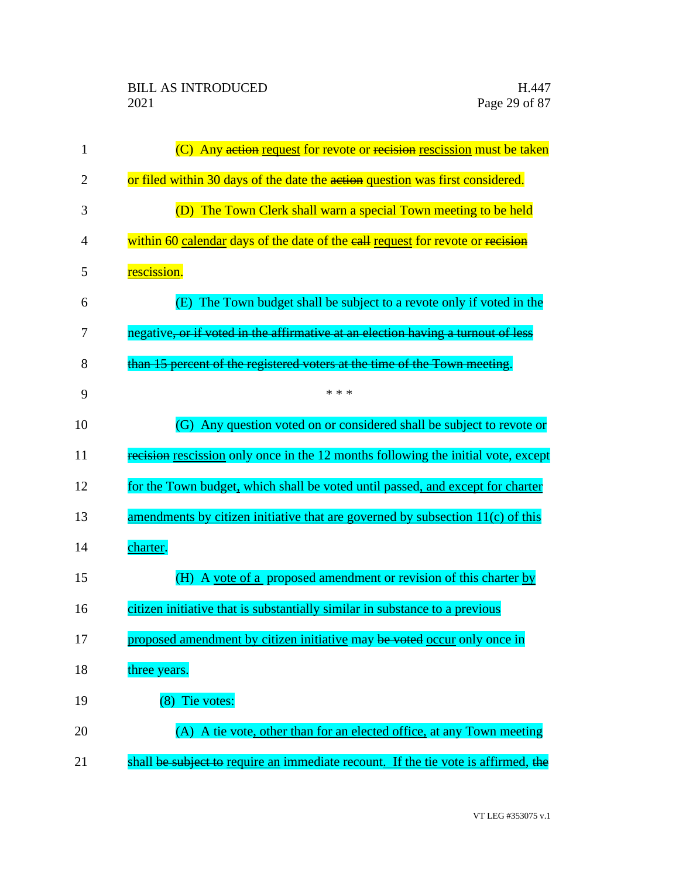(C) Any ~~action~~ <u>request</u> for revote or ~~recision~~ <u>rescission</u> must be taken or filed within 30 days of the date the ~~action~~ <u>question</u> was first considered.

(D) The Town Clerk shall warn a special Town meeting to be held within 60 <u>calendar</u> days of the date of the ~~call~~ <u>request</u> for revote or ~~recision~~ <u>rescission</u>.

(E) The Town budget shall be subject to a revote only if voted in the negative~~, or if voted in the affirmative at an election having a turnout of less than 15 percent of the registered voters at the time of the Town meeting~~.

\* \* \*

(G) Any question voted on or considered shall be subject to revote or ~~recision~~ <u>rescission</u> only once in the 12 months following the initial vote, except for the Town budget, which shall be voted until passed<u>, and except for charter amendments by citizen initiative that are governed by subsection 11(c) of this charter</u>.

(H) A <u>vote of a</u> proposed amendment or revision of this charter <u>by citizen initiative that is substantially similar in substance to a previous proposed amendment by citizen initiative</u> may ~~be voted~~ <u>occur</u> only once in three years.

(8) Tie votes:

(A) A tie vote<u>, other than for an elected office,</u> at any Town meeting shall ~~be subject to~~ <u>require an</u> immediate recount<u>. If the tie vote is affirmed</u>, ~~the~~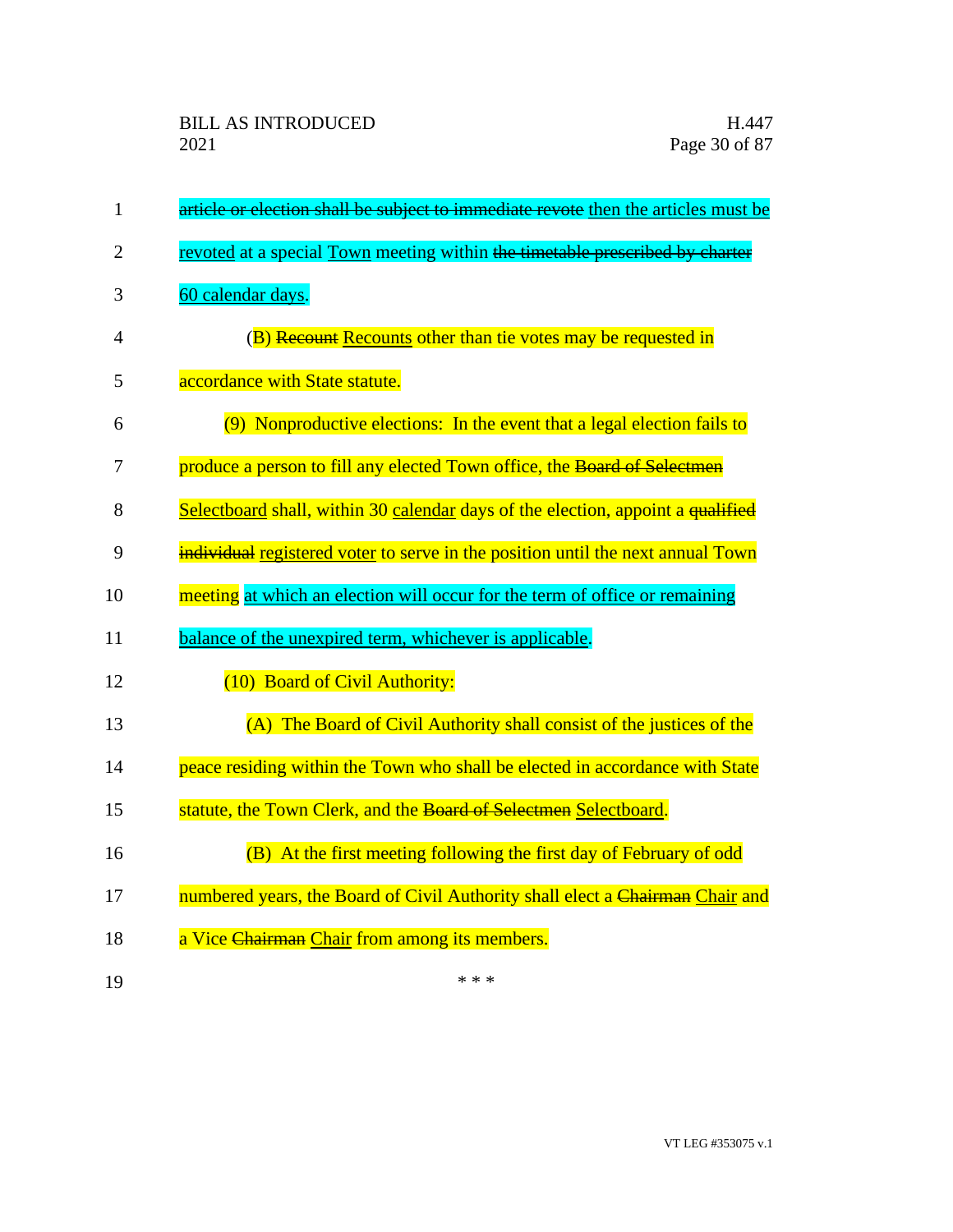~~article or election shall be subject to immediate revote~~ then the articles must be revoted at a special Town meeting within ~~the timetable prescribed by charter~~ 60 calendar days.

(B) ~~Recount~~ Recounts other than tie votes may be requested in accordance with State statute.

(9) Nonproductive elections: In the event that a legal election fails to produce a person to fill any elected Town office, the ~~Board of Selectmen~~ Selectboard shall, within 30 calendar days of the election, appoint a ~~qualified individual~~ registered voter to serve in the position until the next annual Town meeting at which an election will occur for the term of office or remaining balance of the unexpired term, whichever is applicable.

(10) Board of Civil Authority:

(A) The Board of Civil Authority shall consist of the justices of the peace residing within the Town who shall be elected in accordance with State statute, the Town Clerk, and the ~~Board of Selectmen~~ Selectboard.

(B) At the first meeting following the first day of February of odd numbered years, the Board of Civil Authority shall elect a ~~Chairman~~ Chair and a Vice ~~Chairman~~ Chair from among its members.

\* \* \*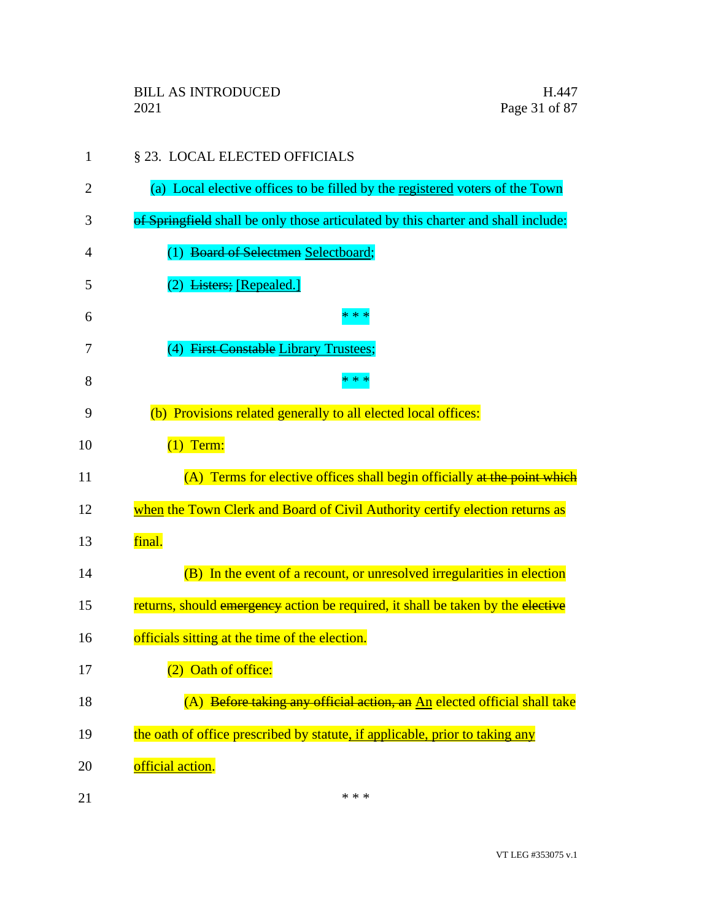§ 23. LOCAL ELECTED OFFICIALS

(a) Local elective offices to be filled by the ~~registered~~ voters of the Town ~~of Springfield~~ shall be only those articulated by this charter and shall include:

(1) ~~Board of Selectmen~~ Selectboard;

(2) ~~Listers;~~ [Repealed.]

* * *

(4) ~~First Constable~~ Library Trustees;

* * *

(b) Provisions related generally to all elected local offices:

(1) Term:

(A) Terms for elective offices shall begin officially ~~at the point which~~ when the Town Clerk and Board of Civil Authority certify election returns as final.

(B) In the event of a recount, or unresolved irregularities in election returns, should ~~emergency~~ action be required, it shall be taken by the ~~elective~~ officials sitting at the time of the election.

(2) Oath of office:

(A) ~~Before taking any official action, an~~ An elected official shall take the oath of office prescribed by statute, if applicable, prior to taking any official action.

* * *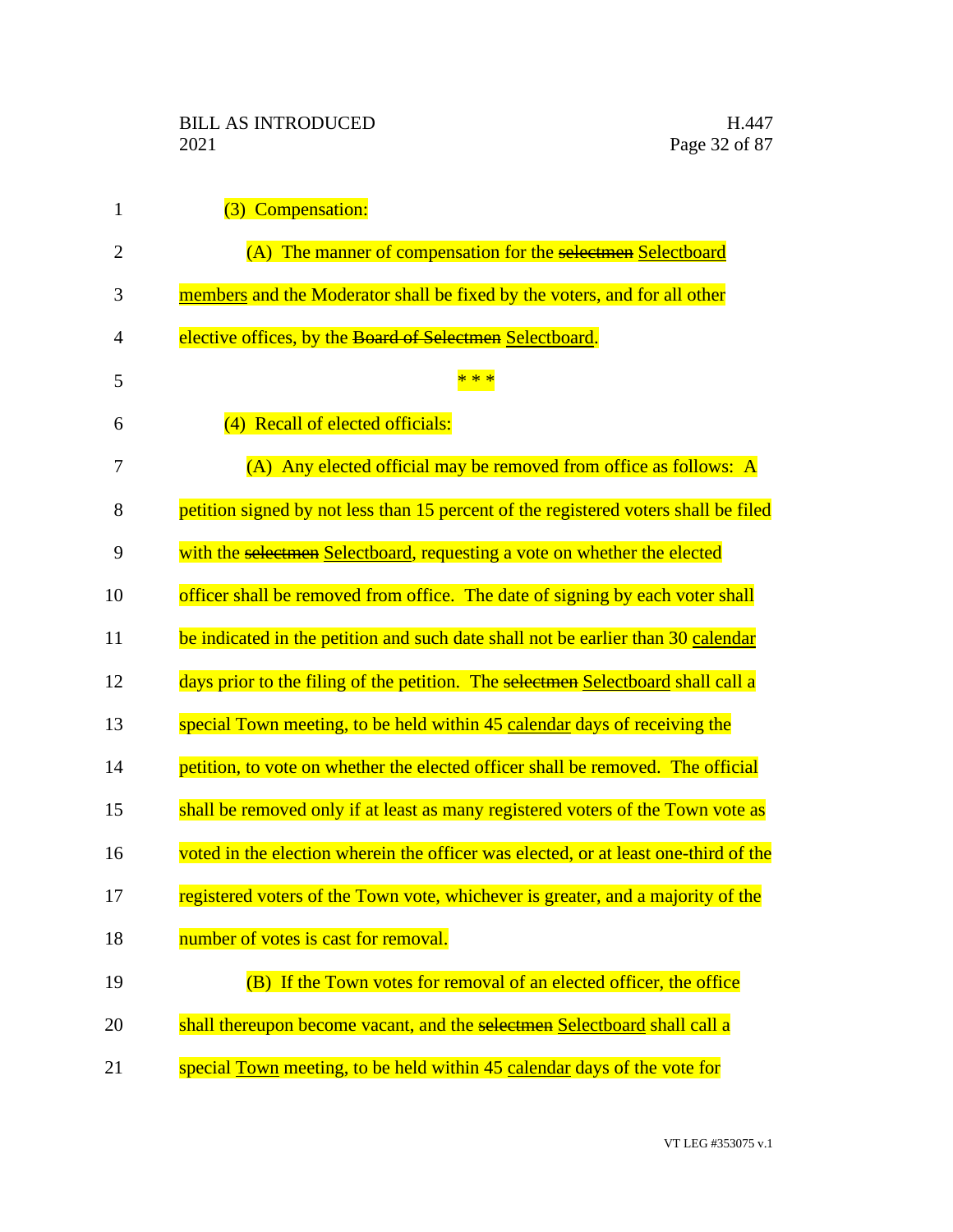(3) Compensation:

(A) The manner of compensation for the ~~selectmen~~ Selectboard members and the Moderator shall be fixed by the voters, and for all other elective offices, by the ~~Board of Selectmen~~ Selectboard.

\* \* \*

(4) Recall of elected officials:

(A) Any elected official may be removed from office as follows: A petition signed by not less than 15 percent of the registered voters shall be filed with the ~~selectmen~~ Selectboard, requesting a vote on whether the elected officer shall be removed from office. The date of signing by each voter shall be indicated in the petition and such date shall not be earlier than 30 calendar days prior to the filing of the petition. The ~~selectmen~~ Selectboard shall call a special Town meeting, to be held within 45 calendar days of receiving the petition, to vote on whether the elected officer shall be removed. The official shall be removed only if at least as many registered voters of the Town vote as voted in the election wherein the officer was elected, or at least one-third of the registered voters of the Town vote, whichever is greater, and a majority of the number of votes is cast for removal.

(B) If the Town votes for removal of an elected officer, the office shall thereupon become vacant, and the ~~selectmen~~ Selectboard shall call a special Town meeting, to be held within 45 calendar days of the vote for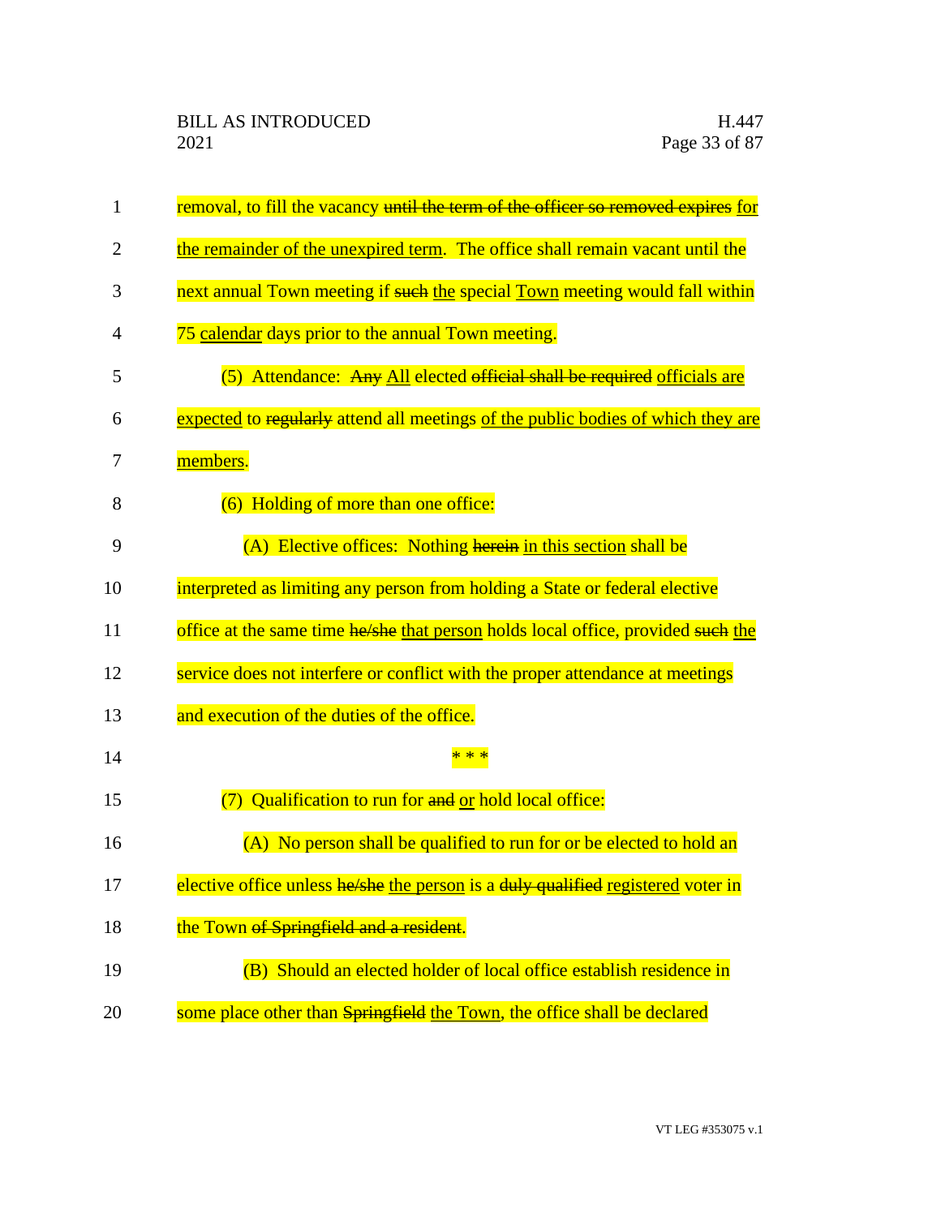removal, to fill the vacancy ~~until the term of the officer so removed expires~~ <u>for the remainder of the unexpired term</u>. The office shall remain vacant until the next annual Town meeting if ~~such~~ <u>the</u> special <u>Town</u> meeting would fall within 75 <u>calendar</u> days prior to the annual Town meeting.

(5) Attendance: ~~Any~~ <u>All</u> elected ~~official shall be required~~ <u>officials are expected</u> to ~~regularly~~ attend all meetings <u>of the public bodies of which they are members</u>.

(6) Holding of more than one office:

(A) Elective offices: Nothing ~~herein~~ <u>in this section</u> shall be interpreted as limiting any person from holding a State or federal elective office at the same time ~~he/she~~ <u>that person</u> holds local office, provided ~~such~~ <u>the</u> service does not interfere or conflict with the proper attendance at meetings and execution of the duties of the office.

\* \* \*

(7) Qualification to run for ~~and~~ <u>or</u> hold local office:

(A) No person shall be qualified to run for or be elected to hold an elective office unless ~~he/she~~ <u>the person</u> is a ~~duly qualified~~ <u>registered</u> voter in the Town ~~of Springfield and a resident~~.

(B) Should an elected holder of local office establish residence in some place other than ~~Springfield~~ <u>the Town</u>, the office shall be declared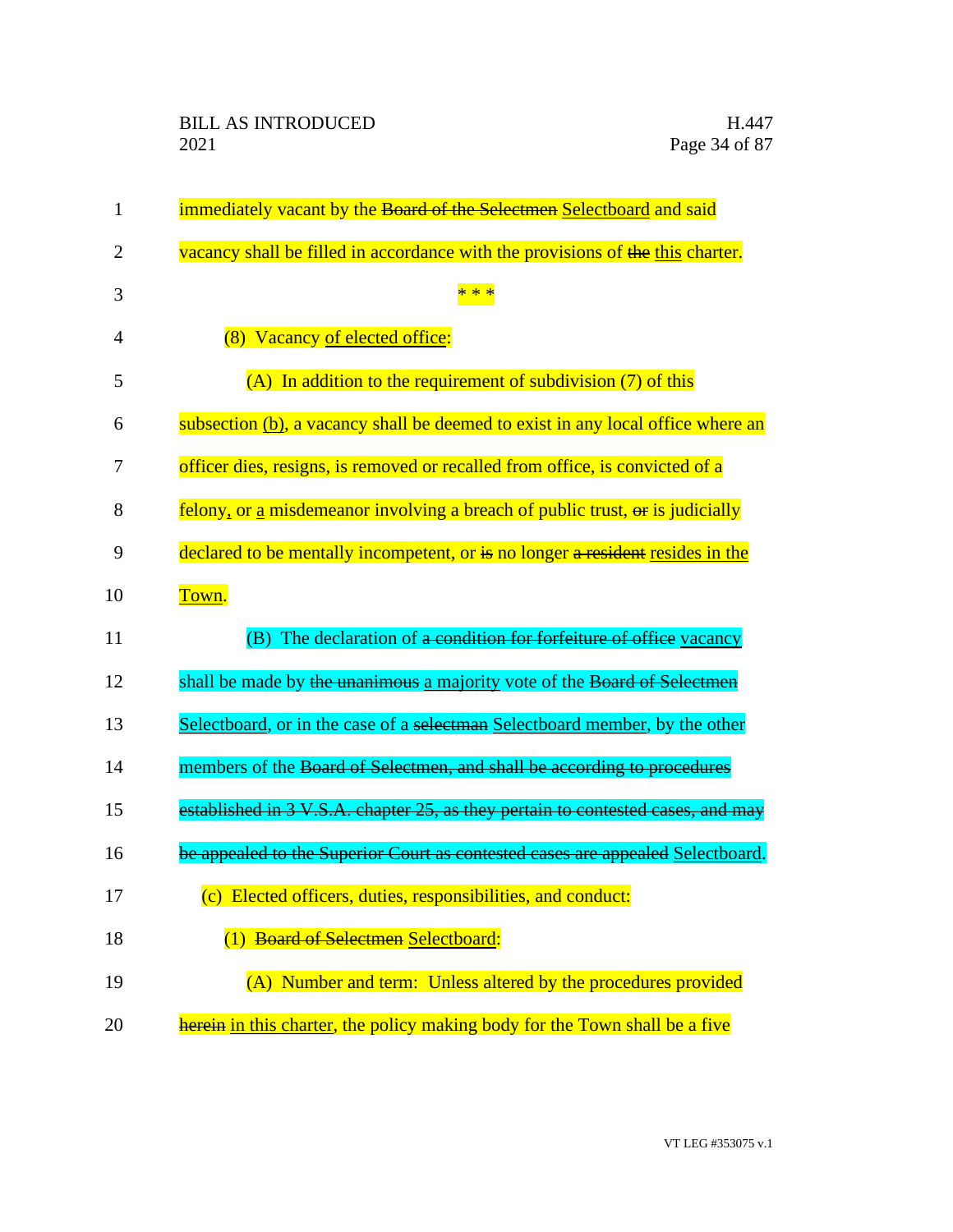immediately vacant by the ~~Board of the Selectmen~~ Selectboard and said vacancy shall be filled in accordance with the provisions of ~~the~~ this charter.

* * *

(8) Vacancy of elected office:

(A) In addition to the requirement of subdivision (7) of this subsection (b), a vacancy shall be deemed to exist in any local office where an officer dies, resigns, is removed or recalled from office, is convicted of a felony, or a misdemeanor involving a breach of public trust, ~~or~~ is judicially declared to be mentally incompetent, or ~~is~~ no longer ~~a resident~~ resides in the Town.

(B) The declaration of ~~a condition for forfeiture of office~~ vacancy shall be made by ~~the unanimous~~ a majority vote of the ~~Board of Selectmen~~ Selectboard, or in the case of a ~~selectman~~ Selectboard member, by the other members of the ~~Board of Selectmen, and shall be according to procedures established in 3 V.S.A. chapter 25, as they pertain to contested cases, and may be appealed to the Superior Court as contested cases are appealed~~ Selectboard.

(c) Elected officers, duties, responsibilities, and conduct:

(1) ~~Board of Selectmen~~ Selectboard:

(A) Number and term: Unless altered by the procedures provided ~~herein~~ in this charter, the policy making body for the Town shall be a five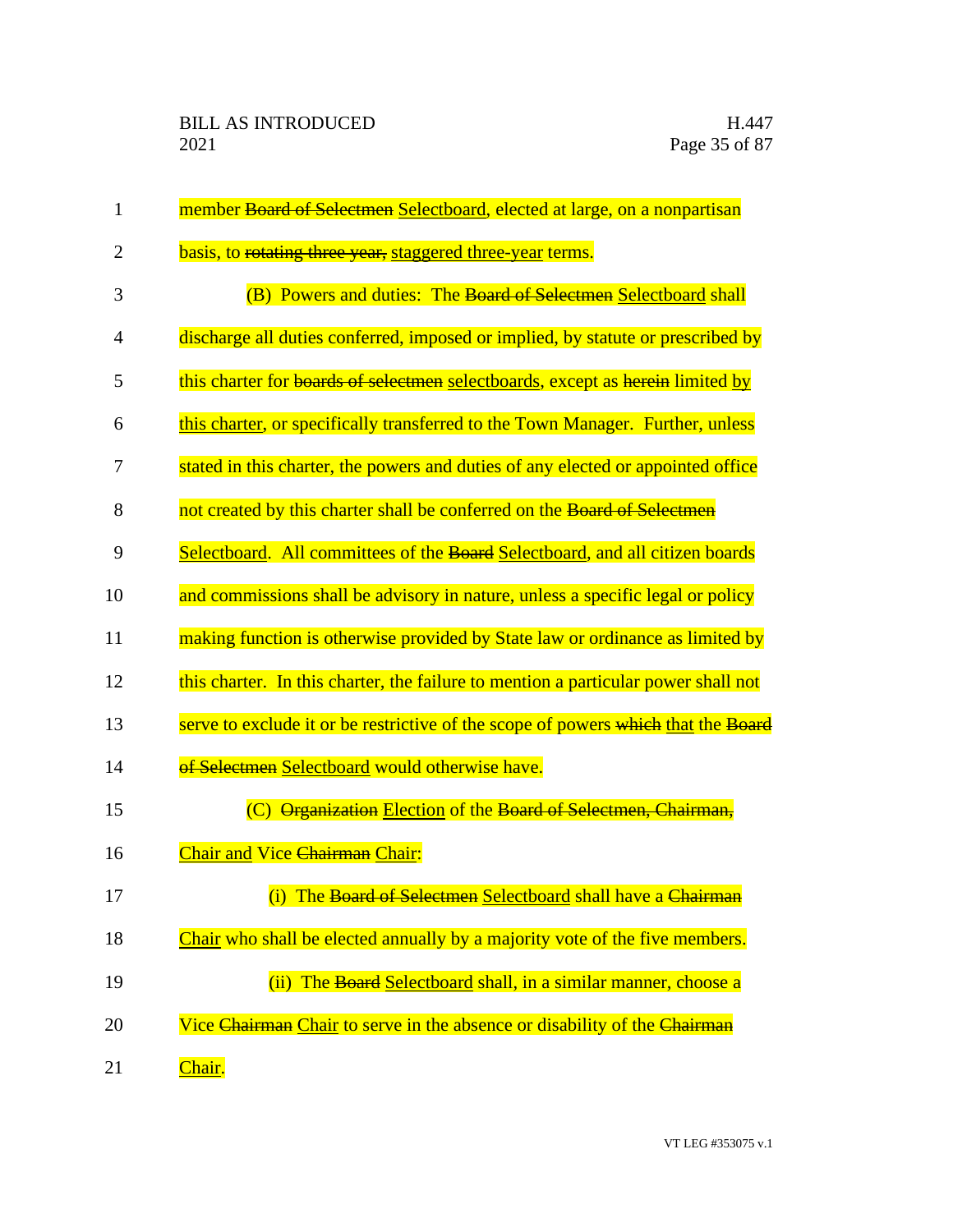member ~~Board of Selectmen~~ Selectboard, elected at large, on a nonpartisan basis, to ~~rotating three year,~~ staggered three-year terms.

(B) Powers and duties: The ~~Board of Selectmen~~ Selectboard shall discharge all duties conferred, imposed or implied, by statute or prescribed by this charter for ~~boards of selectmen~~ selectboards, except as ~~herein~~ limited by this charter, or specifically transferred to the Town Manager. Further, unless stated in this charter, the powers and duties of any elected or appointed office not created by this charter shall be conferred on the ~~Board of Selectmen~~ Selectboard. All committees of the ~~Board~~ Selectboard, and all citizen boards and commissions shall be advisory in nature, unless a specific legal or policy making function is otherwise provided by State law or ordinance as limited by this charter. In this charter, the failure to mention a particular power shall not serve to exclude it or be restrictive of the scope of powers ~~which~~ that the ~~Board of Selectmen~~ Selectboard would otherwise have.

(C) ~~Organization~~ Election of the ~~Board of Selectmen, Chairman,~~ Chair and Vice ~~Chairman~~ Chair:

(i) The ~~Board of Selectmen~~ Selectboard shall have a ~~Chairman~~ Chair who shall be elected annually by a majority vote of the five members.

(ii) The ~~Board~~ Selectboard shall, in a similar manner, choose a Vice ~~Chairman~~ Chair to serve in the absence or disability of the ~~Chairman~~ Chair.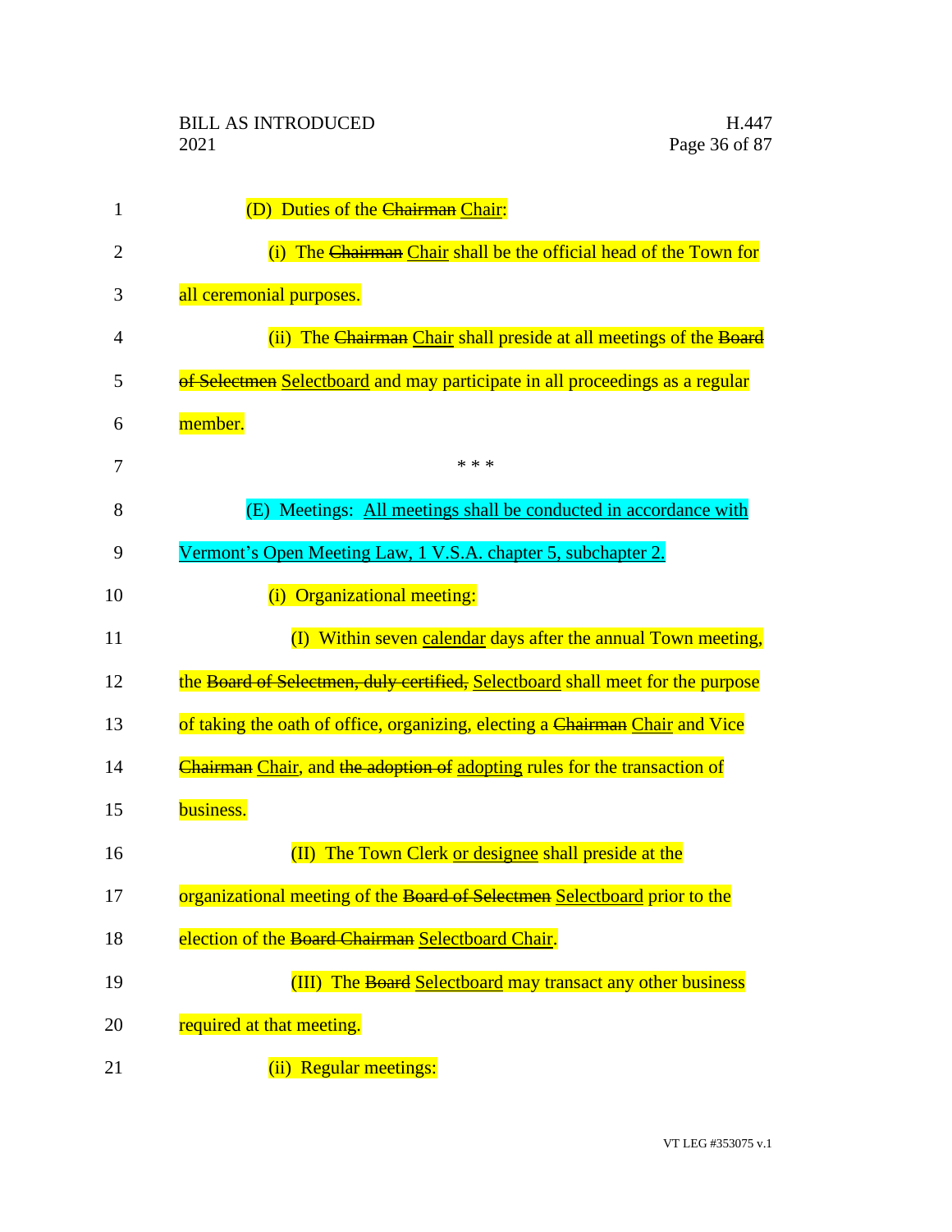(D) Duties of the ~~Chairman~~ <u>Chair</u>:

(i) The ~~Chairman~~ <u>Chair</u> shall be the official head of the Town for all ceremonial purposes.

(ii) The ~~Chairman~~ <u>Chair</u> shall preside at all meetings of the ~~Board of Selectmen~~ <u>Selectboard</u> and may participate in all proceedings as a regular member.

\* \* \*

(E) Meetings: <u>All meetings shall be conducted in accordance with Vermont's Open Meeting Law, 1 V.S.A. chapter 5, subchapter 2.</u>

(i) Organizational meeting:

(I) Within seven <u>calendar</u> days after the annual Town meeting, the ~~Board of Selectmen, duly certified,~~ <u>Selectboard</u> shall meet for the purpose of taking the oath of office, organizing, electing a ~~Chairman~~ <u>Chair</u> and Vice ~~Chairman~~ <u>Chair</u>, and ~~the adoption of~~ <u>adopting</u> rules for the transaction of business.

(II) The Town Clerk <u>or designee</u> shall preside at the organizational meeting of the ~~Board of Selectmen~~ <u>Selectboard</u> prior to the election of the ~~Board Chairman~~ <u>Selectboard Chair</u>.

(III) The ~~Board~~ <u>Selectboard</u> may transact any other business required at that meeting.

(ii) Regular meetings: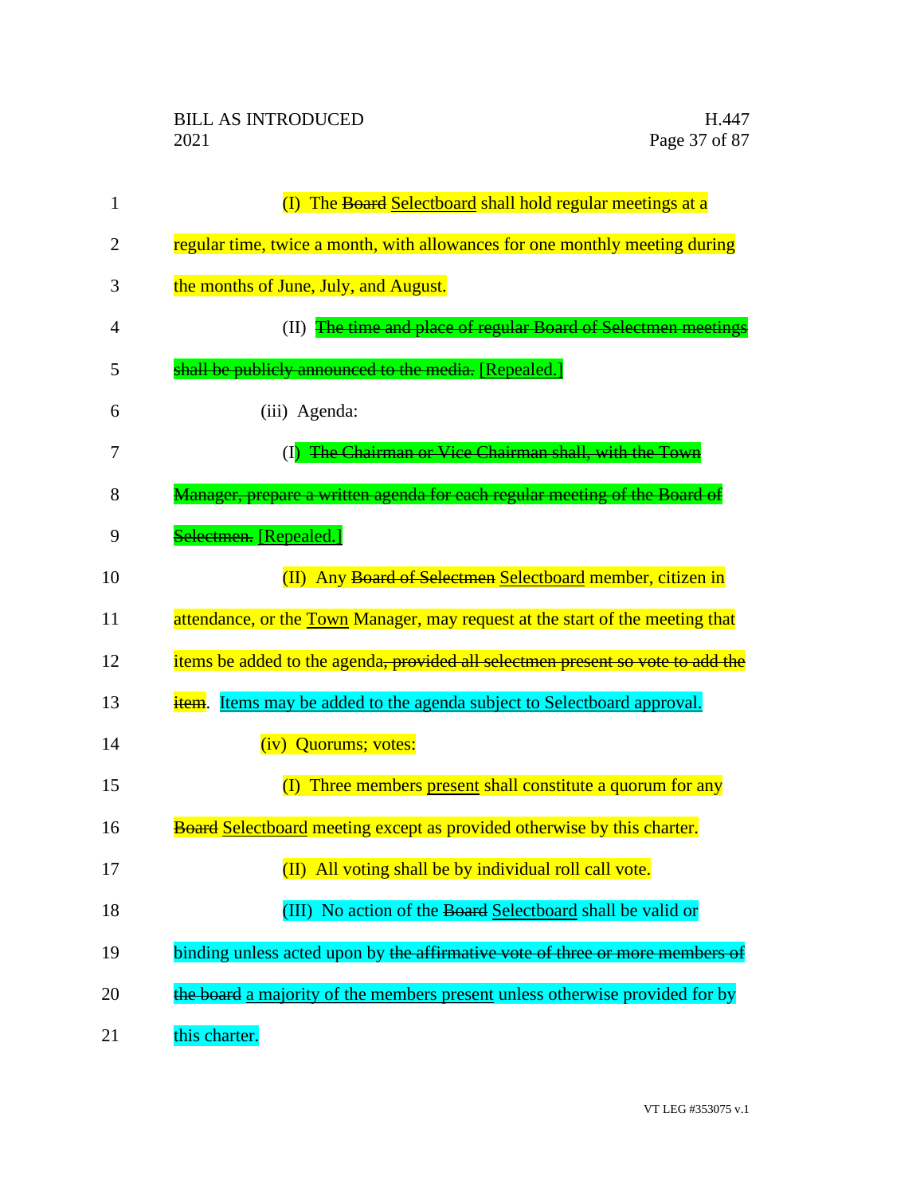(I) The ~~Board~~ Selectboard shall hold regular meetings at a regular time, twice a month, with allowances for one monthly meeting during the months of June, July, and August.

(II) ~~The time and place of regular Board of Selectmen meetings shall be publicly announced to the media.~~ [Repealed.]

(iii) Agenda:

(I) ~~The Chairman or Vice Chairman shall, with the Town Manager, prepare a written agenda for each regular meeting of the Board of Selectmen.~~ [Repealed.]

(II) Any ~~Board of Selectmen~~ Selectboard member, citizen in attendance, or the Town Manager, may request at the start of the meeting that items be added to the agenda~~, provided all selectmen present so vote to add the item~~. Items may be added to the agenda subject to Selectboard approval.

(iv) Quorums; votes:

(I) Three members present shall constitute a quorum for any ~~Board~~ Selectboard meeting except as provided otherwise by this charter.

(II) All voting shall be by individual roll call vote.

(III) No action of the ~~Board~~ Selectboard shall be valid or binding unless acted upon by ~~the affirmative vote of three or more members of the board~~ a majority of the members present unless otherwise provided for by this charter.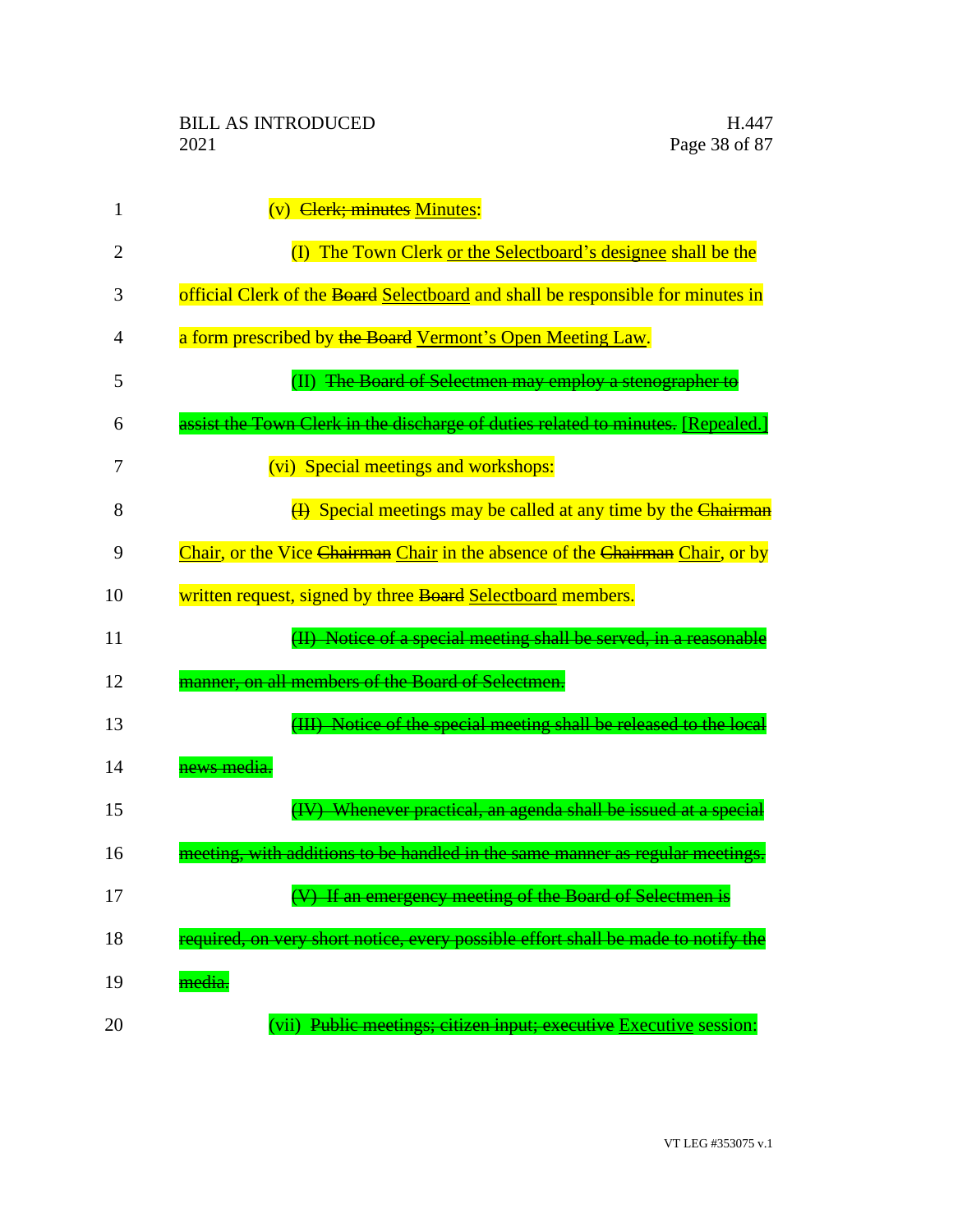(v) ~~Clerk; minutes~~ Minutes:

(I) The Town Clerk or the Selectboard's designee shall be the official Clerk of the ~~Board~~ Selectboard and shall be responsible for minutes in a form prescribed by ~~the Board~~ Vermont's Open Meeting Law.

(II) ~~The Board of Selectmen may employ a stenographer to assist the Town Clerk in the discharge of duties related to minutes.~~ [Repealed.]

(vi) Special meetings and workshops:

~~(I)~~ Special meetings may be called at any time by the ~~Chairman~~ Chair, or the Vice ~~Chairman~~ Chair in the absence of the ~~Chairman~~ Chair, or by written request, signed by three ~~Board~~ Selectboard members.

~~(II) Notice of a special meeting shall be served, in a reasonable manner, on all members of the Board of Selectmen.~~

~~(III) Notice of the special meeting shall be released to the local news media.~~

~~(IV) Whenever practical, an agenda shall be issued at a special meeting, with additions to be handled in the same manner as regular meetings.~~

~~(V) If an emergency meeting of the Board of Selectmen is required, on very short notice, every possible effort shall be made to notify the media.~~

(vii) ~~Public meetings; citizen input; executive~~ Executive session: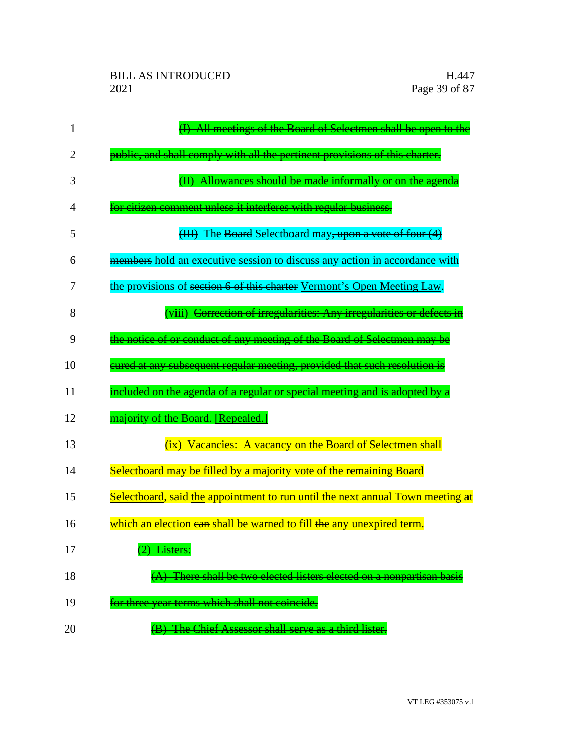(I) ~~All meetings of the Board of Selectmen shall be open to the public, and shall comply with all the pertinent provisions of this charter.~~

~~(II) Allowances should be made informally or on the agenda for citizen comment unless it interferes with regular business.~~

~~(III)~~ The ~~Board~~ Selectboard may~~, upon a vote of four (4) members~~ hold an executive session to discuss any action in accordance with the provisions of ~~section 6 of this charter~~ Vermont's Open Meeting Law.

(viii) ~~Correction of irregularities: Any irregularities or defects in the notice of or conduct of any meeting of the Board of Selectmen may be cured at any subsequent regular meeting, provided that such resolution is included on the agenda of a regular or special meeting and is adopted by a majority of the Board.~~ [Repealed.]

(ix) Vacancies: A vacancy on the ~~Board of Selectmen shall~~ Selectboard may be filled by a majority vote of the ~~remaining Board~~ Selectboard, ~~said~~ the appointment to run until the next annual Town meeting at which an election ~~can~~ shall be warned to fill ~~the~~ any unexpired term.

(2) ~~Listers:~~

~~(A) There shall be two elected listers elected on a nonpartisan basis for three year terms which shall not coincide.~~

~~(B) The Chief Assessor shall serve as a third lister.~~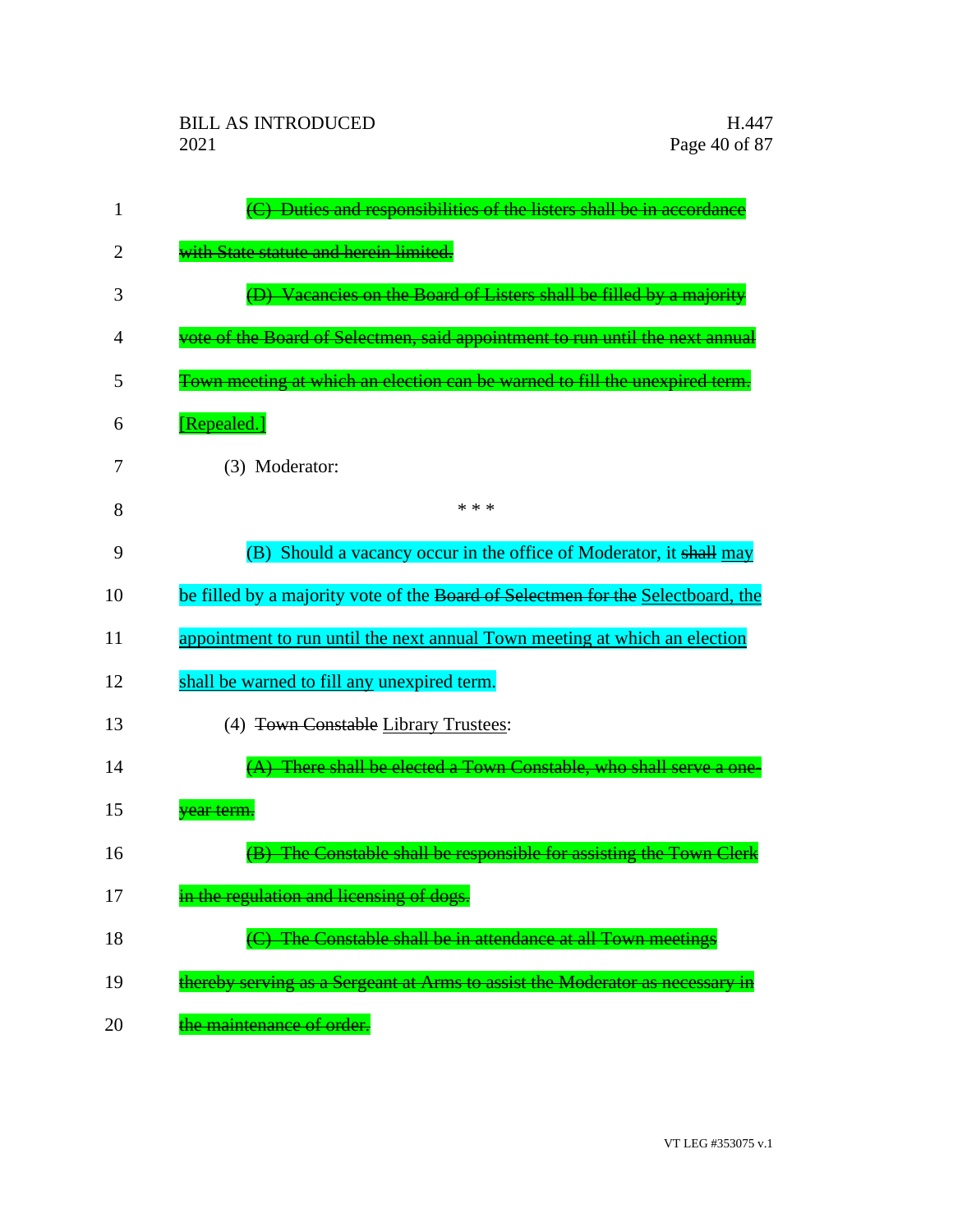~~(C) Duties and responsibilities of the listers shall be in accordance with State statute and herein limited.~~

~~(D) Vacancies on the Board of Listers shall be filled by a majority vote of the Board of Selectmen, said appointment to run until the next annual Town meeting at which an election can be warned to fill the unexpired term.~~

<u>[Repealed.]</u>

(3) Moderator:

\* \* \*

(B) Should a vacancy occur in the office of Moderator, it ~~shall~~ <u>may</u> be filled by a majority vote of the ~~Board of Selectmen for the~~ <u>Selectboard, the appointment to run until the next annual Town meeting at which an election shall be warned to fill any</u> unexpired term.

(4) ~~Town Constable~~ <u>Library Trustees</u>:

~~(A) There shall be elected a Town Constable, who shall serve a one-year term.~~

~~(B) The Constable shall be responsible for assisting the Town Clerk in the regulation and licensing of dogs.~~

~~(C) The Constable shall be in attendance at all Town meetings thereby serving as a Sergeant at Arms to assist the Moderator as necessary in the maintenance of order.~~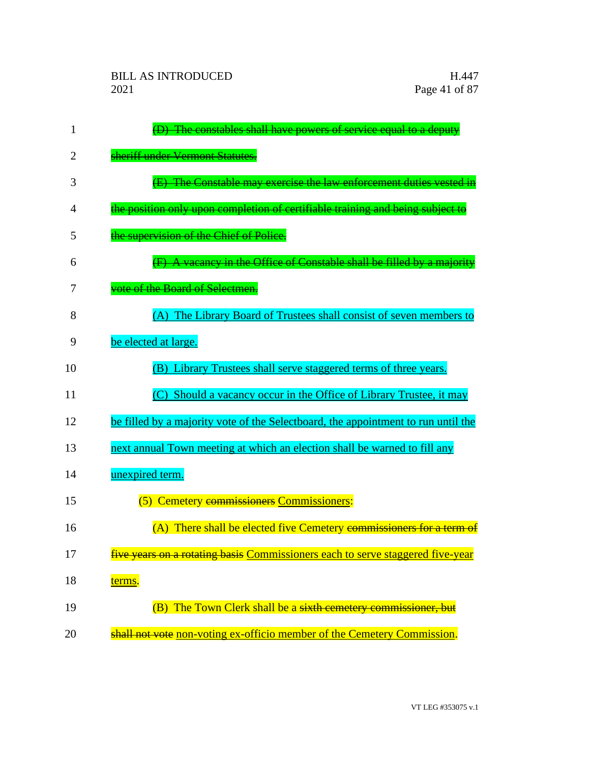~~(D) The constables shall have powers of service equal to a deputy sheriff under Vermont Statutes.~~

~~(E) The Constable may exercise the law enforcement duties vested in the position only upon completion of certifiable training and being subject to the supervision of the Chief of Police.~~

~~(F) A vacancy in the Office of Constable shall be filled by a majority vote of the Board of Selectmen.~~

<u>(A) The Library Board of Trustees shall consist of seven members to be elected at large.</u>

<u>(B) Library Trustees shall serve staggered terms of three years.</u>

<u>(C) Should a vacancy occur in the Office of Library Trustee, it may be filled by a majority vote of the Selectboard, the appointment to run until the next annual Town meeting at which an election shall be warned to fill any unexpired term.</u>

(5) Cemetery ~~commissioners~~ <u>Commissioners</u>:

(A) There shall be elected five Cemetery ~~commissioners for a term of five years on a rotating basis~~ <u>Commissioners each to serve staggered five-year terms</u>.

(B) The Town Clerk shall be a ~~sixth cemetery commissioner, but shall not vote~~ <u>non-voting ex-officio member of the Cemetery Commission</u>.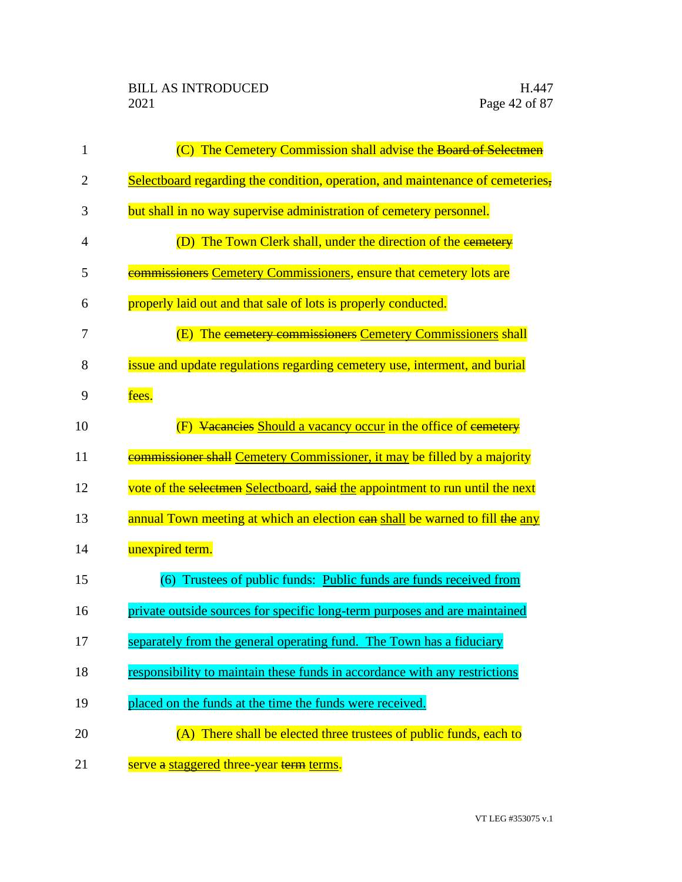(C) The Cemetery Commission shall advise the ~~Board of Selectmen~~ <u>Selectboard</u> regarding the condition, operation, and maintenance of cemeteries~~,~~ but shall in no way supervise administration of cemetery personnel.

(D) The Town Clerk shall, under the direction of the ~~cemetery commissioners~~ <u>Cemetery Commissioners</u>, ensure that cemetery lots are properly laid out and that sale of lots is properly conducted.

(E) The ~~cemetery commissioners~~ <u>Cemetery Commissioners</u> shall issue and update regulations regarding cemetery use, interment, and burial fees.

(F) ~~Vacancies~~ <u>Should a vacancy occur</u> in the office of ~~cemetery commissioner shall~~ <u>Cemetery Commissioner, it may</u> be filled by a majority vote of the ~~selectmen~~ <u>Selectboard</u>, ~~said~~ <u>the</u> appointment to run until the next annual Town meeting at which an election ~~can~~ <u>shall</u> be warned to fill ~~the~~ <u>any</u> unexpired term.

(6) Trustees of public funds: <u>Public funds are funds received from private outside sources for specific long-term purposes and are maintained separately from the general operating fund. The Town has a fiduciary responsibility to maintain these funds in accordance with any restrictions placed on the funds at the time the funds were received.</u>

(A) There shall be elected three trustees of public funds, each to serve ~~a~~ <u>staggered</u> three-year ~~term~~ <u>terms</u>.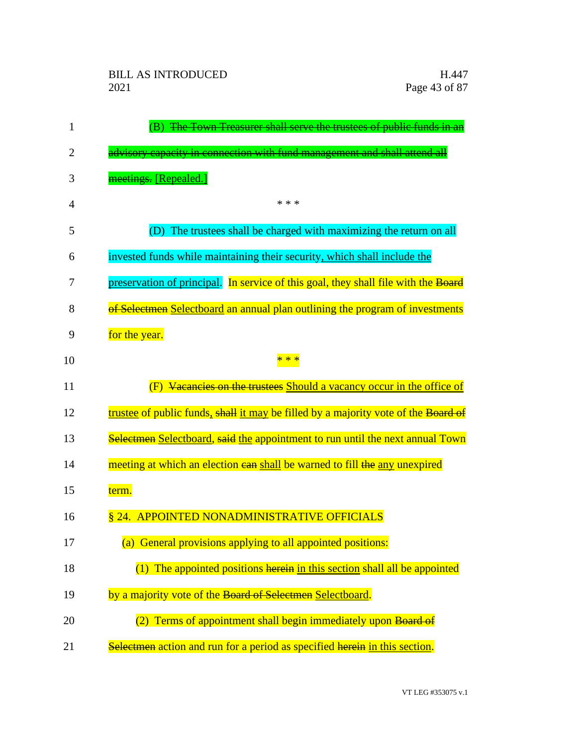(B) ~~The Town Treasurer shall serve the trustees of public funds in an advisory capacity in connection with fund management and shall attend all meetings.~~ [Repealed.]

\* \* \*

(D) The trustees shall be charged with maximizing the return on all invested funds while maintaining their security, which shall include the preservation of principal. In service of this goal, they shall file with the ~~Board of Selectmen~~ Selectboard an annual plan outlining the program of investments for the year.

\* \* \*

(F) ~~Vacancies on the trustees~~ Should a vacancy occur in the office of trustee of public funds, ~~shall~~ it may be filled by a majority vote of the ~~Board of Selectmen~~ Selectboard, ~~said~~ the appointment to run until the next annual Town meeting at which an election ~~can~~ shall be warned to fill ~~the~~ any unexpired term.

§ 24. APPOINTED NONADMINISTRATIVE OFFICIALS

(a) General provisions applying to all appointed positions:

(1) The appointed positions ~~herein~~ in this section shall all be appointed by a majority vote of the ~~Board of Selectmen~~ Selectboard.

(2) Terms of appointment shall begin immediately upon ~~Board of Selectmen~~ action and run for a period as specified ~~herein~~ in this section.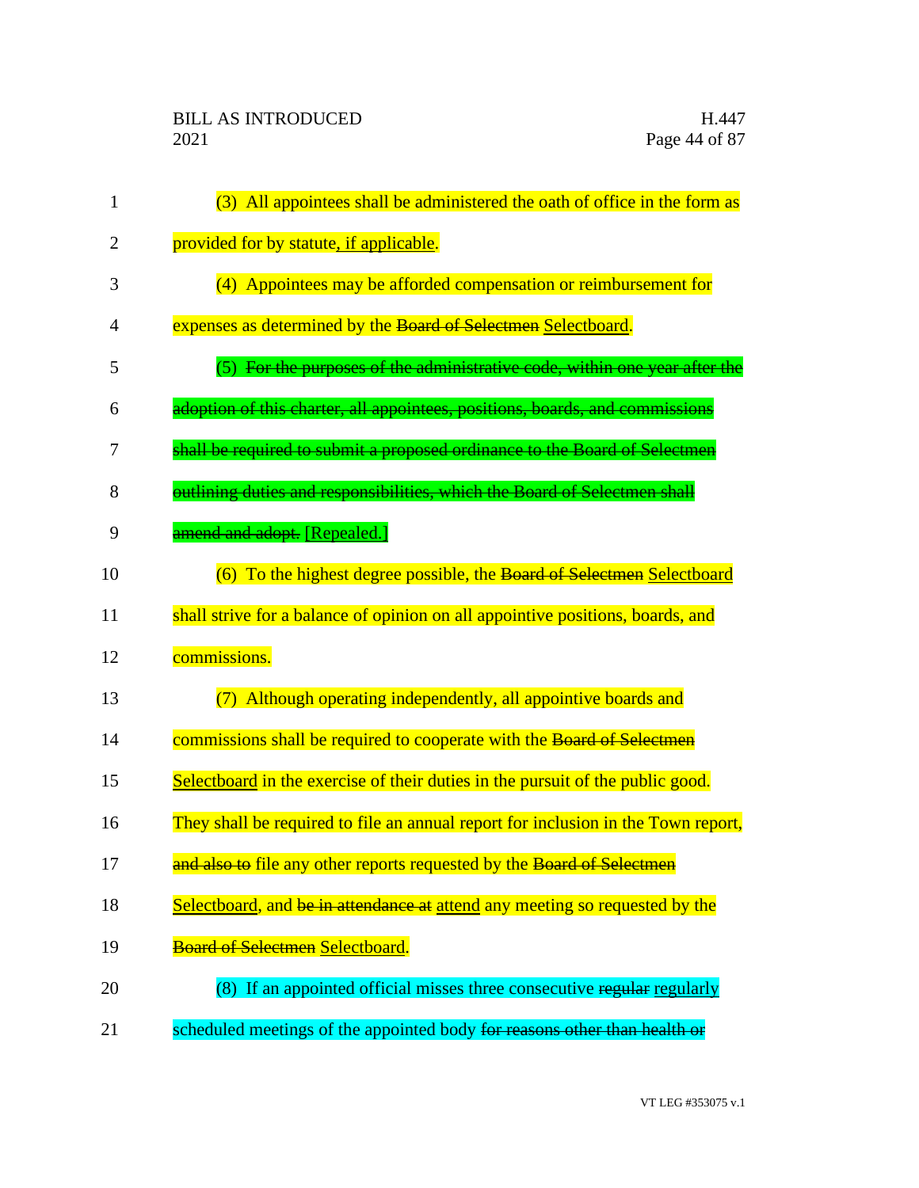(3) All appointees shall be administered the oath of office in the form as provided for by statute, if applicable.

(4) Appointees may be afforded compensation or reimbursement for expenses as determined by the ~~Board of Selectmen~~ Selectboard.

(5) ~~For the purposes of the administrative code, within one year after the adoption of this charter, all appointees, positions, boards, and commissions shall be required to submit a proposed ordinance to the Board of Selectmen outlining duties and responsibilities, which the Board of Selectmen shall amend and adopt.~~ [Repealed.]

(6) To the highest degree possible, the ~~Board of Selectmen~~ Selectboard shall strive for a balance of opinion on all appointive positions, boards, and commissions.

(7) Although operating independently, all appointive boards and commissions shall be required to cooperate with the ~~Board of Selectmen~~ Selectboard in the exercise of their duties in the pursuit of the public good. They shall be required to file an annual report for inclusion in the Town report, ~~and also to~~ file any other reports requested by the ~~Board of Selectmen~~ Selectboard, and ~~be in attendance at~~ attend any meeting so requested by the ~~Board of Selectmen~~ Selectboard.

(8) If an appointed official misses three consecutive ~~regular~~ regularly scheduled meetings of the appointed body ~~for reasons other than health or~~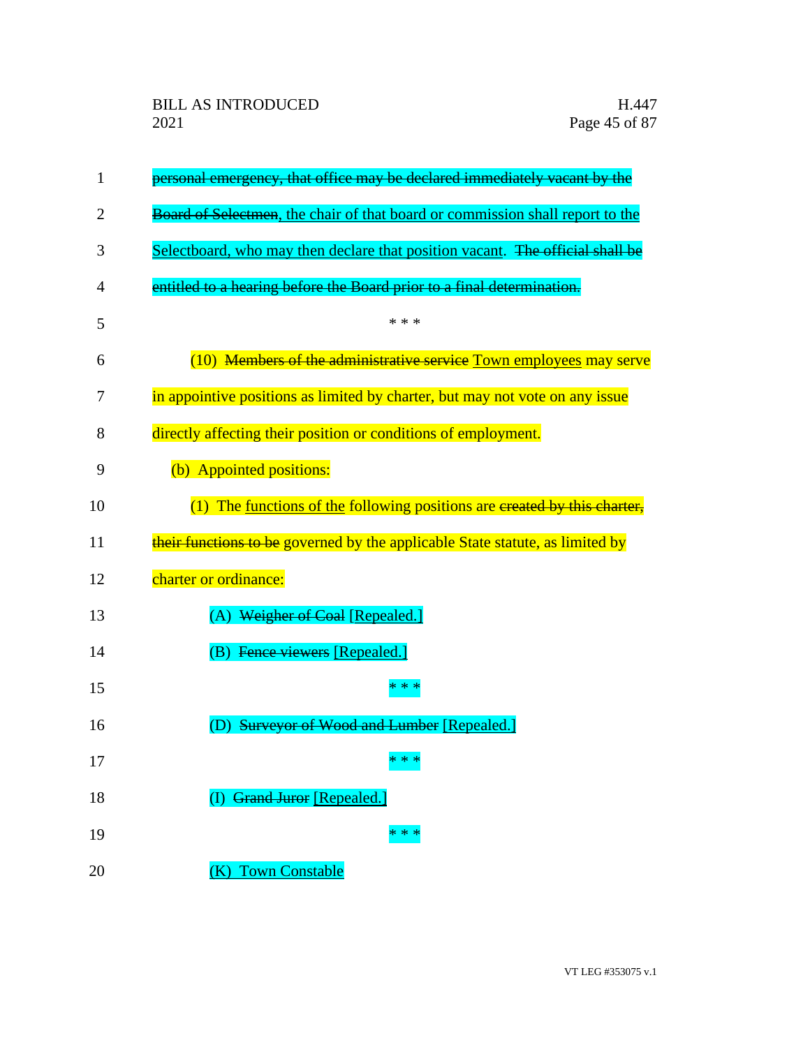~~personal emergency, that office may be declared immediately vacant by the Board of Selectmen~~, the chair of that board or commission shall report to the Selectboard, who may then declare that position vacant. ~~The official shall be entitled to a hearing before the Board prior to a final determination.~~

* * *

(10) ~~Members of the administrative service~~ Town employees may serve in appointive positions as limited by charter, but may not vote on any issue directly affecting their position or conditions of employment.

(b) Appointed positions:

(1) The functions of the following positions are ~~created by this charter, their functions to be~~ governed by the applicable State statute, as limited by charter or ordinance:

(A) ~~Weigher of Coal~~ [Repealed.]

(B) ~~Fence viewers~~ [Repealed.]

* * *

(D) ~~Surveyor of Wood and Lumber~~ [Repealed.]

* * *

(I) ~~Grand Juror~~ [Repealed.]

* * *

(K) Town Constable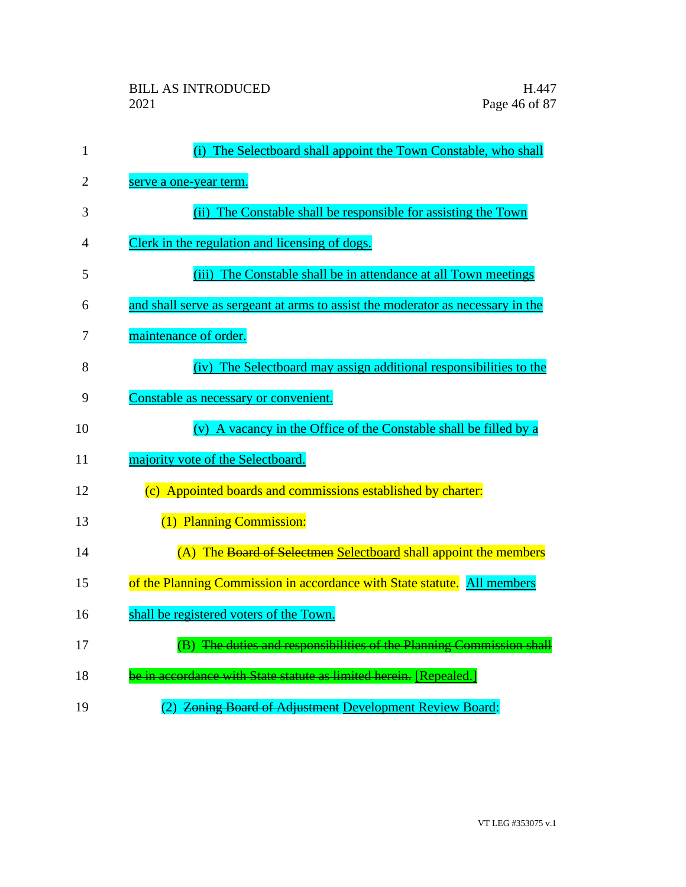(i) The Selectboard shall appoint the Town Constable, who shall serve a one-year term.

(ii) The Constable shall be responsible for assisting the Town Clerk in the regulation and licensing of dogs.

(iii) The Constable shall be in attendance at all Town meetings and shall serve as sergeant at arms to assist the moderator as necessary in the maintenance of order.

(iv) The Selectboard may assign additional responsibilities to the Constable as necessary or convenient.

(v) A vacancy in the Office of the Constable shall be filled by a majority vote of the Selectboard.

(c) Appointed boards and commissions established by charter:

(1) Planning Commission:

(A) The ~~Board of Selectmen~~ Selectboard shall appoint the members of the Planning Commission in accordance with State statute. All members shall be registered voters of the Town.

(B) ~~The duties and responsibilities of the Planning Commission shall be in accordance with State statute as limited herein.~~ [Repealed.]

(2) ~~Zoning Board of Adjustment~~ Development Review Board: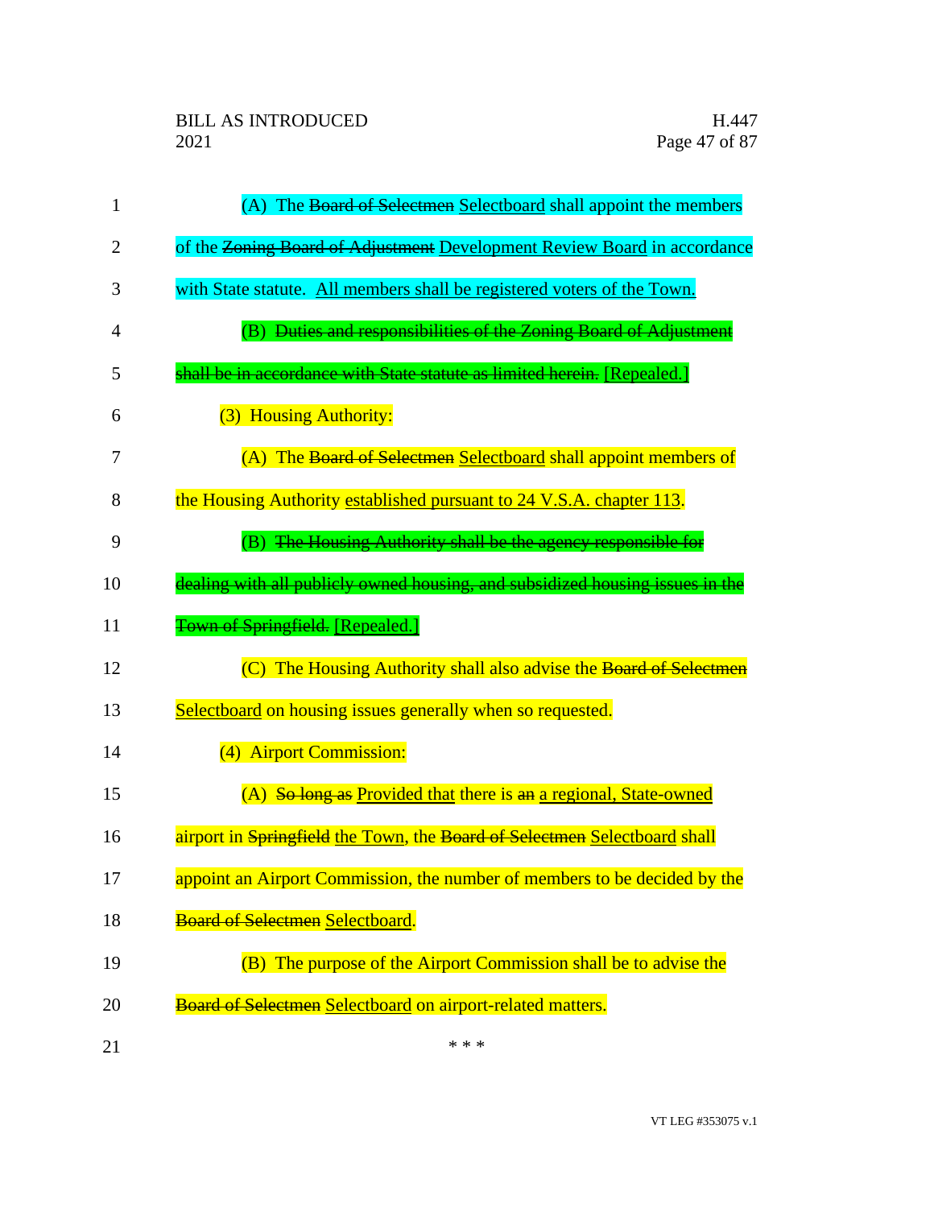(A) The ~~Board of Selectmen~~ Selectboard shall appoint the members of the ~~Zoning Board of Adjustment~~ Development Review Board in accordance with State statute. All members shall be registered voters of the Town.

(B) ~~Duties and responsibilities of the Zoning Board of Adjustment shall be in accordance with State statute as limited herein.~~ [Repealed.]

(3) Housing Authority:

(A) The ~~Board of Selectmen~~ Selectboard shall appoint members of the Housing Authority established pursuant to 24 V.S.A. chapter 113.

(B) ~~The Housing Authority shall be the agency responsible for dealing with all publicly owned housing, and subsidized housing issues in the Town of Springfield.~~ [Repealed.]

(C) The Housing Authority shall also advise the ~~Board of Selectmen~~ Selectboard on housing issues generally when so requested.

(4) Airport Commission:

(A) ~~So long as~~ Provided that there is ~~an~~ a regional, State-owned airport in ~~Springfield~~ the Town, the ~~Board of Selectmen~~ Selectboard shall appoint an Airport Commission, the number of members to be decided by the ~~Board of Selectmen~~ Selectboard.

(B) The purpose of the Airport Commission shall be to advise the ~~Board of Selectmen~~ Selectboard on airport-related matters.

\* \* \*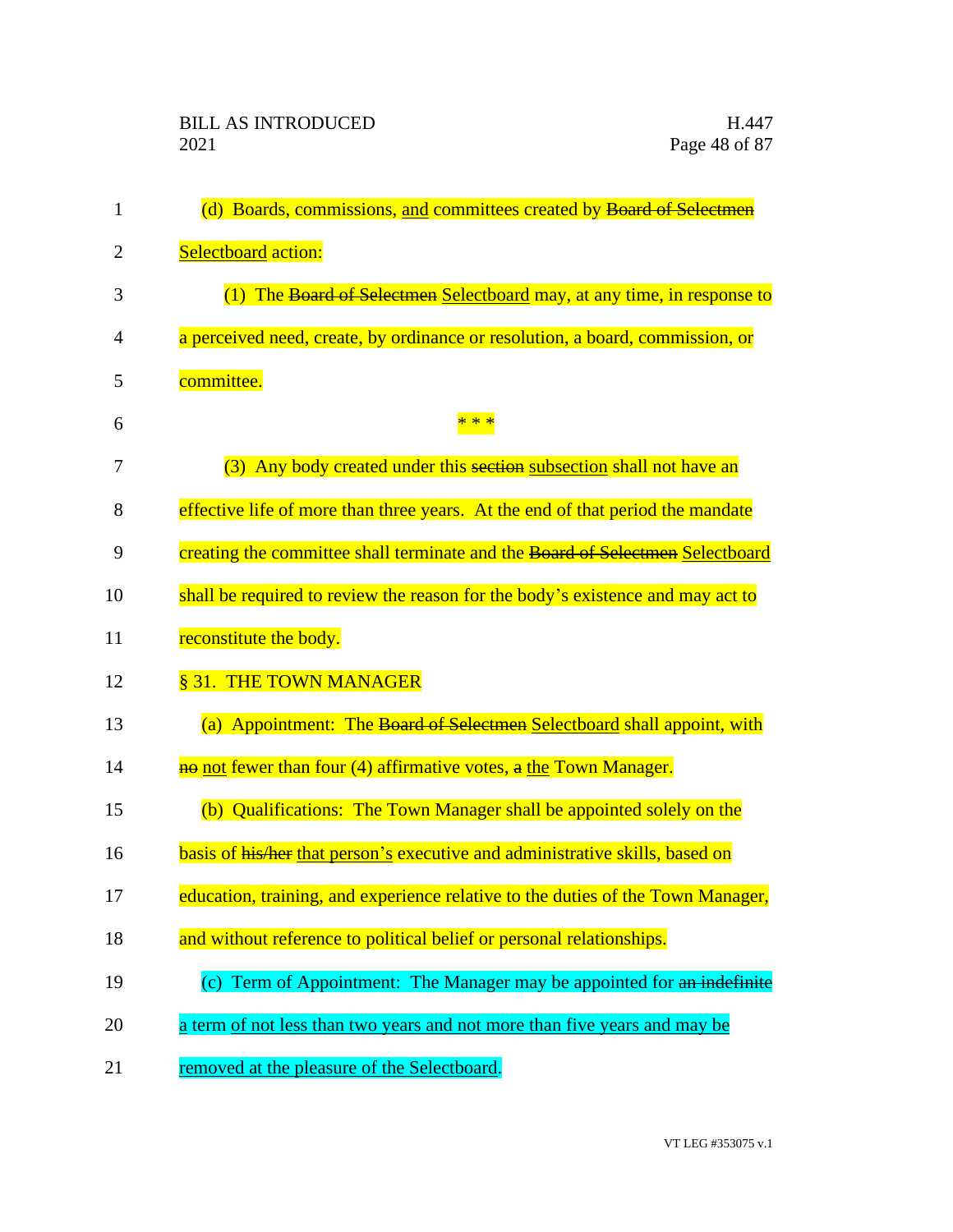(d) Boards, commissions, <u>and</u> committees created by ~~Board of Selectmen~~ <u>Selectboard</u> action:

(1) The ~~Board of Selectmen~~ <u>Selectboard</u> may, at any time, in response to a perceived need, create, by ordinance or resolution, a board, commission, or committee.

\* \* \*

(3) Any body created under this ~~section~~ <u>subsection</u> shall not have an effective life of more than three years. At the end of that period the mandate creating the committee shall terminate and the ~~Board of Selectmen~~ <u>Selectboard</u> shall be required to review the reason for the body's existence and may act to reconstitute the body.

§ 31. THE TOWN MANAGER

(a) Appointment: The ~~Board of Selectmen~~ <u>Selectboard</u> shall appoint, with ~~no~~ <u>not</u> fewer than four (4) affirmative votes, ~~a~~ <u>the</u> Town Manager.

(b) Qualifications: The Town Manager shall be appointed solely on the basis of ~~his/her~~ <u>that person's</u> executive and administrative skills, based on education, training, and experience relative to the duties of the Town Manager, and without reference to political belief or personal relationships.

(c) Term of Appointment: The Manager may be appointed for ~~an indefinite~~ <u>a</u> term <u>of not less than two years and not more than five years and may be removed at the pleasure of the Selectboard</u>.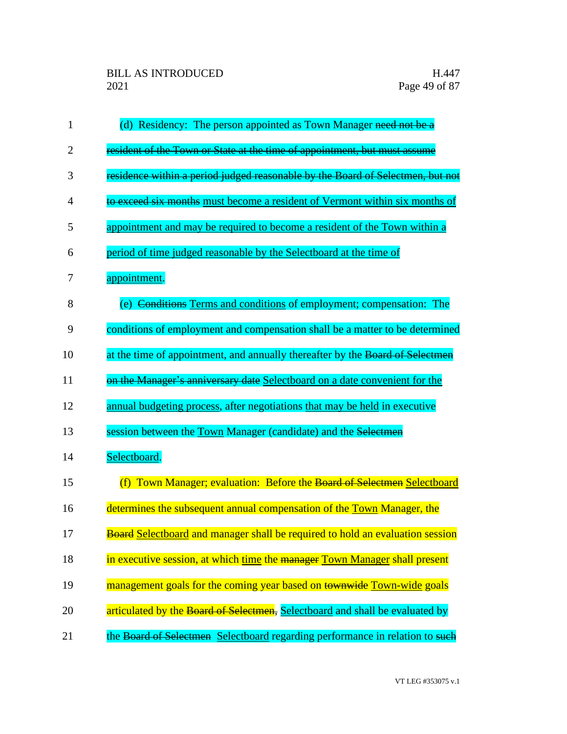(d) Residency: The person appointed as Town Manager ~~need not be a resident of the Town or State at the time of appointment, but must assume residence within a period judged reasonable by the Board of Selectmen, but not to exceed six months~~ must become a resident of Vermont within six months of appointment and may be required to become a resident of the Town within a period of time judged reasonable by the Selectboard at the time of appointment.

(e) ~~Conditions~~ Terms and conditions of employment; compensation: The conditions of employment and compensation shall be a matter to be determined at the time of appointment, and annually thereafter by the ~~Board of Selectmen on the Manager's anniversary date~~ Selectboard on a date convenient for the annual budgeting process, after negotiations that may be held in executive session between the Town Manager (candidate) and the ~~Selectmen~~ Selectboard.

(f) Town Manager; evaluation: Before the ~~Board of Selectmen~~ Selectboard determines the subsequent annual compensation of the Town Manager, the ~~Board~~ Selectboard and manager shall be required to hold an evaluation session in executive session, at which time the ~~manager~~ Town Manager shall present management goals for the coming year based on ~~townwide~~ Town-wide goals articulated by the ~~Board of Selectmen,~~ Selectboard and shall be evaluated by the ~~Board of Selectmen~~ Selectboard regarding performance in relation to ~~such~~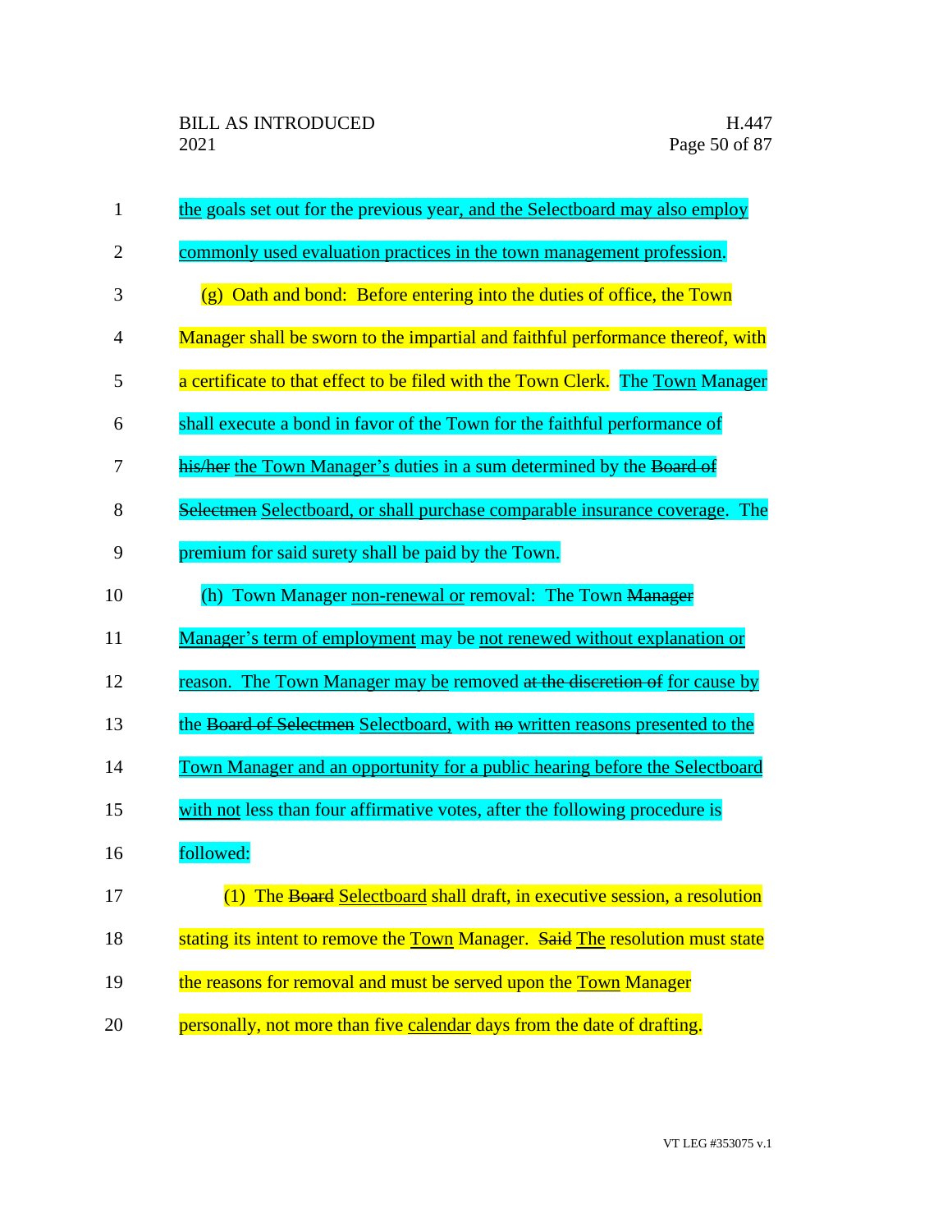the goals set out for the previous year, and the Selectboard may also employ commonly used evaluation practices in the town management profession.

(g) Oath and bond: Before entering into the duties of office, the Town Manager shall be sworn to the impartial and faithful performance thereof, with a certificate to that effect to be filed with the Town Clerk. The Town Manager shall execute a bond in favor of the Town for the faithful performance of ~~his/her~~ the Town Manager's duties in a sum determined by the ~~Board of Selectmen~~ Selectboard, or shall purchase comparable insurance coverage. The premium for said surety shall be paid by the Town.

(h) Town Manager non-renewal or removal: The Town ~~Manager~~ Manager's term of employment may be not renewed without explanation or reason. The Town Manager may be removed ~~at the discretion of~~ for cause by the ~~Board of Selectmen~~ Selectboard, with ~~no~~ written reasons presented to the Town Manager and an opportunity for a public hearing before the Selectboard with not less than four affirmative votes, after the following procedure is followed:

(1) The ~~Board~~ Selectboard shall draft, in executive session, a resolution stating its intent to remove the Town Manager. ~~Said~~ The resolution must state the reasons for removal and must be served upon the Town Manager personally, not more than five calendar days from the date of drafting.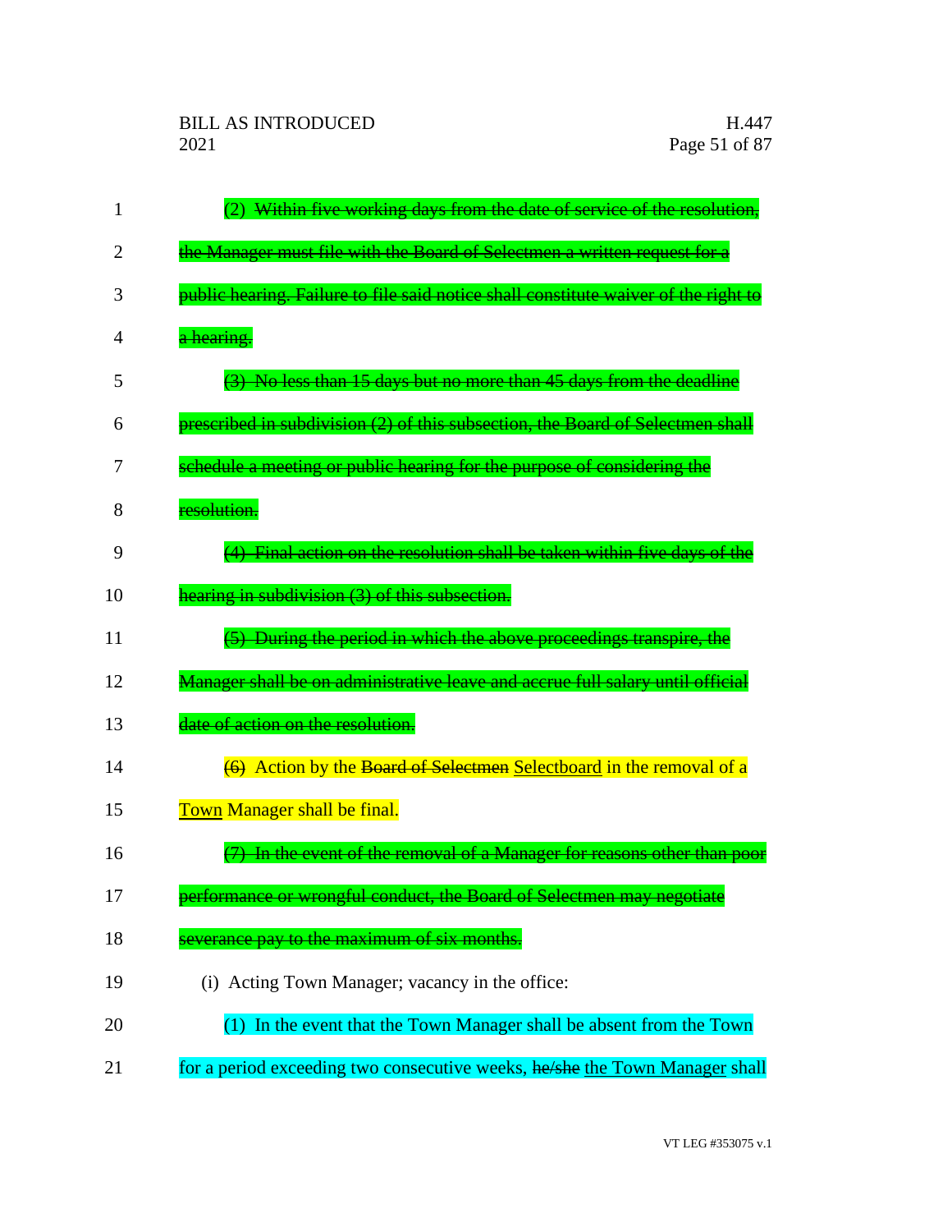(2) ~~Within five working days from the date of service of the resolution, the Manager must file with the Board of Selectmen a written request for a public hearing. Failure to file said notice shall constitute waiver of the right to a hearing.~~

~~(3) No less than 15 days but no more than 45 days from the deadline prescribed in subdivision (2) of this subsection, the Board of Selectmen shall schedule a meeting or public hearing for the purpose of considering the resolution.~~

~~(4) Final action on the resolution shall be taken within five days of the hearing in subdivision (3) of this subsection.~~

~~(5) During the period in which the above proceedings transpire, the Manager shall be on administrative leave and accrue full salary until official date of action on the resolution.~~

~~(6)~~ Action by the ~~Board of Selectmen~~ <u>Selectboard</u> in the removal of a <u>Town</u> Manager shall be final.

~~(7) In the event of the removal of a Manager for reasons other than poor performance or wrongful conduct, the Board of Selectmen may negotiate severance pay to the maximum of six months.~~

(i) Acting Town Manager; vacancy in the office:

(1) In the event that the Town Manager shall be absent from the Town for a period exceeding two consecutive weeks, ~~he/she~~ <u>the Town Manager</u> shall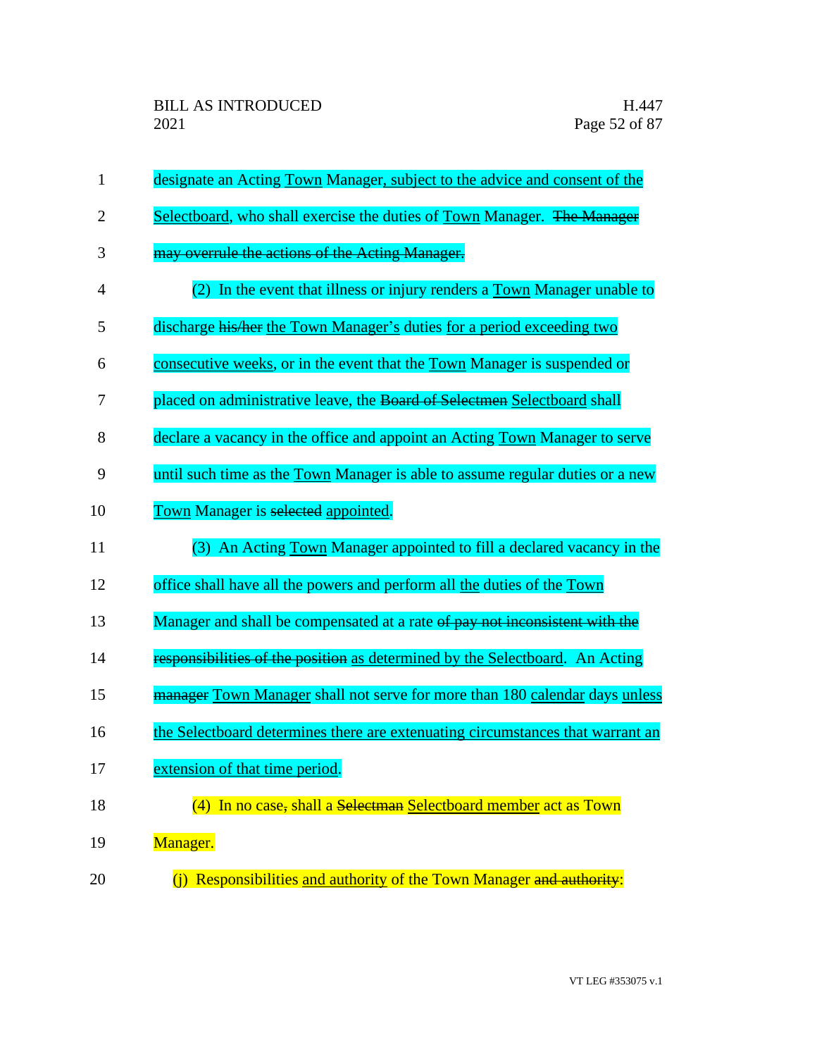designate an Acting Town Manager, subject to the advice and consent of the Selectboard, who shall exercise the duties of Town Manager. ~~The Manager may overrule the actions of the Acting Manager.~~

(2) In the event that illness or injury renders a Town Manager unable to discharge ~~his/her~~ the Town Manager's duties for a period exceeding two consecutive weeks, or in the event that the Town Manager is suspended or placed on administrative leave, the ~~Board of Selectmen~~ Selectboard shall declare a vacancy in the office and appoint an Acting Town Manager to serve until such time as the Town Manager is able to assume regular duties or a new Town Manager is ~~selected~~ appointed.

(3) An Acting Town Manager appointed to fill a declared vacancy in the office shall have all the powers and perform all the duties of the Town Manager and shall be compensated at a rate ~~of pay not inconsistent with the responsibilities of the position~~ as determined by the Selectboard. An Acting ~~manager~~ Town Manager shall not serve for more than 180 calendar days unless the Selectboard determines there are extenuating circumstances that warrant an extension of that time period.

(4) In no case~~,~~ shall a ~~Selectman~~ Selectboard member act as Town Manager.

(j) Responsibilities and authority of the Town Manager ~~and authority~~: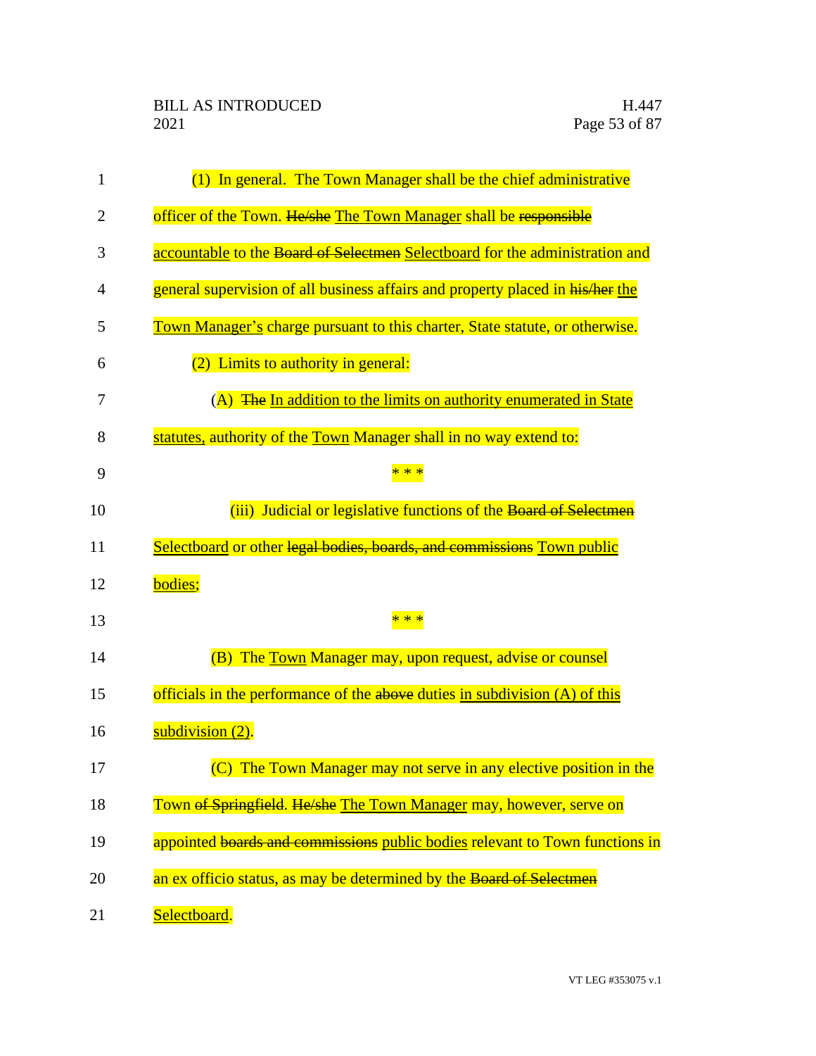(1) In general. The Town Manager shall be the chief administrative officer of the Town. ~~He/she~~ <u>The Town Manager</u> shall be ~~responsible~~ <u>accountable</u> to the ~~Board of Selectmen~~ <u>Selectboard</u> for the administration and general supervision of all business affairs and property placed in ~~his/her~~ <u>the Town Manager's</u> charge pursuant to this charter, State statute, or otherwise.

(2) Limits to authority in general:

(A) ~~The~~ <u>In addition to the limits on authority enumerated in State statutes,</u> authority of the <u>Town</u> Manager shall in no way extend to:

\* \* \*

(iii) Judicial or legislative functions of the ~~Board of Selectmen~~ <u>Selectboard</u> or other ~~legal bodies, boards, and commissions~~ <u>Town public bodies</u>;

\* \* \*

(B) The <u>Town</u> Manager may, upon request, advise or counsel officials in the performance of the ~~above~~ duties <u>in subdivision (A) of this subdivision (2)</u>.

(C) The Town Manager may not serve in any elective position in the Town ~~of Springfield~~. ~~He/she~~ <u>The Town Manager</u> may, however, serve on appointed ~~boards and commissions~~ <u>public bodies</u> relevant to Town functions in an ex officio status, as may be determined by the ~~Board of Selectmen~~ <u>Selectboard</u>.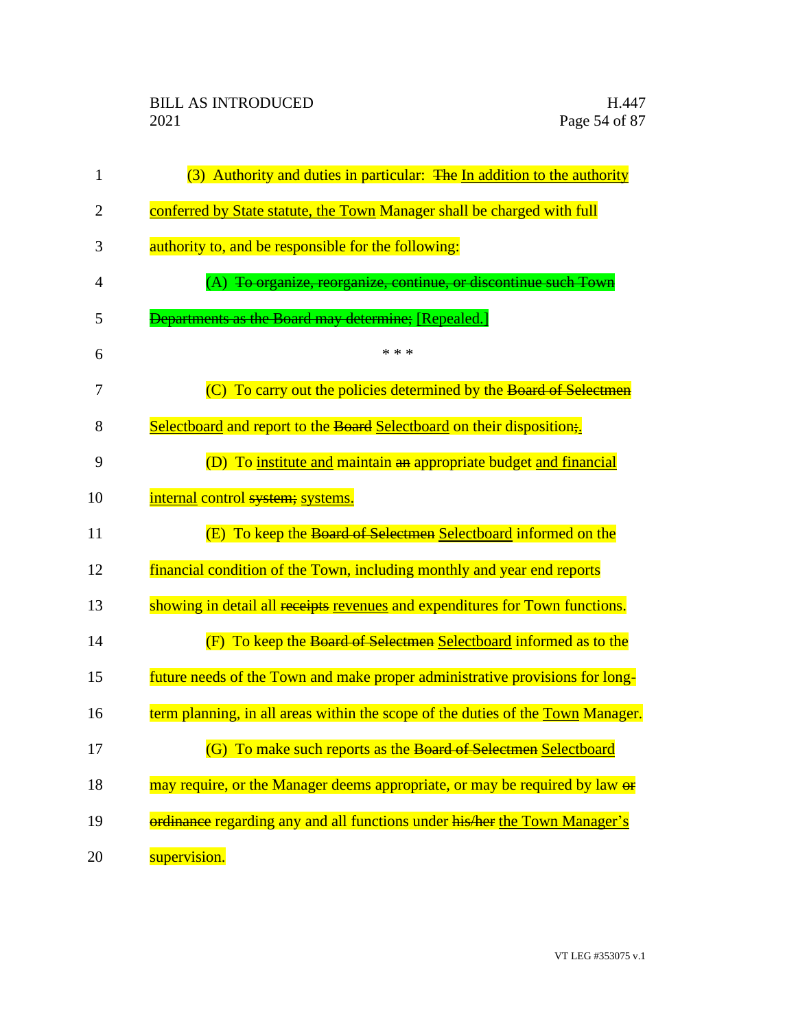(3) Authority and duties in particular: ~~The~~ In addition to the authority conferred by State statute, the Town Manager shall be charged with full authority to, and be responsible for the following:

(A) ~~To organize, reorganize, continue, or discontinue such Town Departments as the Board may determine;~~ [Repealed.]

\* \* \*

(C) To carry out the policies determined by the ~~Board of Selectmen~~ Selectboard and report to the ~~Board~~ Selectboard on their disposition~~;~~.

(D) To institute and maintain ~~an~~ appropriate budget and financial internal control ~~system;~~ systems.

(E) To keep the ~~Board of Selectmen~~ Selectboard informed on the financial condition of the Town, including monthly and year end reports showing in detail all ~~receipts~~ revenues and expenditures for Town functions.

(F) To keep the ~~Board of Selectmen~~ Selectboard informed as to the future needs of the Town and make proper administrative provisions for long-term planning, in all areas within the scope of the duties of the Town Manager.

(G) To make such reports as the ~~Board of Selectmen~~ Selectboard may require, or the Manager deems appropriate, or may be required by law ~~or ordinance~~ regarding any and all functions under ~~his/her~~ the Town Manager's supervision.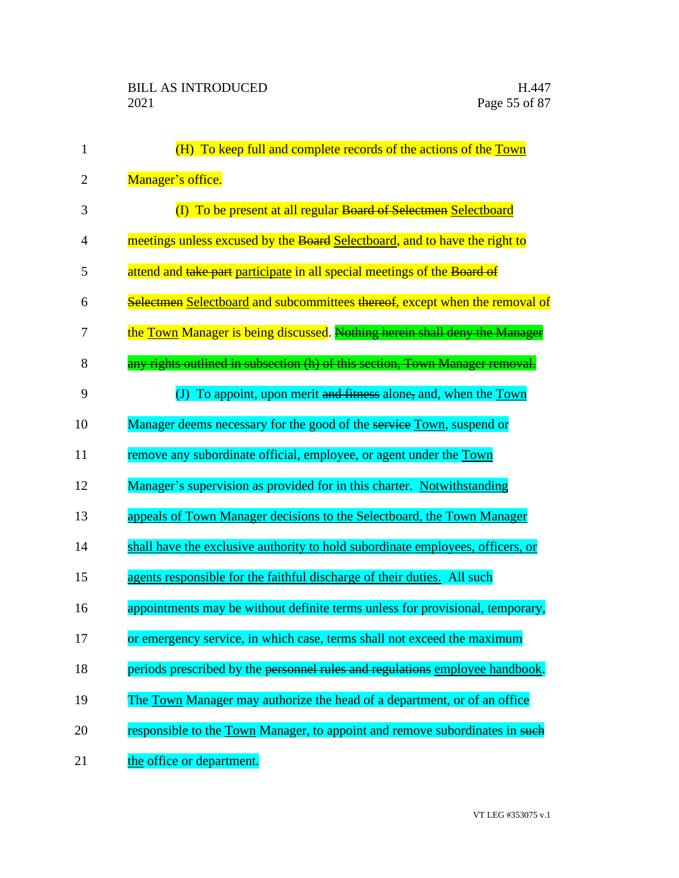(H) To keep full and complete records of the actions of the <u>Town</u> Manager's office.

(I) To be present at all regular ~~Board of Selectmen~~ <u>Selectboard</u> meetings unless excused by the ~~Board~~ <u>Selectboard</u>, and to have the right to attend and ~~take part~~ <u>participate</u> in all special meetings of the ~~Board of Selectmen~~ <u>Selectboard</u> and subcommittees ~~thereof~~, except when the removal of the <u>Town</u> Manager is being discussed. ~~Nothing herein shall deny the Manager any rights outlined in subsection (h) of this section, Town Manager removal.~~

(J) To appoint, upon merit ~~and fitness~~ alone~~,~~ and, when the <u>Town</u> Manager deems necessary for the good of the ~~service~~ <u>Town</u>, suspend or remove any subordinate official, employee, or agent under the <u>Town</u> Manager's supervision as provided for in this charter. <u>Notwithstanding appeals of Town Manager decisions to the Selectboard, the Town Manager shall have the exclusive authority to hold subordinate employees, officers, or agents responsible for the faithful discharge of their duties.</u> All such appointments may be without definite terms unless for provisional, temporary, or emergency service, in which case, terms shall not exceed the maximum periods prescribed by the ~~personnel rules and regulations~~ <u>employee handbook</u>. The <u>Town</u> Manager may authorize the head of a department, or of an office responsible to the <u>Town</u> Manager, to appoint and remove subordinates in ~~such~~ <u>the</u> office or department.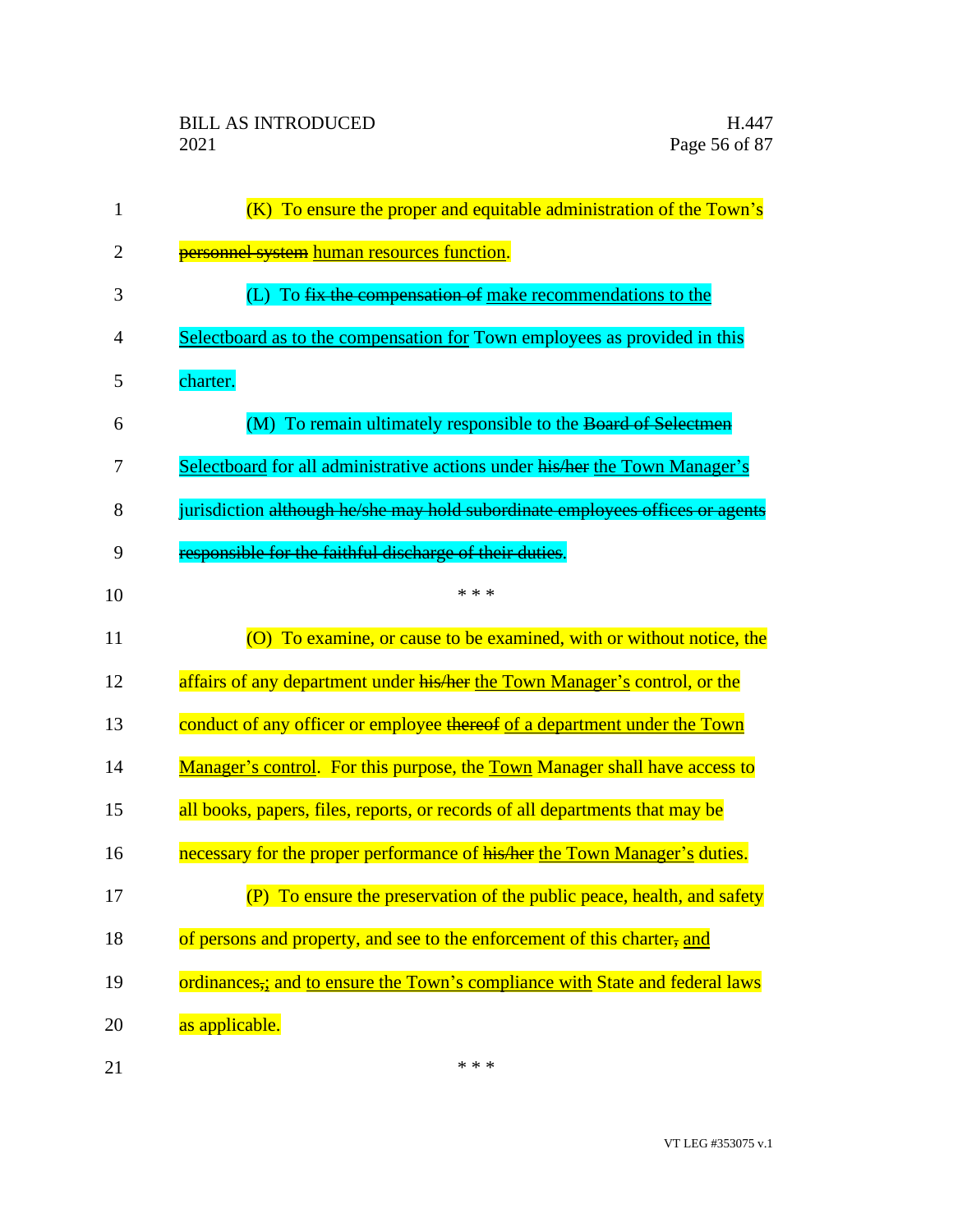(K) To ensure the proper and equitable administration of the Town's ~~personnel system~~ human resources function.

(L) To ~~fix the compensation of~~ make recommendations to the Selectboard as to the compensation for Town employees as provided in this charter.

(M) To remain ultimately responsible to the ~~Board of Selectmen~~ Selectboard for all administrative actions under ~~his/her~~ the Town Manager's jurisdiction ~~although he/she may hold subordinate employees offices or agents responsible for the faithful discharge of their duties~~.

\* \* \*

(O) To examine, or cause to be examined, with or without notice, the affairs of any department under ~~his/her~~ the Town Manager's control, or the conduct of any officer or employee ~~thereof~~ of a department under the Town Manager's control. For this purpose, the Town Manager shall have access to all books, papers, files, reports, or records of all departments that may be necessary for the proper performance of ~~his/her~~ the Town Manager's duties.

(P) To ensure the preservation of the public peace, health, and safety of persons and property, and see to the enforcement of this charter~~,~~ and ordinances~~,~~; and to ensure the Town's compliance with State and federal laws as applicable.

\* \* \*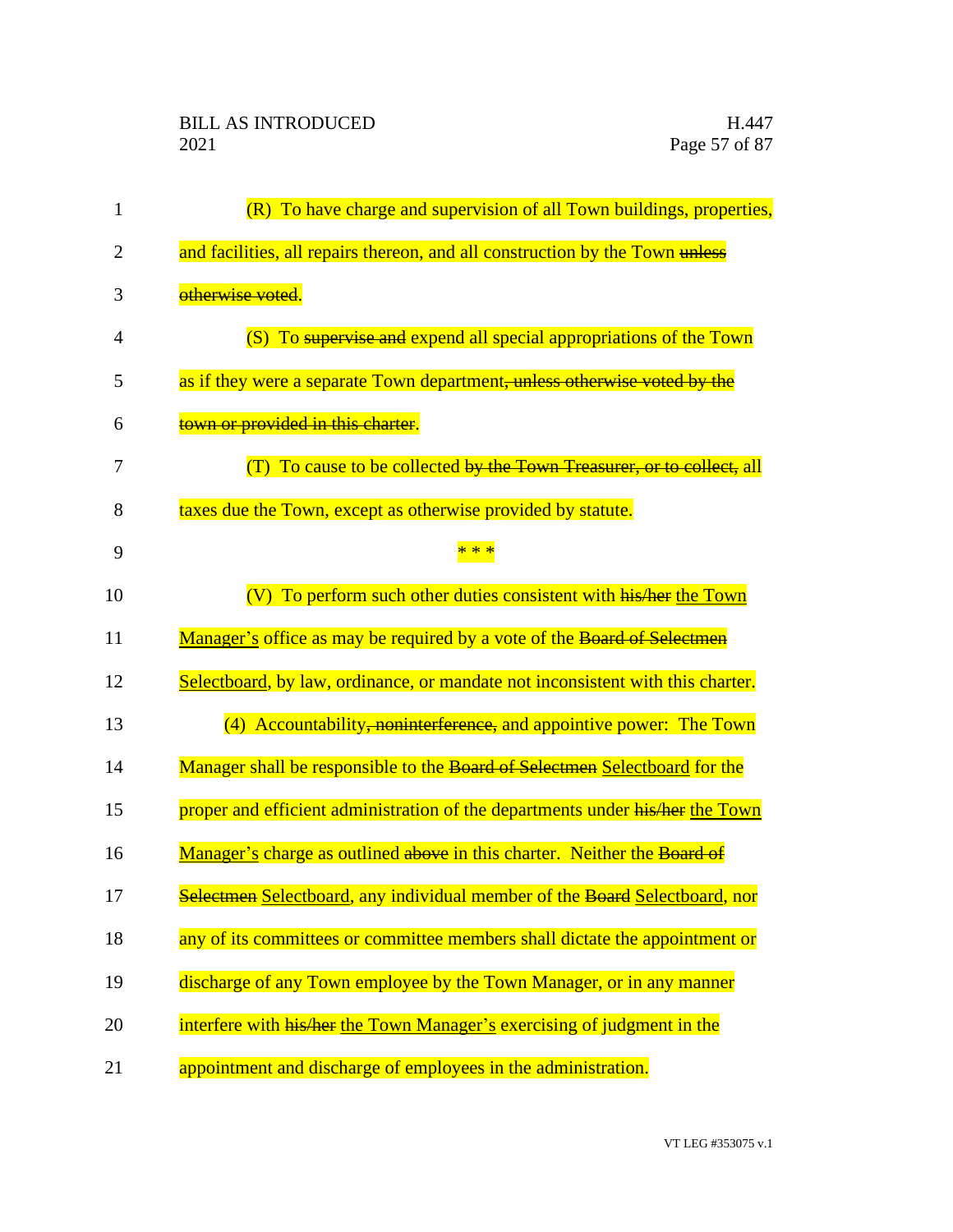(R) To have charge and supervision of all Town buildings, properties, and facilities, all repairs thereon, and all construction by the Town ~~unless otherwise voted~~.

(S) To ~~supervise and~~ expend all special appropriations of the Town as if they were a separate Town department~~, unless otherwise voted by the town or provided in this charter~~.

(T) To cause to be collected ~~by the Town Treasurer, or to collect,~~ all taxes due the Town, except as otherwise provided by statute.

* * *

(V) To perform such other duties consistent with ~~his/her~~ the Town Manager's office as may be required by a vote of the ~~Board of Selectmen~~ Selectboard, by law, ordinance, or mandate not inconsistent with this charter.

(4) Accountability~~, noninterference,~~ and appointive power: The Town Manager shall be responsible to the ~~Board of Selectmen~~ Selectboard for the proper and efficient administration of the departments under ~~his/her~~ the Town Manager's charge as outlined ~~above~~ in this charter. Neither the ~~Board of Selectmen~~ Selectboard, any individual member of the ~~Board~~ Selectboard, nor any of its committees or committee members shall dictate the appointment or discharge of any Town employee by the Town Manager, or in any manner interfere with ~~his/her~~ the Town Manager's exercising of judgment in the appointment and discharge of employees in the administration.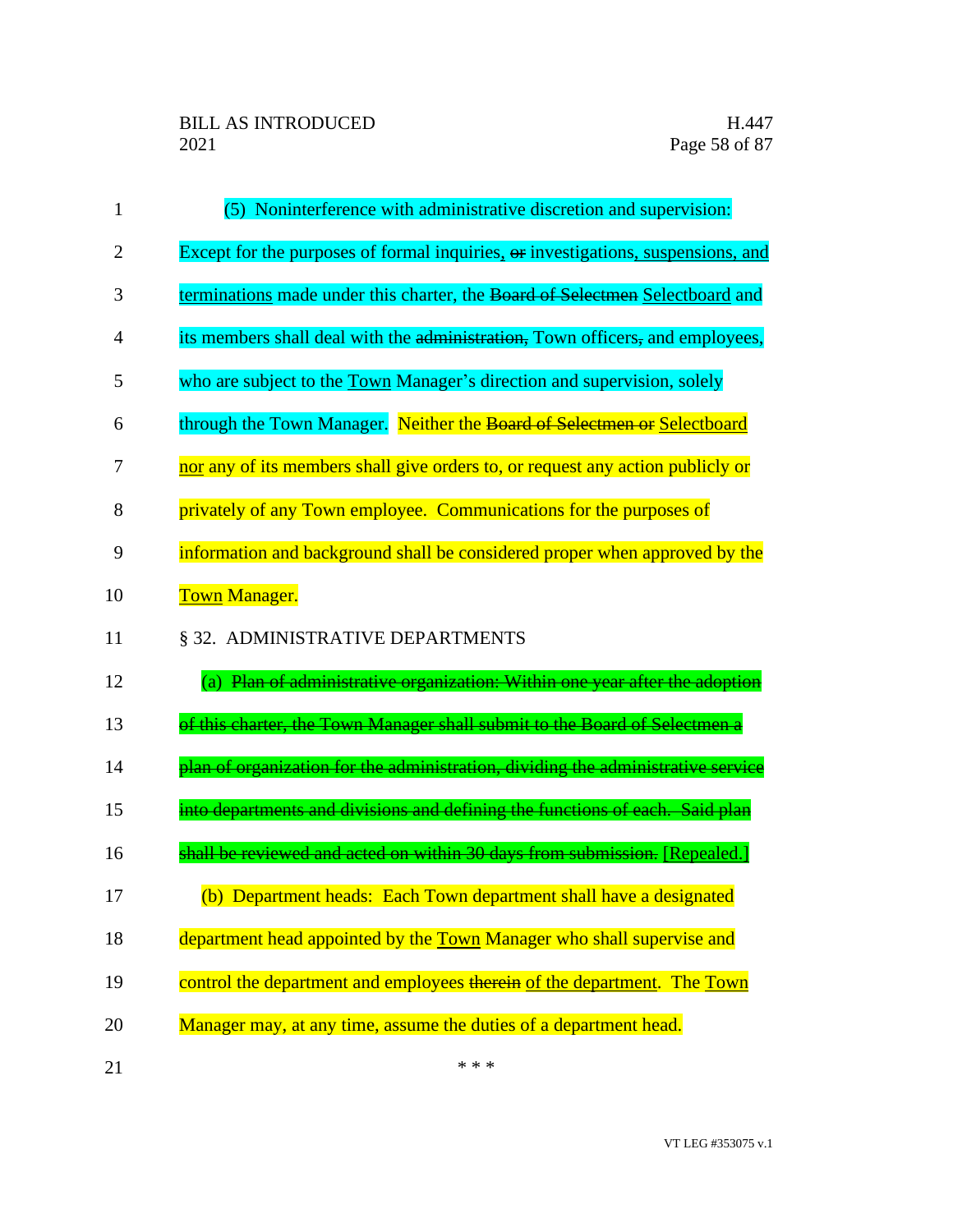(5) Noninterference with administrative discretion and supervision: Except for the purposes of formal inquiries, ~~or~~ investigations, suspensions, and terminations made under this charter, the ~~Board of Selectmen~~ Selectboard and its members shall deal with the ~~administration,~~ Town officers~~,~~ and employees, who are subject to the Town Manager's direction and supervision, solely through the Town Manager. Neither the ~~Board of Selectmen or~~ Selectboard nor any of its members shall give orders to, or request any action publicly or privately of any Town employee. Communications for the purposes of information and background shall be considered proper when approved by the Town Manager.

§ 32. ADMINISTRATIVE DEPARTMENTS

(a) ~~Plan of administrative organization: Within one year after the adoption of this charter, the Town Manager shall submit to the Board of Selectmen a plan of organization for the administration, dividing the administrative service into departments and divisions and defining the functions of each. Said plan shall be reviewed and acted on within 30 days from submission.~~ [Repealed.]

(b) Department heads: Each Town department shall have a designated department head appointed by the Town Manager who shall supervise and control the department and employees ~~therein~~ of the department. The Town Manager may, at any time, assume the duties of a department head.

\* \* \*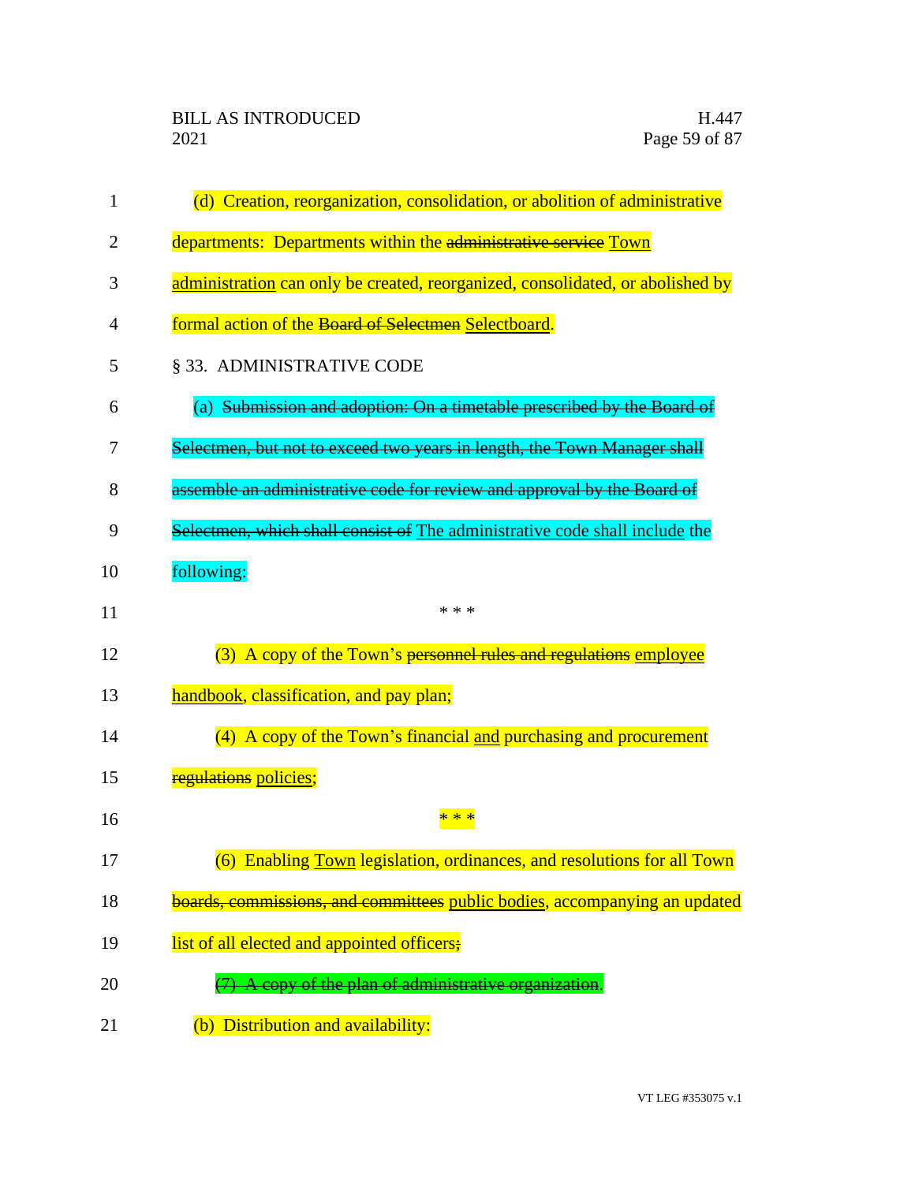(d) Creation, reorganization, consolidation, or abolition of administrative departments: Departments within the ~~administrative service~~ Town administration can only be created, reorganized, consolidated, or abolished by formal action of the ~~Board of Selectmen~~ Selectboard.

§ 33. ADMINISTRATIVE CODE

(a) ~~Submission and adoption: On a timetable prescribed by the Board of Selectmen, but not to exceed two years in length, the Town Manager shall assemble an administrative code for review and approval by the Board of Selectmen, which shall consist of~~ The administrative code shall include the following:

\* \* \*

(3) A copy of the Town's ~~personnel rules and regulations~~ employee handbook, classification, and pay plan;

(4) A copy of the Town's financial and purchasing and procurement ~~regulations~~ policies;

\* \* \*

(6) Enabling Town legislation, ordinances, and resolutions for all Town ~~boards, commissions, and committees~~ public bodies, accompanying an updated list of all elected and appointed officers~~;~~

~~(7) A copy of the plan of administrative organization~~.

(b) Distribution and availability: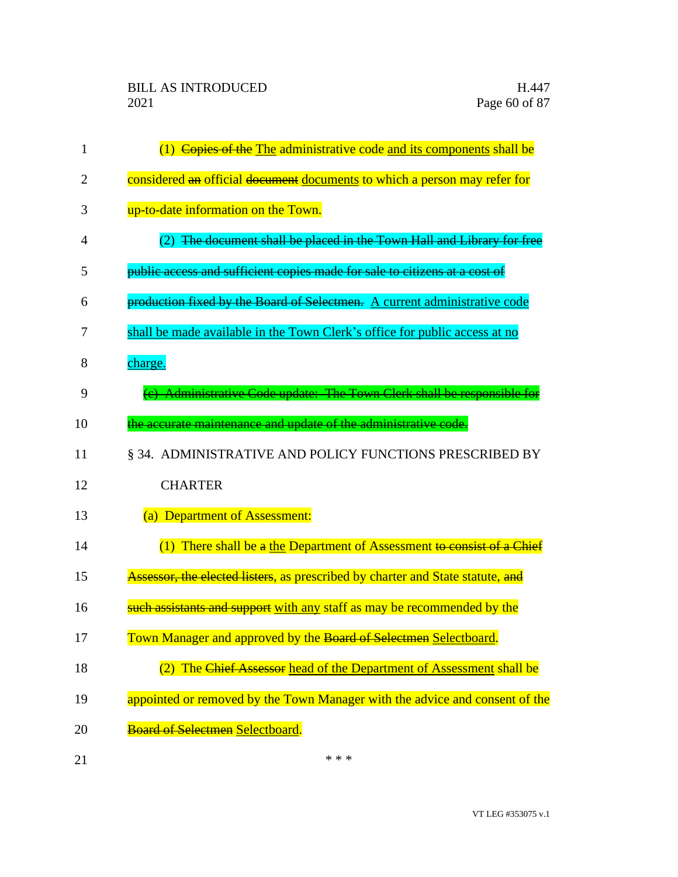(1) ~~Copies of the~~ The administrative code and its components shall be considered ~~an~~ official ~~document~~ documents to which a person may refer for up-to-date information on the Town.

(2) ~~The document shall be placed in the Town Hall and Library for free public access and sufficient copies made for sale to citizens at a cost of production fixed by the Board of Selectmen.~~ A current administrative code shall be made available in the Town Clerk's office for public access at no charge.

~~(c) Administrative Code update: The Town Clerk shall be responsible for the accurate maintenance and update of the administrative code.~~

§ 34. ADMINISTRATIVE AND POLICY FUNCTIONS PRESCRIBED BY CHARTER

(a) Department of Assessment:

(1) There shall be ~~a~~ the Department of Assessment ~~to consist of a Chief Assessor, the elected listers~~, as prescribed by charter and State statute, ~~and such assistants and support~~ with any staff as may be recommended by the Town Manager and approved by the ~~Board of Selectmen~~ Selectboard.

(2) The ~~Chief Assessor~~ head of the Department of Assessment shall be appointed or removed by the Town Manager with the advice and consent of the ~~Board of Selectmen~~ Selectboard.

\* \* \*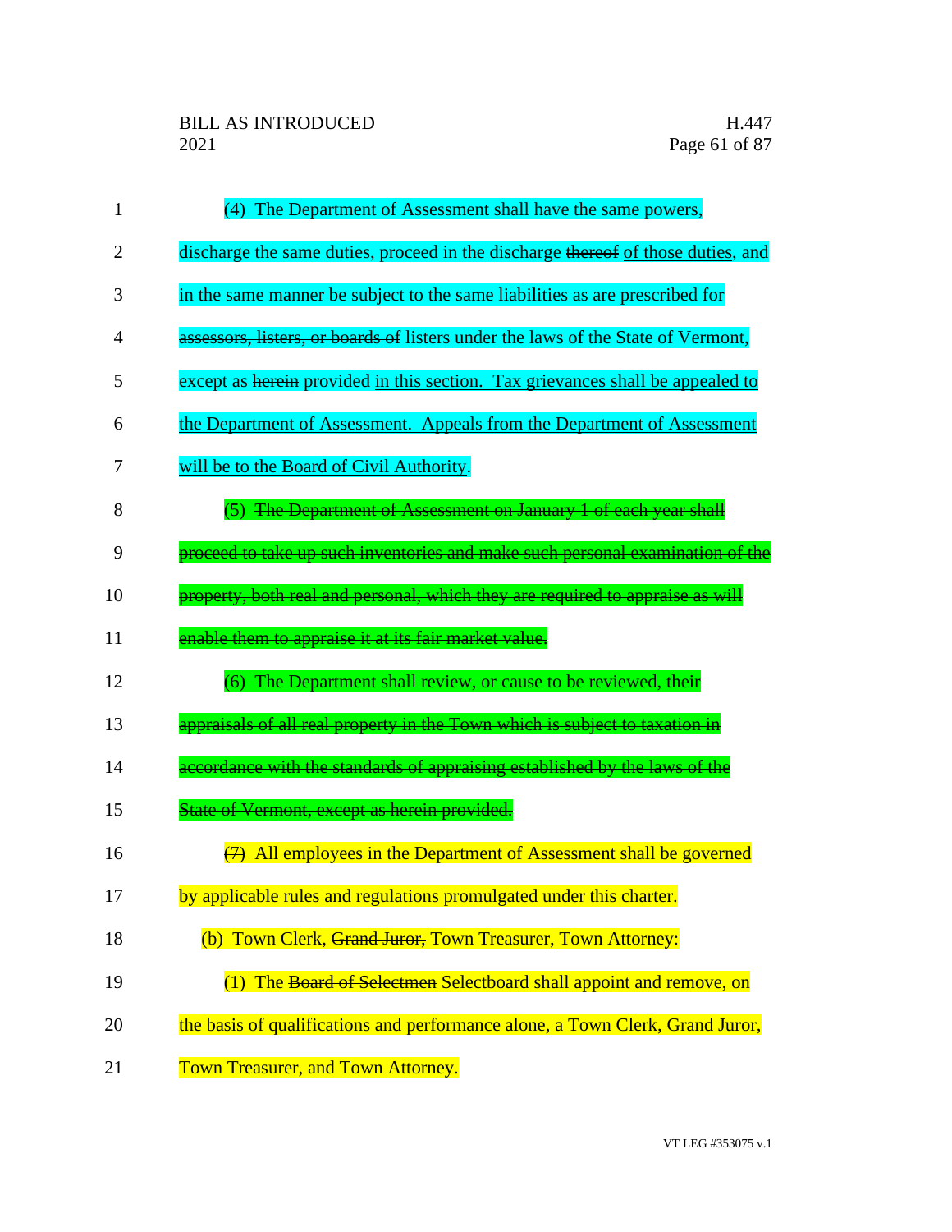(4) The Department of Assessment shall have the same powers, discharge the same duties, proceed in the discharge ~~thereof~~ <u>of those duties</u>, and in the same manner be subject to the same liabilities as are prescribed for ~~assessors, listers, or boards of~~ listers under the laws of the State of Vermont, except as ~~herein~~ provided <u>in this section. Tax grievances shall be appealed to the Department of Assessment. Appeals from the Department of Assessment will be to the Board of Civil Authority</u>.

(5) ~~The Department of Assessment on January 1 of each year shall proceed to take up such inventories and make such personal examination of the property, both real and personal, which they are required to appraise as will enable them to appraise it at its fair market value.~~

~~(6) The Department shall review, or cause to be reviewed, their appraisals of all real property in the Town which is subject to taxation in accordance with the standards of appraising established by the laws of the State of Vermont, except as herein provided.~~

~~(7)~~ All employees in the Department of Assessment shall be governed by applicable rules and regulations promulgated under this charter.

(b) Town Clerk, ~~Grand Juror,~~ Town Treasurer, Town Attorney:

(1) The ~~Board of Selectmen~~ <u>Selectboard</u> shall appoint and remove, on the basis of qualifications and performance alone, a Town Clerk, ~~Grand Juror,~~ Town Treasurer, and Town Attorney.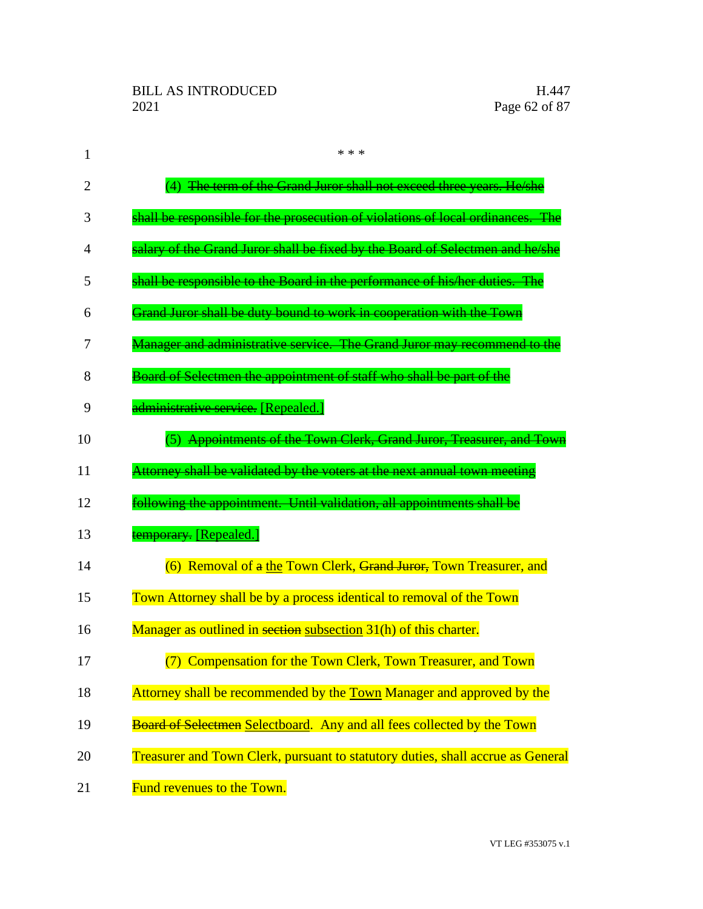\* \* \*

(4) ~~The term of the Grand Juror shall not exceed three years. He/she shall be responsible for the prosecution of violations of local ordinances. The salary of the Grand Juror shall be fixed by the Board of Selectmen and he/she shall be responsible to the Board in the performance of his/her duties. The Grand Juror shall be duty bound to work in cooperation with the Town Manager and administrative service. The Grand Juror may recommend to the Board of Selectmen the appointment of staff who shall be part of the administrative service.~~ [Repealed.]

(5) ~~Appointments of the Town Clerk, Grand Juror, Treasurer, and Town Attorney shall be validated by the voters at the next annual town meeting following the appointment. Until validation, all appointments shall be temporary.~~ [Repealed.]

(6) Removal of ~~a~~ <u>the</u> Town Clerk, ~~Grand Juror,~~ Town Treasurer, and Town Attorney shall be by a process identical to removal of the Town Manager as outlined in ~~section~~ <u>subsection</u> 31(h) of this charter.

(7) Compensation for the Town Clerk, Town Treasurer, and Town Attorney shall be recommended by the <u>Town</u> Manager and approved by the ~~Board of Selectmen~~ <u>Selectboard</u>. Any and all fees collected by the Town Treasurer and Town Clerk, pursuant to statutory duties, shall accrue as General Fund revenues to the Town.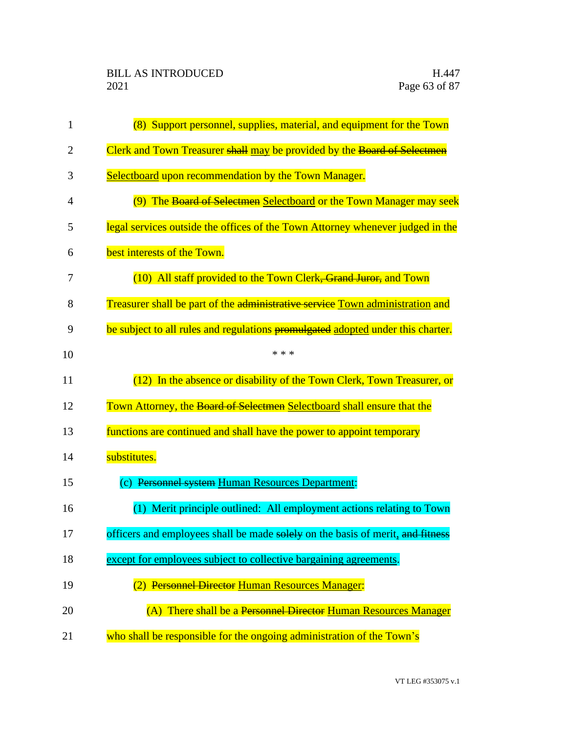(8) Support personnel, supplies, material, and equipment for the Town Clerk and Town Treasurer ~~shall~~ may be provided by the ~~Board of Selectmen~~ Selectboard upon recommendation by the Town Manager.

(9) The ~~Board of Selectmen~~ Selectboard or the Town Manager may seek legal services outside the offices of the Town Attorney whenever judged in the best interests of the Town.

(10) All staff provided to the Town Clerk~~, Grand Juror,~~ and Town Treasurer shall be part of the ~~administrative service~~ Town administration and be subject to all rules and regulations ~~promulgated~~ adopted under this charter.

\* \* \*

(12) In the absence or disability of the Town Clerk, Town Treasurer, or Town Attorney, the ~~Board of Selectmen~~ Selectboard shall ensure that the functions are continued and shall have the power to appoint temporary substitutes.

(c) ~~Personnel system~~ Human Resources Department:

(1) Merit principle outlined: All employment actions relating to Town officers and employees shall be made ~~solely~~ on the basis of merit, ~~and fitness~~ except for employees subject to collective bargaining agreements.

(2) ~~Personnel Director~~ Human Resources Manager:

(A) There shall be a ~~Personnel Director~~ Human Resources Manager who shall be responsible for the ongoing administration of the Town's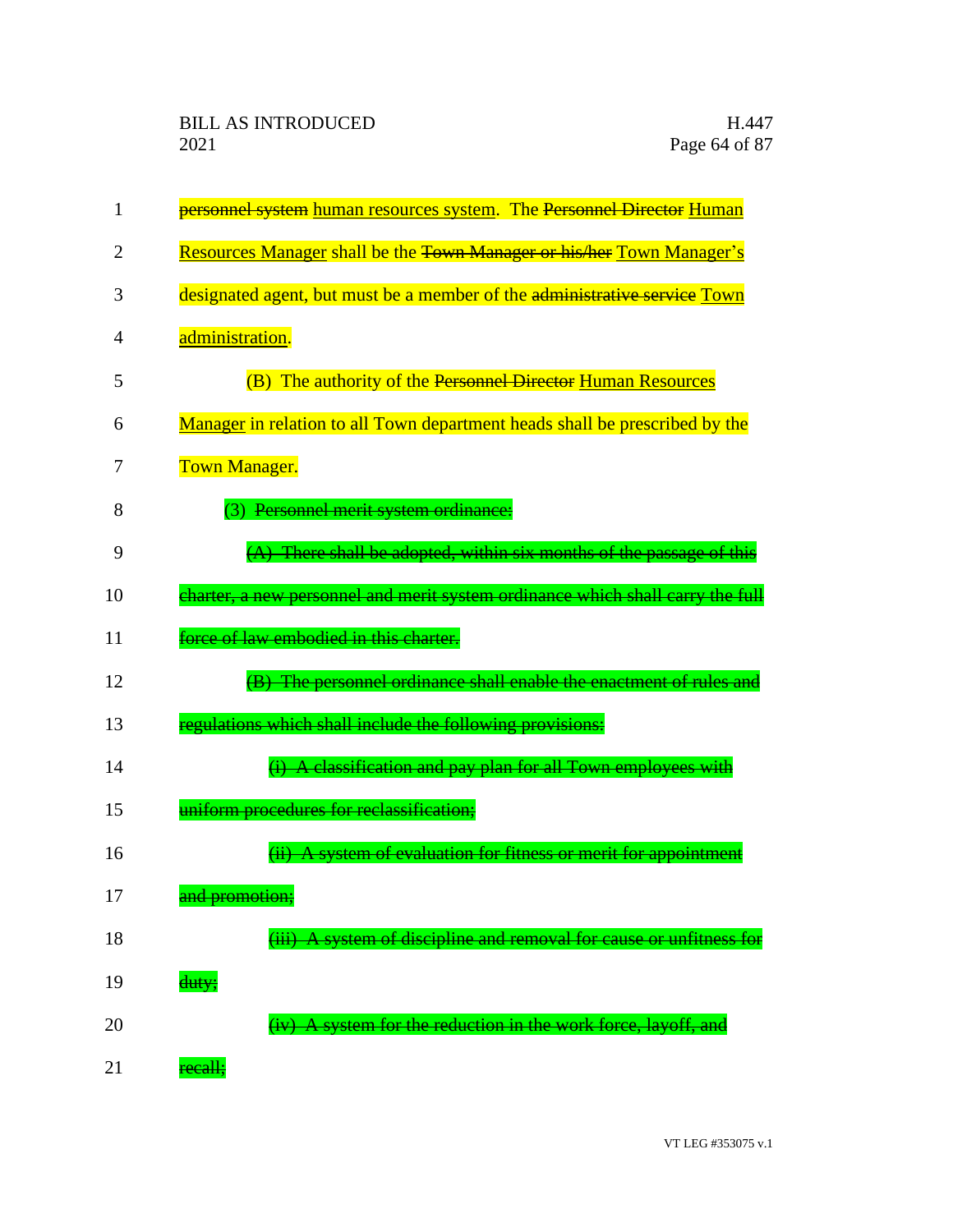~~personnel system~~ human resources system. The ~~Personnel Director~~ Human Resources Manager shall be the ~~Town Manager or his/her~~ Town Manager's designated agent, but must be a member of the ~~administrative service~~ Town administration.

(B) The authority of the ~~Personnel Director~~ Human Resources Manager in relation to all Town department heads shall be prescribed by the Town Manager.

(3) ~~Personnel merit system ordinance:~~

~~(A) There shall be adopted, within six months of the passage of this charter, a new personnel and merit system ordinance which shall carry the full force of law embodied in this charter.~~

~~(B) The personnel ordinance shall enable the enactment of rules and regulations which shall include the following provisions:~~

~~(i) A classification and pay plan for all Town employees with uniform procedures for reclassification;~~

~~(ii) A system of evaluation for fitness or merit for appointment and promotion;~~

~~(iii) A system of discipline and removal for cause or unfitness for duty;~~

~~(iv) A system for the reduction in the work force, layoff, and recall;~~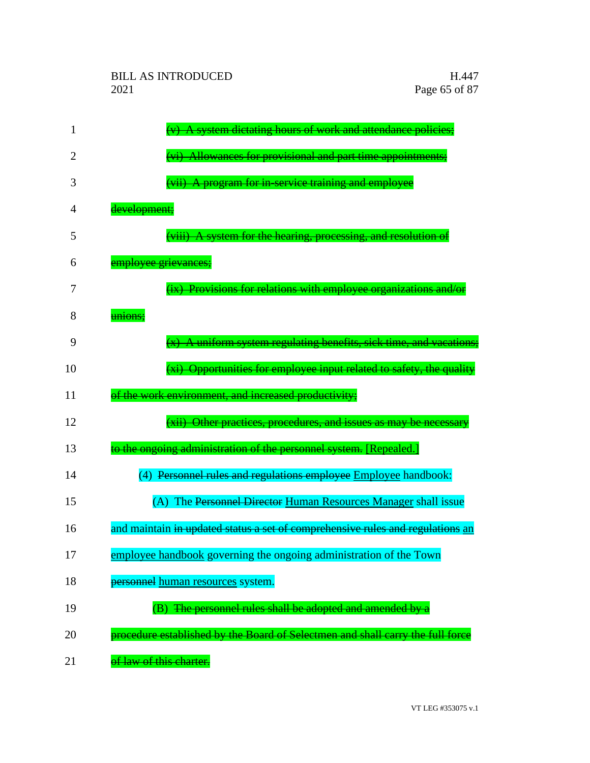~~(v) A system dictating hours of work and attendance policies;~~

~~(vi) Allowances for provisional and part time appointments;~~

~~(vii) A program for in-service training and employee development;~~

~~(viii) A system for the hearing, processing, and resolution of employee grievances;~~

~~(ix) Provisions for relations with employee organizations and/or unions;~~

~~(x) A uniform system regulating benefits, sick time, and vacations;~~

~~(xi) Opportunities for employee input related to safety, the quality of the work environment, and increased productivity;~~

~~(xii) Other practices, procedures, and issues as may be necessary to the ongoing administration of the personnel system.~~ <u>[Repealed.]</u>

(4) ~~Personnel rules and regulations employee~~ <u>Employee</u> handbook:

(A) The ~~Personnel Director~~ <u>Human Resources Manager</u> shall issue and maintain ~~in updated status a set of comprehensive rules and regulations~~ <u>an employee handbook</u> governing the ongoing administration of the Town ~~personnel~~ <u>human resources</u> system.

(B) ~~The personnel rules shall be adopted and amended by a procedure established by the Board of Selectmen and shall carry the full force of law of this charter.~~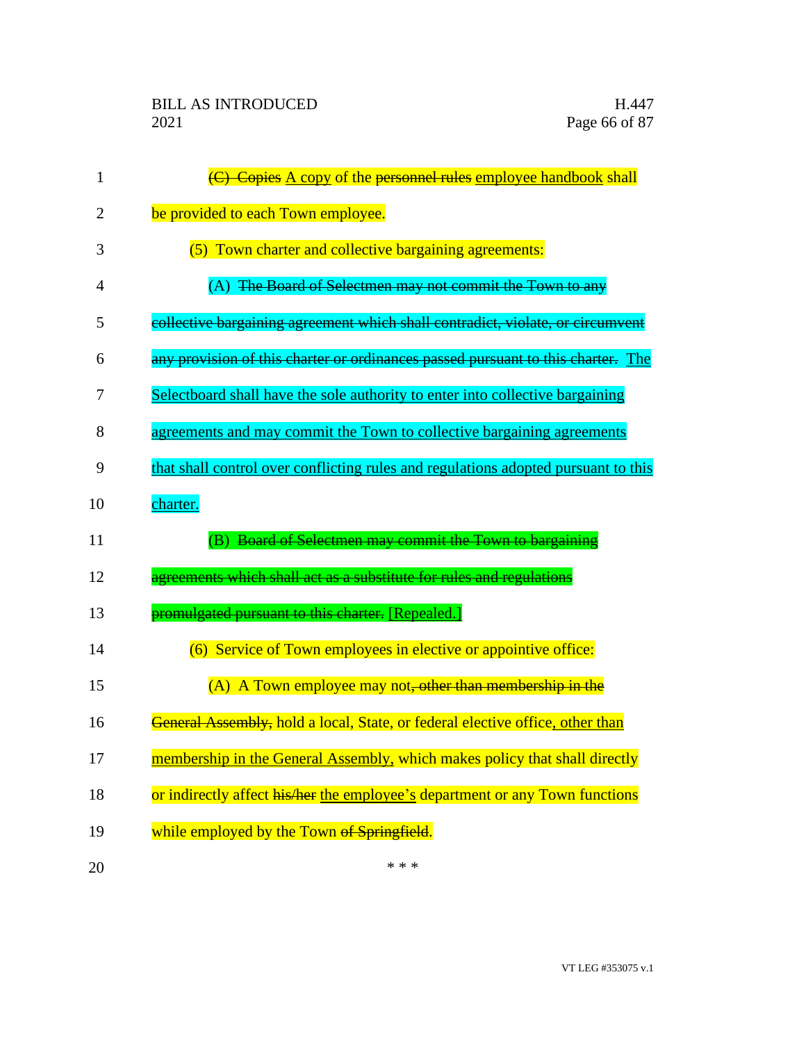~~(C) Copies~~ A copy of the ~~personnel rules~~ employee handbook shall be provided to each Town employee.

(5) Town charter and collective bargaining agreements:

(A) ~~The Board of Selectmen may not commit the Town to any collective bargaining agreement which shall contradict, violate, or circumvent any provision of this charter or ordinances passed pursuant to this charter.~~ The Selectboard shall have the sole authority to enter into collective bargaining agreements and may commit the Town to collective bargaining agreements that shall control over conflicting rules and regulations adopted pursuant to this charter.

(B) ~~Board of Selectmen may commit the Town to bargaining agreements which shall act as a substitute for rules and regulations promulgated pursuant to this charter.~~ [Repealed.]

(6) Service of Town employees in elective or appointive office:

(A) A Town employee may not~~, other than membership in the General Assembly,~~ hold a local, State, or federal elective office, other than membership in the General Assembly, which makes policy that shall directly or indirectly affect ~~his/her~~ the employee's department or any Town functions while employed by the Town ~~of Springfield~~.

\* \* \*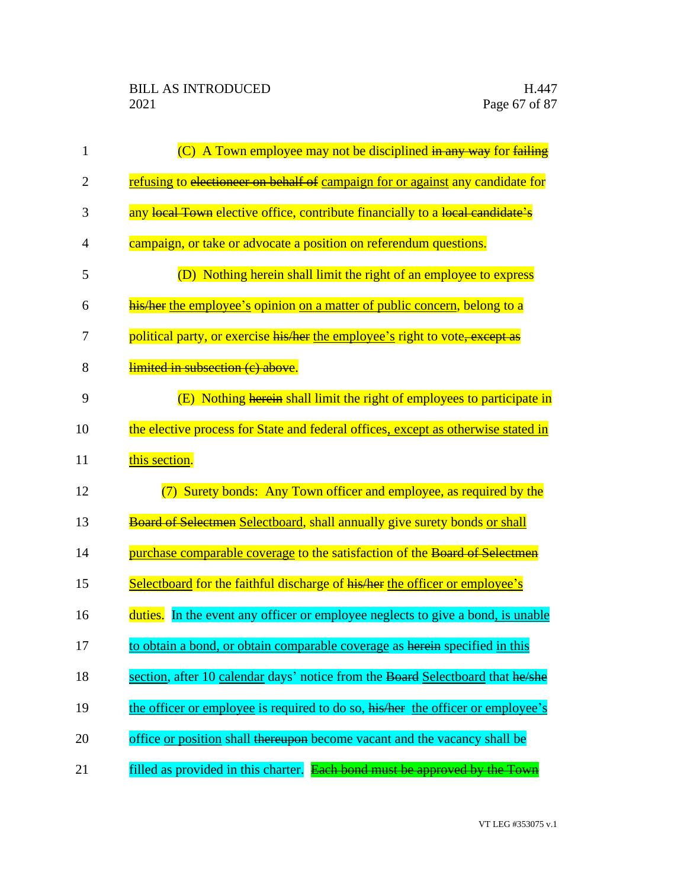(C) A Town employee may not be disciplined ~~in any way~~ for ~~failing~~ <u>refusing</u> to ~~electioneer on behalf of~~ <u>campaign for or against</u> any candidate for any ~~local Town~~ elective office, contribute financially to a ~~local candidate's~~ campaign, or take or advocate a position on referendum questions.

(D) Nothing herein shall limit the right of an employee to express ~~his/her~~ <u>the employee's</u> opinion <u>on a matter of public concern</u>, belong to a political party, or exercise ~~his/her~~ <u>the employee's</u> right to vote~~, except as limited in subsection (c) above~~.

(E) Nothing ~~herein~~ shall limit the right of employees to participate in the elective process for State and federal offices<u>, except as otherwise stated in this section</u>.

(7) Surety bonds: Any Town officer and employee, as required by the ~~Board of Selectmen~~ <u>Selectboard</u>, shall annually give surety bonds <u>or shall purchase comparable coverage</u> to the satisfaction of the ~~Board of Selectmen~~ <u>Selectboard</u> for the faithful discharge of ~~his/her~~ <u>the officer or employee's</u> duties. In the event any officer or employee neglects to give a bond<u>, is unable to obtain a bond, or obtain comparable coverage</u> as ~~herein~~ specified <u>in this section</u>, after 10 <u>calendar</u> days' notice from the ~~Board~~ <u>Selectboard</u> that ~~he/she~~ <u>the officer or employee</u> is required to do so, ~~his/her~~ <u>the officer or employee's</u> office <u>or position</u> shall ~~thereupon~~ become vacant and the vacancy shall be filled as provided in this charter. ~~Each bond must be approved by the Town~~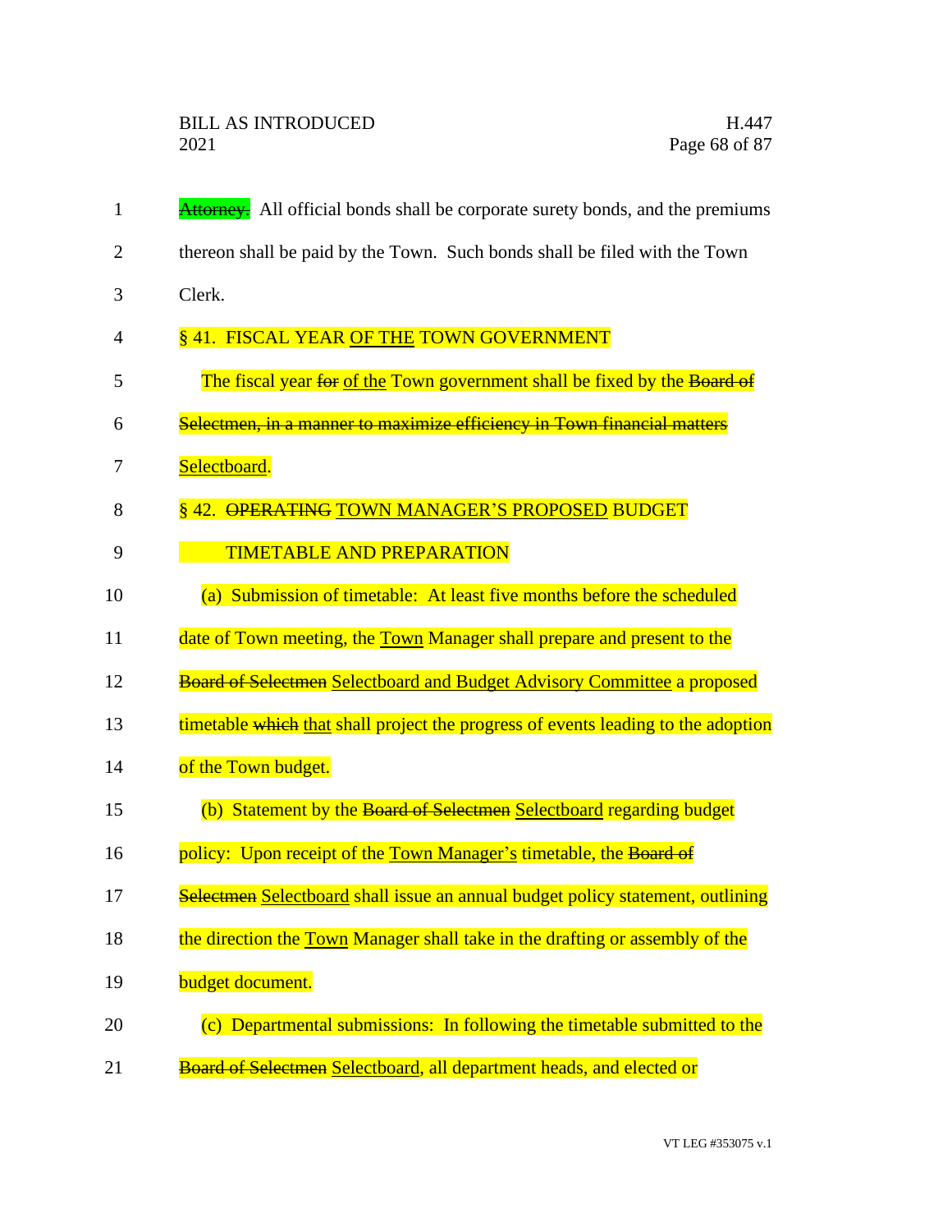~~Attorney.~~ All official bonds shall be corporate surety bonds, and the premiums thereon shall be paid by the Town. Such bonds shall be filed with the Town Clerk.

§ 41. FISCAL YEAR <u>OF THE</u> TOWN GOVERNMENT

The fiscal year ~~for~~ <u>of the</u> Town government shall be fixed by the ~~Board of Selectmen, in a manner to maximize efficiency in Town financial matters~~ <u>Selectboard</u>.

§ 42. ~~OPERATING~~ <u>TOWN MANAGER'S PROPOSED</u> BUDGET TIMETABLE AND PREPARATION

(a) Submission of timetable: At least five months before the scheduled date of Town meeting, the <u>Town</u> Manager shall prepare and present to the ~~Board of Selectmen~~ <u>Selectboard and Budget Advisory Committee</u> a proposed timetable ~~which~~ <u>that</u> shall project the progress of events leading to the adoption of the Town budget.

(b) Statement by the ~~Board of Selectmen~~ <u>Selectboard</u> regarding budget policy: Upon receipt of the <u>Town Manager's</u> timetable, the ~~Board of Selectmen~~ <u>Selectboard</u> shall issue an annual budget policy statement, outlining the direction the <u>Town</u> Manager shall take in the drafting or assembly of the budget document.

(c) Departmental submissions: In following the timetable submitted to the ~~Board of Selectmen~~ <u>Selectboard</u>, all department heads, and elected or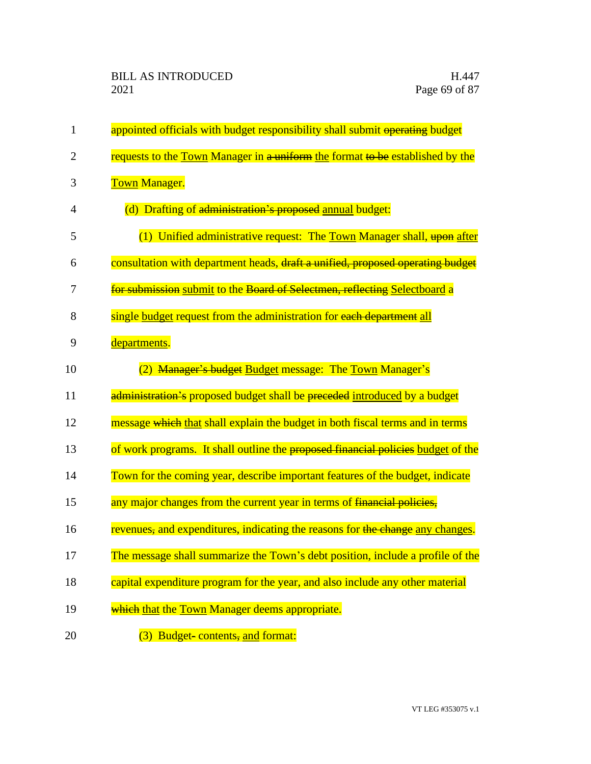appointed officials with budget responsibility shall submit ~~operating~~ budget requests to the <u>Town</u> Manager in ~~a uniform~~ <u>the</u> format ~~to be~~ established by the <u>Town</u> Manager.

(d) Drafting of ~~administration's proposed~~ <u>annual</u> budget:

(1) Unified administrative request: The <u>Town</u> Manager shall, ~~upon~~ <u>after</u> consultation with department heads, ~~draft a unified, proposed operating budget for submission~~ <u>submit</u> to the ~~Board of Selectmen, reflecting~~ <u>Selectboard</u> a single <u>budget</u> request from the administration for ~~each department~~ <u>all departments</u>.

(2) ~~Manager's budget~~ <u>Budget</u> message: The <u>Town</u> Manager's ~~administration's~~ proposed budget shall be ~~preceded~~ <u>introduced</u> by a budget message ~~which~~ <u>that</u> shall explain the budget in both fiscal terms and in terms of work programs. It shall outline the ~~proposed financial policies~~ <u>budget</u> of the Town for the coming year, describe important features of the budget, indicate any major changes from the current year in terms of ~~financial policies,~~ revenues~~,~~ and expenditures, indicating the reasons for ~~the change~~ <u>any changes</u>. The message shall summarize the Town's debt position, include a profile of the capital expenditure program for the year, and also include any other material ~~which~~ <u>that</u> the <u>Town</u> Manager deems appropriate.

(3) Budget~~-~~ contents~~,~~ <u>and</u> format: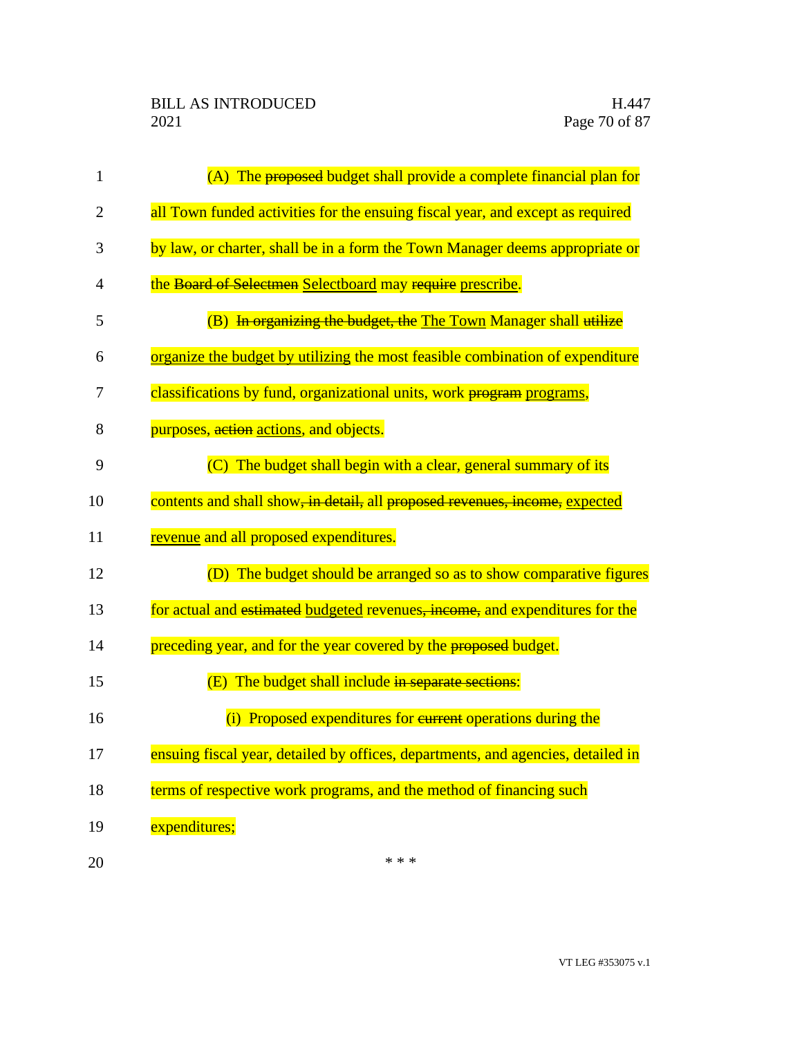(A) The ~~proposed~~ budget shall provide a complete financial plan for all Town funded activities for the ensuing fiscal year, and except as required by law, or charter, shall be in a form the Town Manager deems appropriate or the ~~Board of Selectmen~~ <u>Selectboard</u> may ~~require~~ <u>prescribe</u>.

(B) ~~In organizing the budget, the~~ <u>The Town</u> Manager shall ~~utilize~~ <u>organize the budget by utilizing</u> the most feasible combination of expenditure classifications by fund, organizational units, work ~~program~~ <u>programs</u>, purposes, ~~action~~ <u>actions</u>, and objects.

(C) The budget shall begin with a clear, general summary of its contents and shall show~~, in detail,~~ all ~~proposed revenues, income,~~ <u>expected revenue</u> and all proposed expenditures.

(D) The budget should be arranged so as to show comparative figures for actual and ~~estimated~~ <u>budgeted</u> revenues~~, income,~~ and expenditures for the preceding year, and for the year covered by the ~~proposed~~ budget.

(E) The budget shall include ~~in separate sections~~:

(i) Proposed expenditures for ~~current~~ operations during the ensuing fiscal year, detailed by offices, departments, and agencies, detailed in terms of respective work programs, and the method of financing such expenditures;

\* \* \*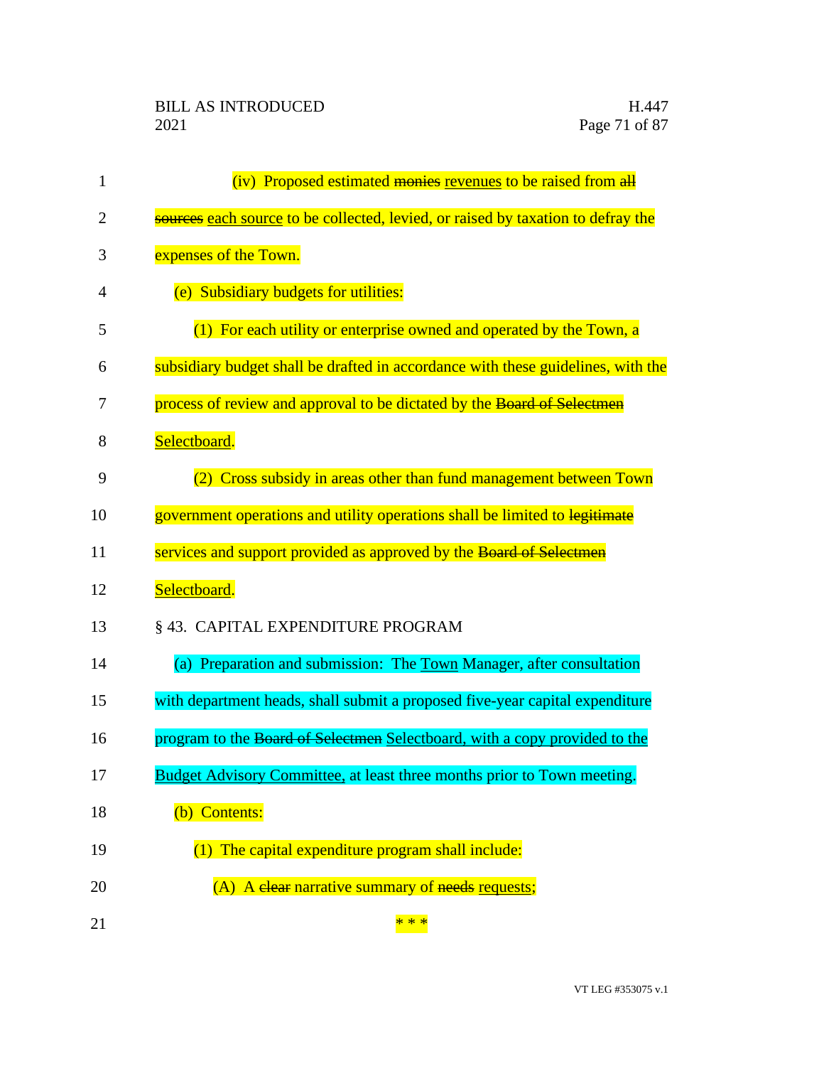(iv) Proposed estimated ~~monies~~ revenues to be raised from ~~all sources~~ each source to be collected, levied, or raised by taxation to defray the expenses of the Town.

(e) Subsidiary budgets for utilities:

(1) For each utility or enterprise owned and operated by the Town, a subsidiary budget shall be drafted in accordance with these guidelines, with the process of review and approval to be dictated by the ~~Board of Selectmen~~ Selectboard.

(2) Cross subsidy in areas other than fund management between Town government operations and utility operations shall be limited to ~~legitimate~~ services and support provided as approved by the ~~Board of Selectmen~~ Selectboard.

§ 43. CAPITAL EXPENDITURE PROGRAM

(a) Preparation and submission: The Town Manager, after consultation with department heads, shall submit a proposed five-year capital expenditure program to the ~~Board of Selectmen~~ Selectboard, with a copy provided to the Budget Advisory Committee, at least three months prior to Town meeting.

(b) Contents:

(1) The capital expenditure program shall include:

(A) A ~~clear~~ narrative summary of ~~needs~~ requests;

* * *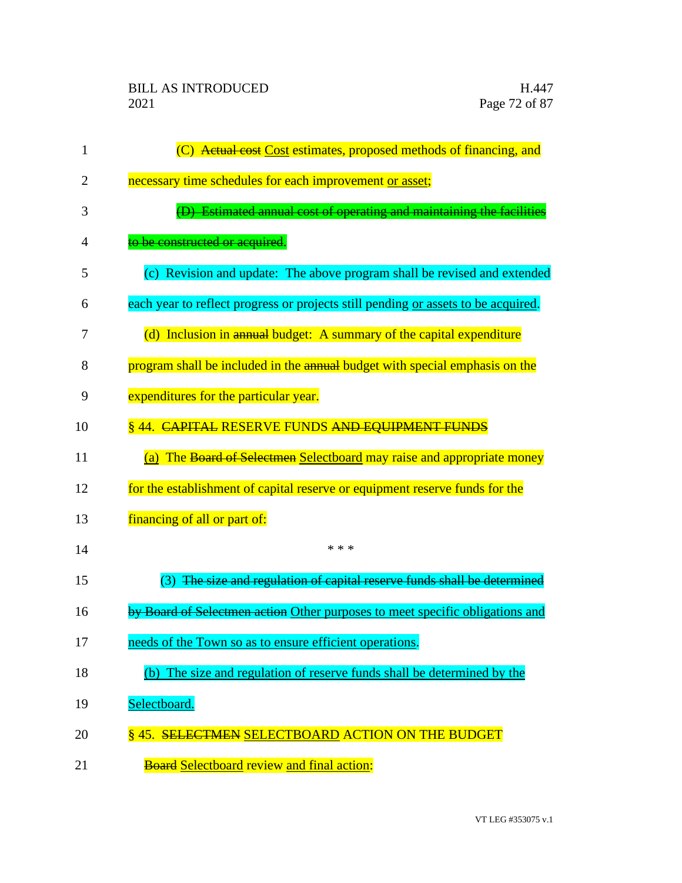(C) ~~Actual cost~~ Cost estimates, proposed methods of financing, and necessary time schedules for each improvement or asset;

~~(D) Estimated annual cost of operating and maintaining the facilities to be constructed or acquired.~~

(c) Revision and update: The above program shall be revised and extended each year to reflect progress or projects still pending or assets to be acquired.

(d) Inclusion in ~~annual~~ budget: A summary of the capital expenditure program shall be included in the ~~annual~~ budget with special emphasis on the expenditures for the particular year.

§ 44. ~~CAPITAL~~ RESERVE FUNDS ~~AND EQUIPMENT FUNDS~~

(a) The ~~Board of Selectmen~~ Selectboard may raise and appropriate money for the establishment of capital reserve or equipment reserve funds for the financing of all or part of:

\* \* \*

(3) ~~The size and regulation of capital reserve funds shall be determined by Board of Selectmen action~~ Other purposes to meet specific obligations and needs of the Town so as to ensure efficient operations.

(b) The size and regulation of reserve funds shall be determined by the Selectboard.

§ 45. ~~SELECTMEN~~ SELECTBOARD ACTION ON THE BUDGET

~~Board~~ Selectboard review and final action: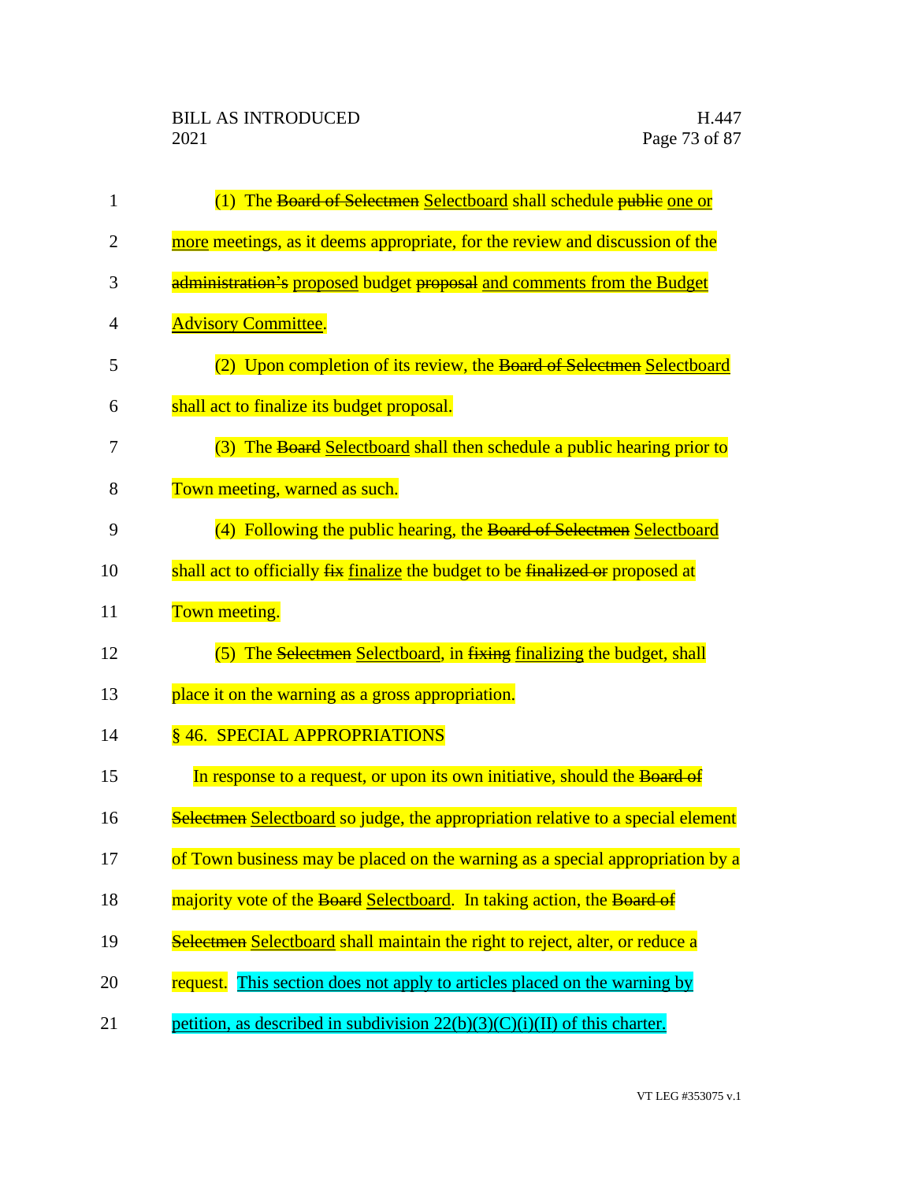(1) The ~~Board of Selectmen~~ <u>Selectboard</u> shall schedule ~~public~~ <u>one or more</u> meetings, as it deems appropriate, for the review and discussion of the ~~administration's~~ <u>proposed</u> budget ~~proposal~~ <u>and comments from the Budget Advisory Committee</u>.

(2) Upon completion of its review, the ~~Board of Selectmen~~ <u>Selectboard</u> shall act to finalize its budget proposal.

(3) The ~~Board~~ <u>Selectboard</u> shall then schedule a public hearing prior to Town meeting, warned as such.

(4) Following the public hearing, the ~~Board of Selectmen~~ <u>Selectboard</u> shall act to officially ~~fix~~ <u>finalize</u> the budget to be ~~finalized or~~ proposed at Town meeting.

(5) The ~~Selectmen~~ <u>Selectboard</u>, in ~~fixing~~ <u>finalizing</u> the budget, shall place it on the warning as a gross appropriation.

§ 46. SPECIAL APPROPRIATIONS

In response to a request, or upon its own initiative, should the ~~Board of Selectmen~~ <u>Selectboard</u> so judge, the appropriation relative to a special element of Town business may be placed on the warning as a special appropriation by a majority vote of the ~~Board~~ <u>Selectboard</u>. In taking action, the ~~Board of Selectmen~~ <u>Selectboard</u> shall maintain the right to reject, alter, or reduce a request. <u>This section does not apply to articles placed on the warning by petition, as described in subdivision 22(b)(3)(C)(i)(II) of this charter.</u>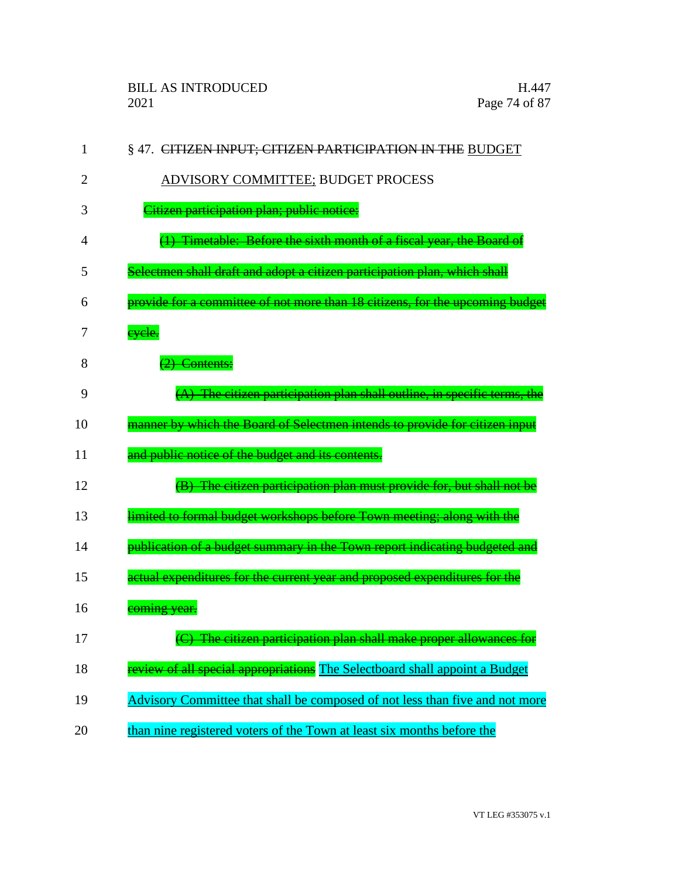§ 47. ~~CITIZEN INPUT; CITIZEN PARTICIPATION IN THE~~ <u>BUDGET ADVISORY COMMITTEE;</u> BUDGET PROCESS

~~Citizen participation plan; public notice:~~

~~(1) Timetable: Before the sixth month of a fiscal year, the Board of Selectmen shall draft and adopt a citizen participation plan, which shall provide for a committee of not more than 18 citizens, for the upcoming budget cycle.~~

~~(2) Contents:~~

~~(A) The citizen participation plan shall outline, in specific terms, the manner by which the Board of Selectmen intends to provide for citizen input and public notice of the budget and its contents.~~

~~(B) The citizen participation plan must provide for, but shall not be limited to formal budget workshops before Town meeting; along with the publication of a budget summary in the Town report indicating budgeted and actual expenditures for the current year and proposed expenditures for the coming year.~~

~~(C) The citizen participation plan shall make proper allowances for review of all special appropriations~~ <u>The Selectboard shall appoint a Budget Advisory Committee that shall be composed of not less than five and not more than nine registered voters of the Town at least six months before the</u>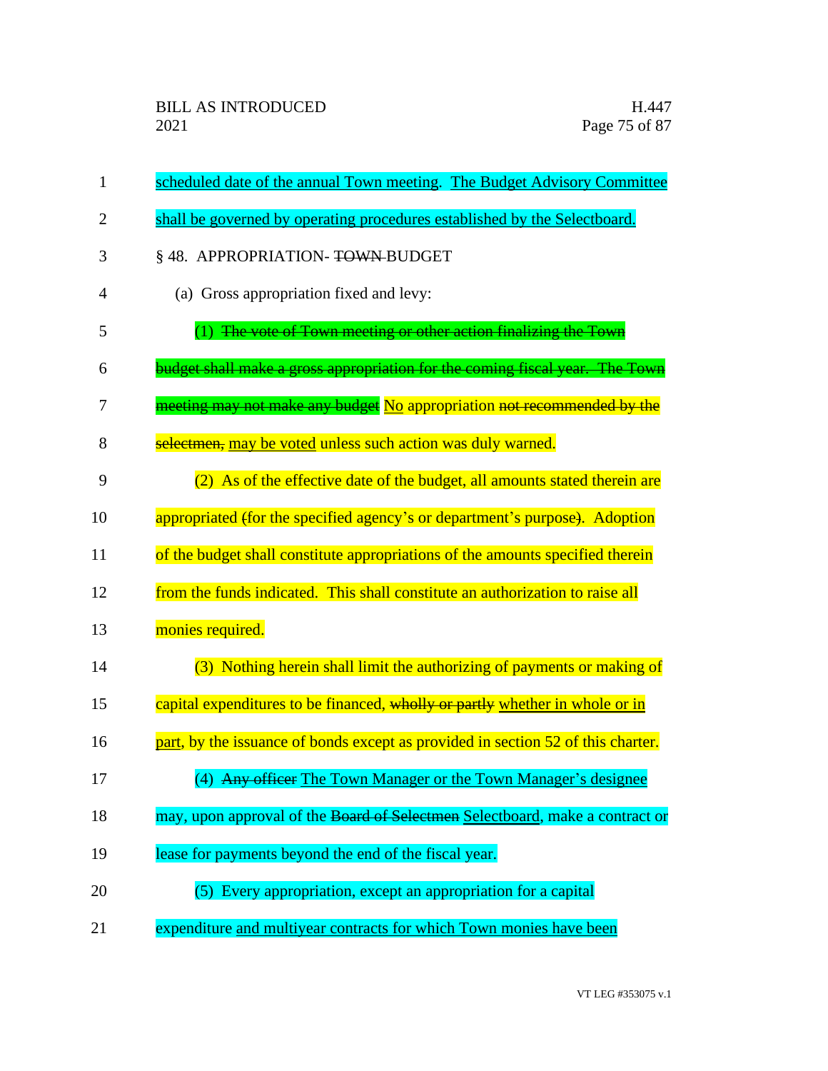scheduled date of the annual Town meeting. The Budget Advisory Committee shall be governed by operating procedures established by the Selectboard.

§ 48. APPROPRIATION- ~~TOWN~~ BUDGET

(a) Gross appropriation fixed and levy:

(1) ~~The vote of Town meeting or other action finalizing the Town budget shall make a gross appropriation for the coming fiscal year. The Town meeting may not make any budget~~ No appropriation ~~not recommended by the selectmen,~~ may be voted unless such action was duly warned.

(2) As of the effective date of the budget, all amounts stated therein are appropriated ~~(~~for the specified agency's or department's purpose~~)~~. Adoption of the budget shall constitute appropriations of the amounts specified therein from the funds indicated. This shall constitute an authorization to raise all monies required.

(3) Nothing herein shall limit the authorizing of payments or making of capital expenditures to be financed, ~~wholly or partly~~ whether in whole or in part, by the issuance of bonds except as provided in section 52 of this charter.

(4) ~~Any officer~~ The Town Manager or the Town Manager's designee may, upon approval of the ~~Board of Selectmen~~ Selectboard, make a contract or lease for payments beyond the end of the fiscal year.

(5) Every appropriation, except an appropriation for a capital expenditure and multiyear contracts for which Town monies have been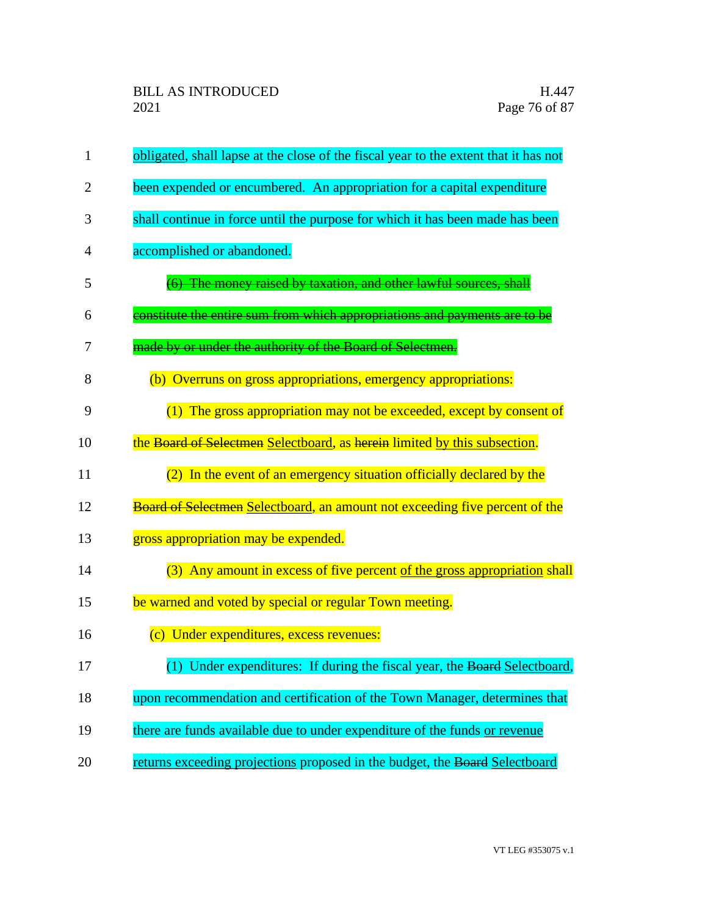obligated, shall lapse at the close of the fiscal year to the extent that it has not been expended or encumbered. An appropriation for a capital expenditure shall continue in force until the purpose for which it has been made has been accomplished or abandoned.

~~(6) The money raised by taxation, and other lawful sources, shall constitute the entire sum from which appropriations and payments are to be made by or under the authority of the Board of Selectmen.~~

(b) Overruns on gross appropriations, emergency appropriations:

(1) The gross appropriation may not be exceeded, except by consent of the ~~Board of Selectmen~~ Selectboard, as ~~herein~~ limited by this subsection.

(2) In the event of an emergency situation officially declared by the ~~Board of Selectmen~~ Selectboard, an amount not exceeding five percent of the gross appropriation may be expended.

(3) Any amount in excess of five percent of the gross appropriation shall be warned and voted by special or regular Town meeting.

(c) Under expenditures, excess revenues:

(1) Under expenditures: If during the fiscal year, the ~~Board~~ Selectboard, upon recommendation and certification of the Town Manager, determines that there are funds available due to under expenditure of the funds or revenue returns exceeding projections proposed in the budget, the ~~Board~~ Selectboard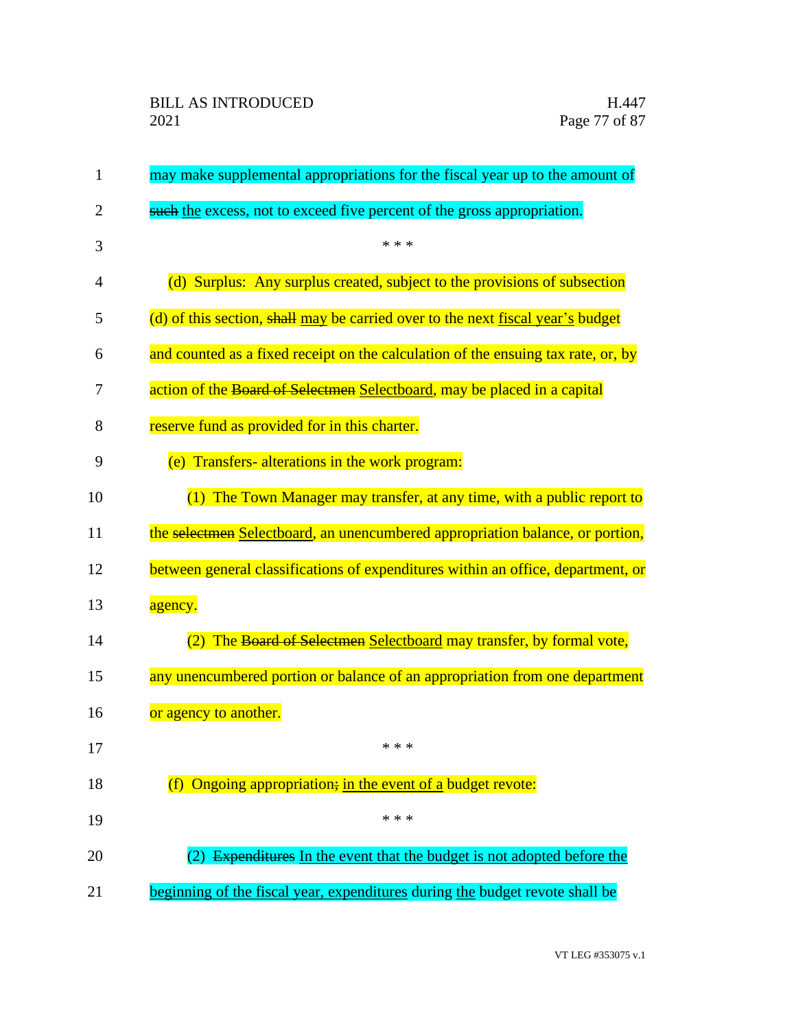may make supplemental appropriations for the fiscal year up to the amount of ~~such~~ <u>the</u> excess, not to exceed five percent of the gross appropriation.

\* \* \*

(d) Surplus: Any surplus created, subject to the provisions of subsection (d) of this section, ~~shall~~ <u>may</u> be carried over to the next <u>fiscal year's</u> budget and counted as a fixed receipt on the calculation of the ensuing tax rate, or, by action of the ~~Board of Selectmen~~ <u>Selectboard</u>, may be placed in a capital reserve fund as provided for in this charter.

(e) Transfers- alterations in the work program:

(1) The Town Manager may transfer, at any time, with a public report to the ~~selectmen~~ <u>Selectboard</u>, an unencumbered appropriation balance, or portion, between general classifications of expenditures within an office, department, or agency.

(2) The ~~Board of Selectmen~~ <u>Selectboard</u> may transfer, by formal vote, any unencumbered portion or balance of an appropriation from one department or agency to another.

\* \* \*

(f) Ongoing appropriation~~;~~ <u>in the event of a</u> budget revote:

\* \* \*

(2) ~~Expenditures~~ <u>In the event that the budget is not adopted before the beginning of the fiscal year, expenditures</u> during <u>the</u> budget revote shall be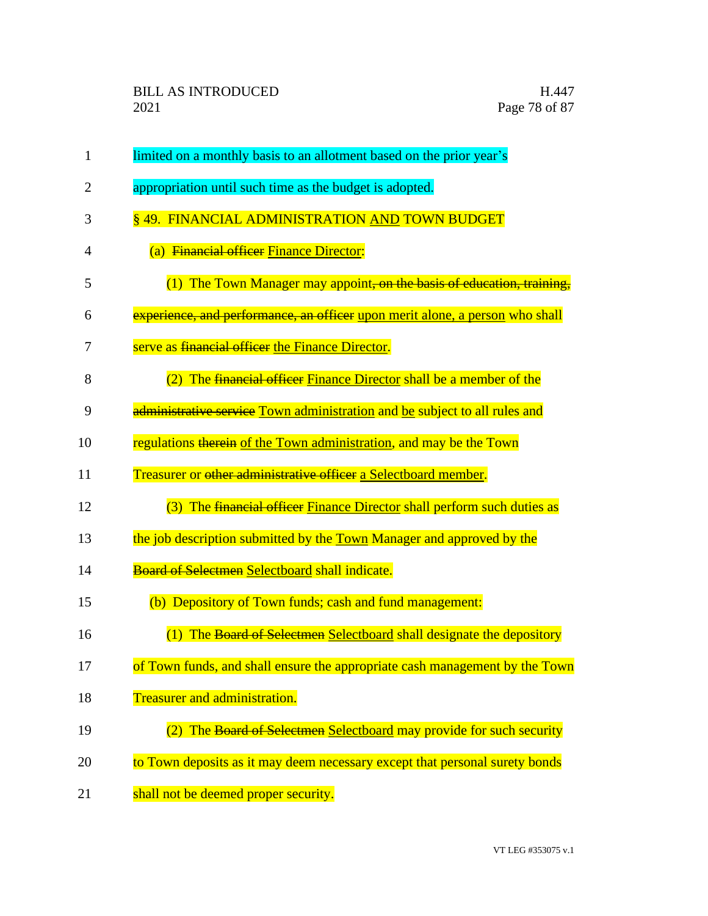limited on a monthly basis to an allotment based on the prior year's appropriation until such time as the budget is adopted.

§ 49. FINANCIAL ADMINISTRATION AND TOWN BUDGET

(a) ~~Financial officer~~ Finance Director:

(1) The Town Manager may appoint~~, on the basis of education, training, experience, and performance, an officer~~ upon merit alone, a person who shall serve as ~~financial officer~~ the Finance Director.

(2) The ~~financial officer~~ Finance Director shall be a member of the ~~administrative service~~ Town administration and be subject to all rules and regulations ~~therein~~ of the Town administration, and may be the Town Treasurer or ~~other administrative officer~~ a Selectboard member.

(3) The ~~financial officer~~ Finance Director shall perform such duties as the job description submitted by the Town Manager and approved by the ~~Board of Selectmen~~ Selectboard shall indicate.

(b) Depository of Town funds; cash and fund management:

(1) The ~~Board of Selectmen~~ Selectboard shall designate the depository of Town funds, and shall ensure the appropriate cash management by the Town Treasurer and administration.

(2) The ~~Board of Selectmen~~ Selectboard may provide for such security to Town deposits as it may deem necessary except that personal surety bonds shall not be deemed proper security.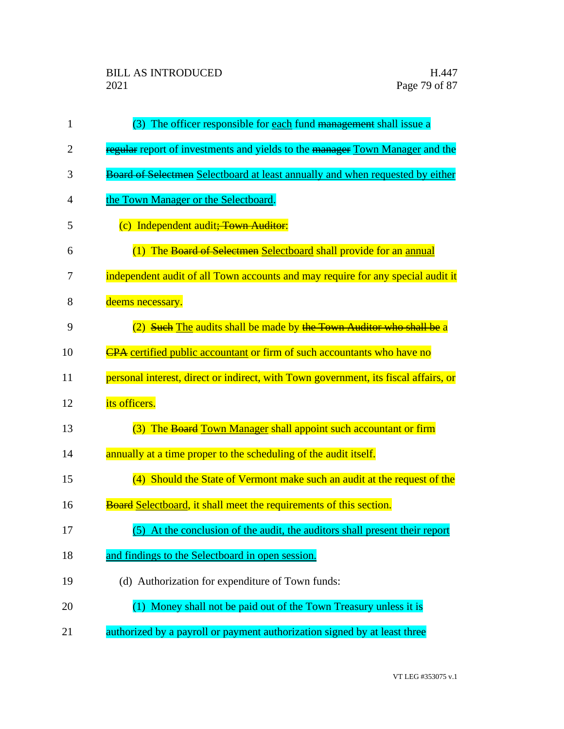(3) The officer responsible for each fund ~~management~~ shall issue a ~~regular~~ report of investments and yields to the ~~manager~~ Town Manager and the ~~Board of Selectmen~~ Selectboard at least annually and when requested by either the Town Manager or the Selectboard.

(c) Independent audit~~; Town Auditor~~:

(1) The ~~Board of Selectmen~~ Selectboard shall provide for an annual independent audit of all Town accounts and may require for any special audit it deems necessary.

(2) ~~Such~~ The audits shall be made by ~~the Town Auditor who shall be~~ a ~~CPA~~ certified public accountant or firm of such accountants who have no personal interest, direct or indirect, with Town government, its fiscal affairs, or its officers.

(3) The ~~Board~~ Town Manager shall appoint such accountant or firm annually at a time proper to the scheduling of the audit itself.

(4) Should the State of Vermont make such an audit at the request of the ~~Board~~ Selectboard, it shall meet the requirements of this section.

(5) At the conclusion of the audit, the auditors shall present their report and findings to the Selectboard in open session.

(d) Authorization for expenditure of Town funds:

(1) Money shall not be paid out of the Town Treasury unless it is authorized by a payroll or payment authorization signed by at least three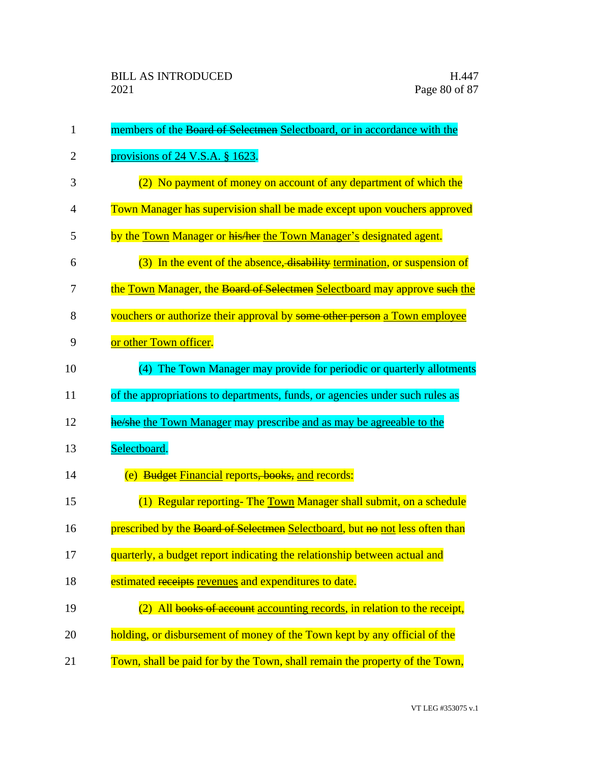members of the ~~Board of Selectmen~~ Selectboard, or in accordance with the provisions of 24 V.S.A. § 1623.

(2) No payment of money on account of any department of which the Town Manager has supervision shall be made except upon vouchers approved by the Town Manager or ~~his/her~~ the Town Manager's designated agent.

(3) In the event of the absence, ~~disability~~ termination, or suspension of the Town Manager, the ~~Board of Selectmen~~ Selectboard may approve ~~such~~ the vouchers or authorize their approval by ~~some other person~~ a Town employee or other Town officer.

(4) The Town Manager may provide for periodic or quarterly allotments of the appropriations to departments, funds, or agencies under such rules as ~~he/she~~ the Town Manager may prescribe and as may be agreeable to the Selectboard.

(e) ~~Budget~~ Financial reports~~, books,~~ and records:

(1) Regular reporting- The Town Manager shall submit, on a schedule prescribed by the ~~Board of Selectmen~~ Selectboard, but ~~no~~ not less often than quarterly, a budget report indicating the relationship between actual and estimated ~~receipts~~ revenues and expenditures to date.

(2) All ~~books of account~~ accounting records, in relation to the receipt, holding, or disbursement of money of the Town kept by any official of the Town, shall be paid for by the Town, shall remain the property of the Town,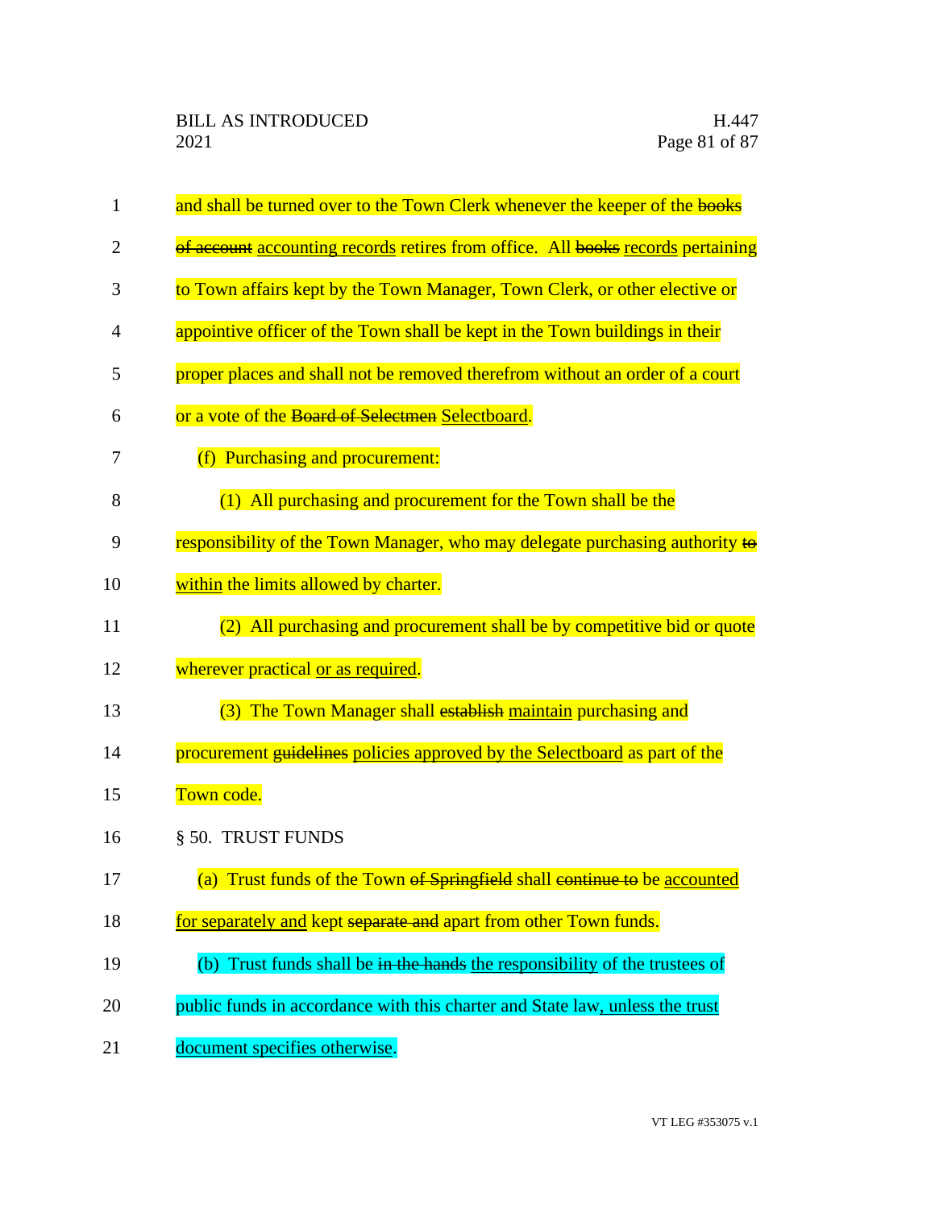and shall be turned over to the Town Clerk whenever the keeper of the ~~books of account~~ accounting records retires from office. All ~~books~~ records pertaining to Town affairs kept by the Town Manager, Town Clerk, or other elective or appointive officer of the Town shall be kept in the Town buildings in their proper places and shall not be removed therefrom without an order of a court or a vote of the ~~Board of Selectmen~~ Selectboard.

(f) Purchasing and procurement:

(1) All purchasing and procurement for the Town shall be the responsibility of the Town Manager, who may delegate purchasing authority ~~to~~ within the limits allowed by charter.

(2) All purchasing and procurement shall be by competitive bid or quote wherever practical or as required.

(3) The Town Manager shall ~~establish~~ maintain purchasing and procurement ~~guidelines~~ policies approved by the Selectboard as part of the Town code.

§ 50. TRUST FUNDS

(a) Trust funds of the Town ~~of Springfield~~ shall ~~continue to~~ be accounted for separately and kept ~~separate and~~ apart from other Town funds.

(b) Trust funds shall be ~~in the hands~~ the responsibility of the trustees of public funds in accordance with this charter and State law, unless the trust document specifies otherwise.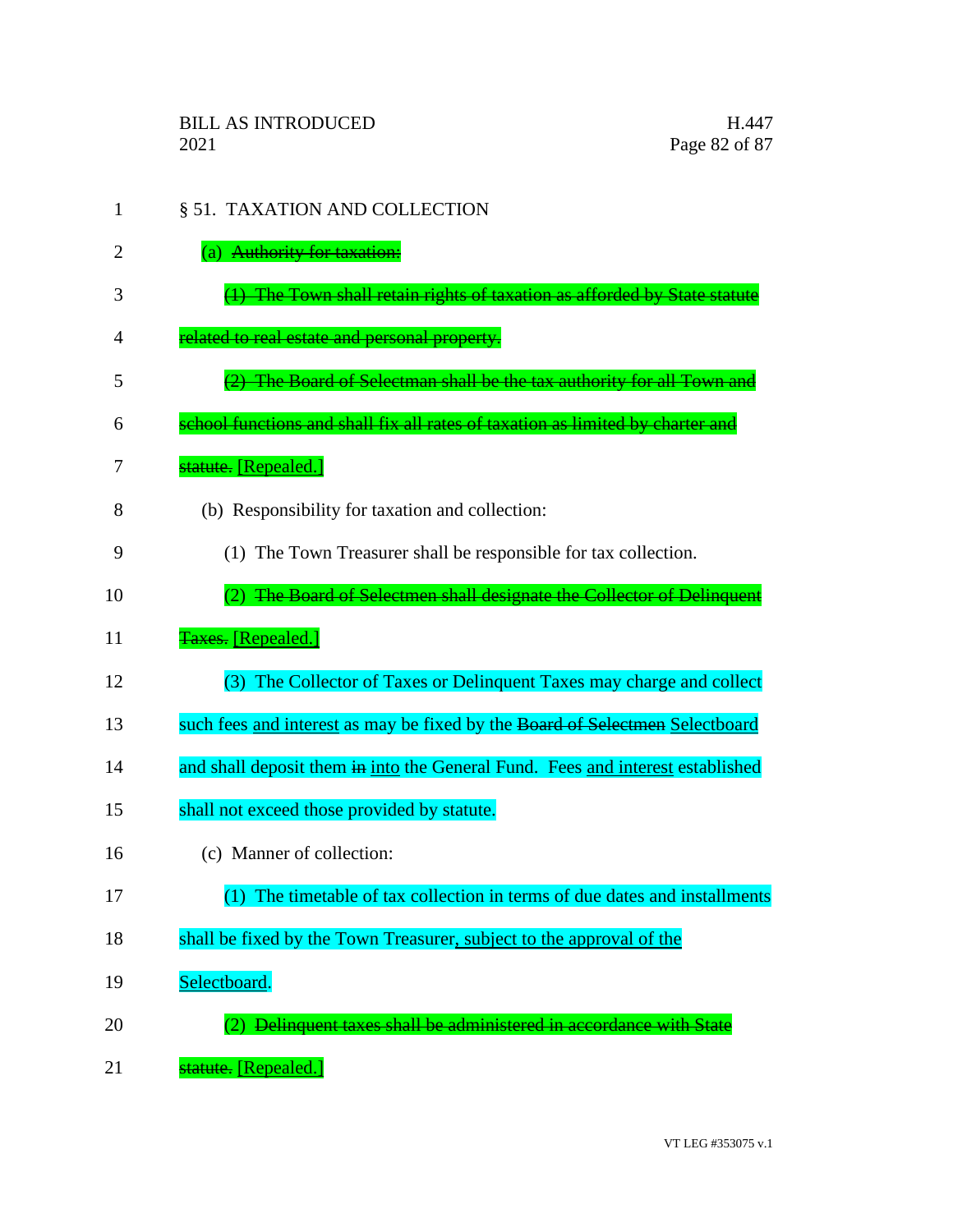§ 51. TAXATION AND COLLECTION

(a) ~~Authority for taxation:~~

~~(1) The Town shall retain rights of taxation as afforded by State statute related to real estate and personal property.~~

~~(2) The Board of Selectman shall be the tax authority for all Town and school functions and shall fix all rates of taxation as limited by charter and statute.~~ [Repealed.]

(b) Responsibility for taxation and collection:

(1) The Town Treasurer shall be responsible for tax collection.

(2) ~~The Board of Selectmen shall designate the Collector of Delinquent Taxes.~~ [Repealed.]

(3) The Collector of Taxes or Delinquent Taxes may charge and collect such fees and interest as may be fixed by the ~~Board of Selectmen~~ Selectboard and shall deposit them ~~in~~ into the General Fund. Fees and interest established shall not exceed those provided by statute.

(c) Manner of collection:

(1) The timetable of tax collection in terms of due dates and installments shall be fixed by the Town Treasurer, subject to the approval of the Selectboard.

(2) ~~Delinquent taxes shall be administered in accordance with State statute.~~ [Repealed.]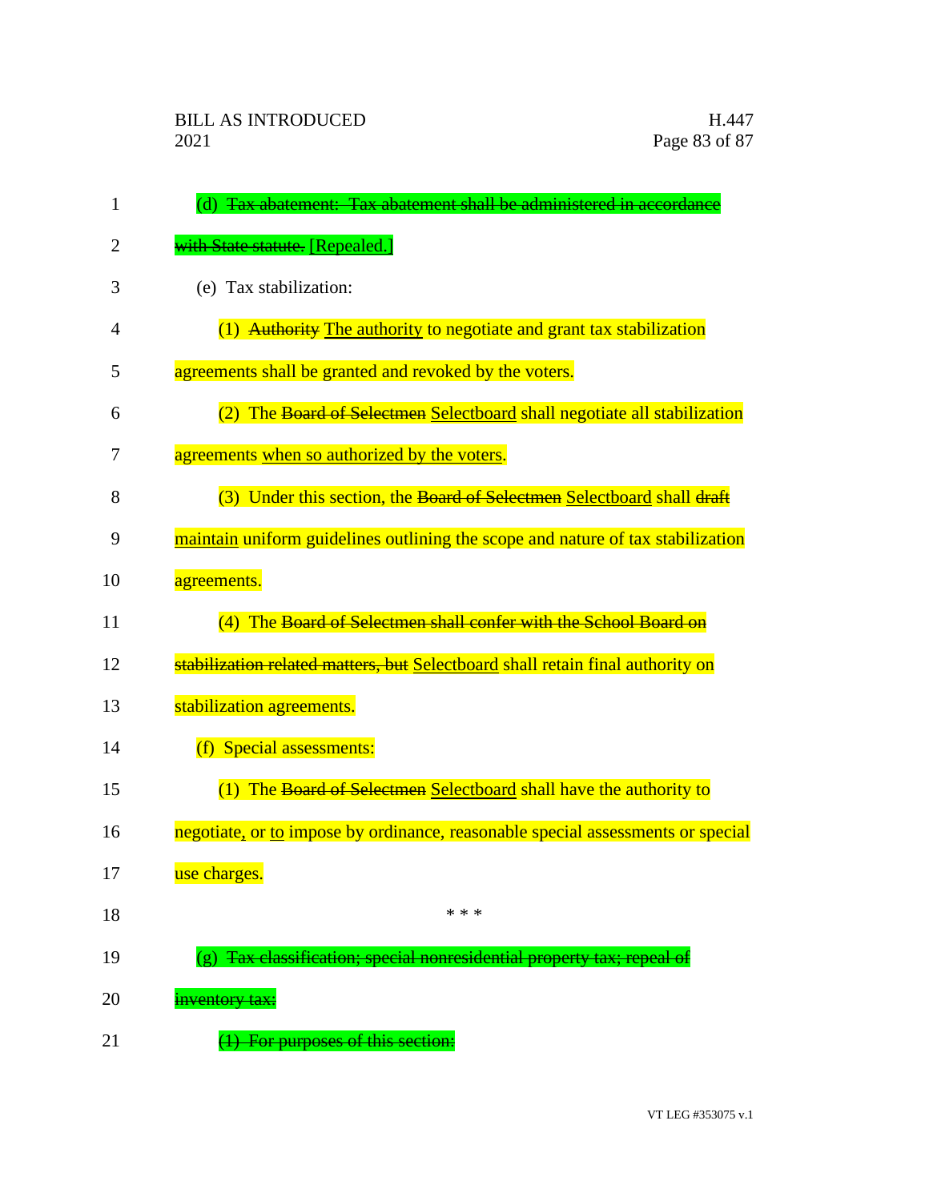(d) ~~Tax abatement: Tax abatement shall be administered in accordance with State statute.~~ [Repealed.]

(e) Tax stabilization:

(1) ~~Authority~~ The authority to negotiate and grant tax stabilization agreements shall be granted and revoked by the voters.

(2) The ~~Board of Selectmen~~ Selectboard shall negotiate all stabilization agreements when so authorized by the voters.

(3) Under this section, the ~~Board of Selectmen~~ Selectboard shall ~~draft~~ maintain uniform guidelines outlining the scope and nature of tax stabilization agreements.

(4) The ~~Board of Selectmen shall confer with the School Board on stabilization related matters, but~~ Selectboard shall retain final authority on stabilization agreements.

(f) Special assessments:

(1) The ~~Board of Selectmen~~ Selectboard shall have the authority to negotiate, or to impose by ordinance, reasonable special assessments or special use charges.

\* \* \*

(g) ~~Tax classification; special nonresidential property tax; repeal of inventory tax:~~

~~(1) For purposes of this section:~~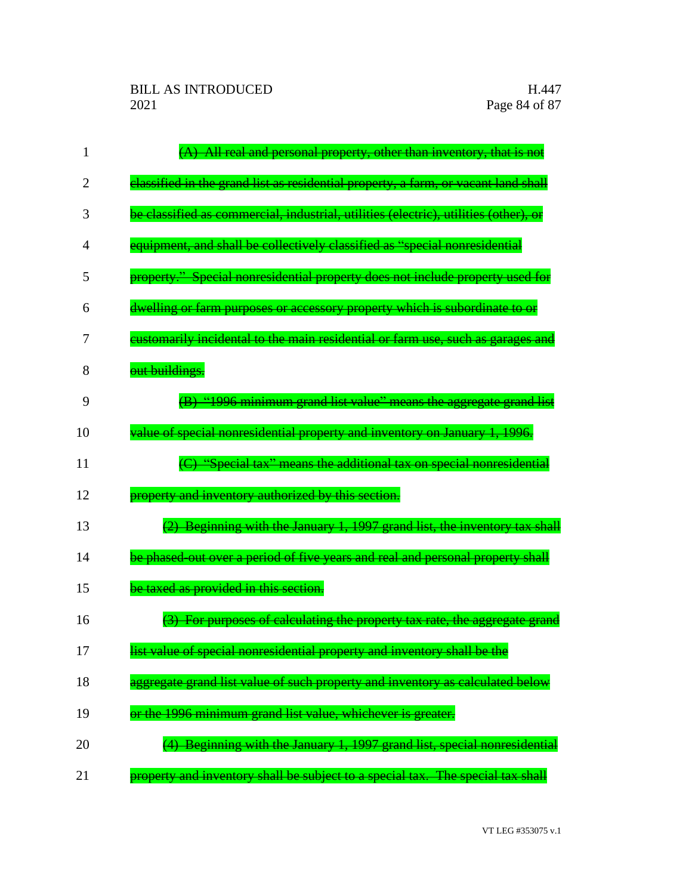~~(A) All real and personal property, other than inventory, that is not classified in the grand list as residential property, a farm, or vacant land shall be classified as commercial, industrial, utilities (electric), utilities (other), or equipment, and shall be collectively classified as "special nonresidential property." Special nonresidential property does not include property used for dwelling or farm purposes or accessory property which is subordinate to or customarily incidental to the main residential or farm use, such as garages and out buildings.~~

~~(B) "1996 minimum grand list value" means the aggregate grand list value of special nonresidential property and inventory on January 1, 1996.~~

~~(C) "Special tax" means the additional tax on special nonresidential property and inventory authorized by this section.~~

~~(2) Beginning with the January 1, 1997 grand list, the inventory tax shall be phased-out over a period of five years and real and personal property shall be taxed as provided in this section.~~

~~(3) For purposes of calculating the property tax rate, the aggregate grand list value of special nonresidential property and inventory shall be the aggregate grand list value of such property and inventory as calculated below or the 1996 minimum grand list value, whichever is greater.~~

~~(4) Beginning with the January 1, 1997 grand list, special nonresidential property and inventory shall be subject to a special tax. The special tax shall~~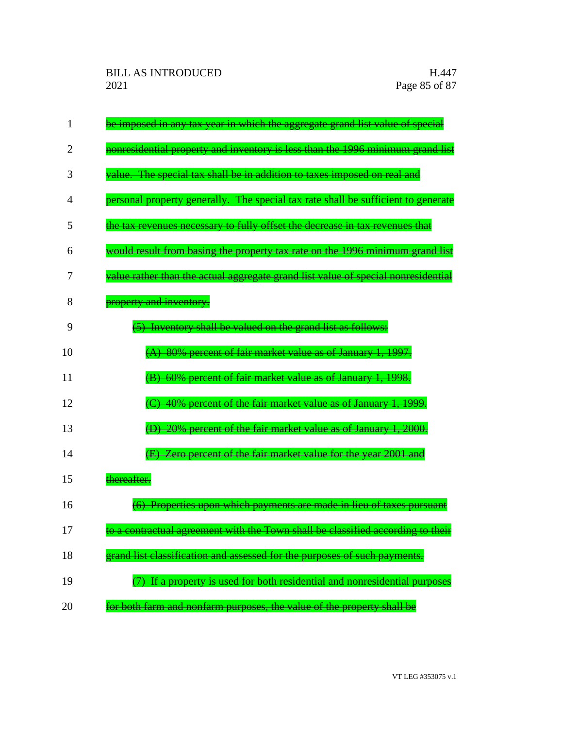~~be imposed in any tax year in which the aggregate grand list value of special nonresidential property and inventory is less than the 1996 minimum grand list value. The special tax shall be in addition to taxes imposed on real and personal property generally. The special tax rate shall be sufficient to generate the tax revenues necessary to fully offset the decrease in tax revenues that would result from basing the property tax rate on the 1996 minimum grand list value rather than the actual aggregate grand list value of special nonresidential property and inventory.~~

~~(5) Inventory shall be valued on the grand list as follows:~~

~~(A) 80% percent of fair market value as of January 1, 1997.~~

~~(B) 60% percent of fair market value as of January 1, 1998.~~

~~(C) 40% percent of the fair market value as of January 1, 1999.~~

~~(D) 20% percent of the fair market value as of January 1, 2000.~~

~~(E) Zero percent of the fair market value for the year 2001 and thereafter.~~

~~(6) Properties upon which payments are made in lieu of taxes pursuant to a contractual agreement with the Town shall be classified according to their grand list classification and assessed for the purposes of such payments.~~

~~(7) If a property is used for both residential and nonresidential purposes for both farm and nonfarm purposes, the value of the property shall be~~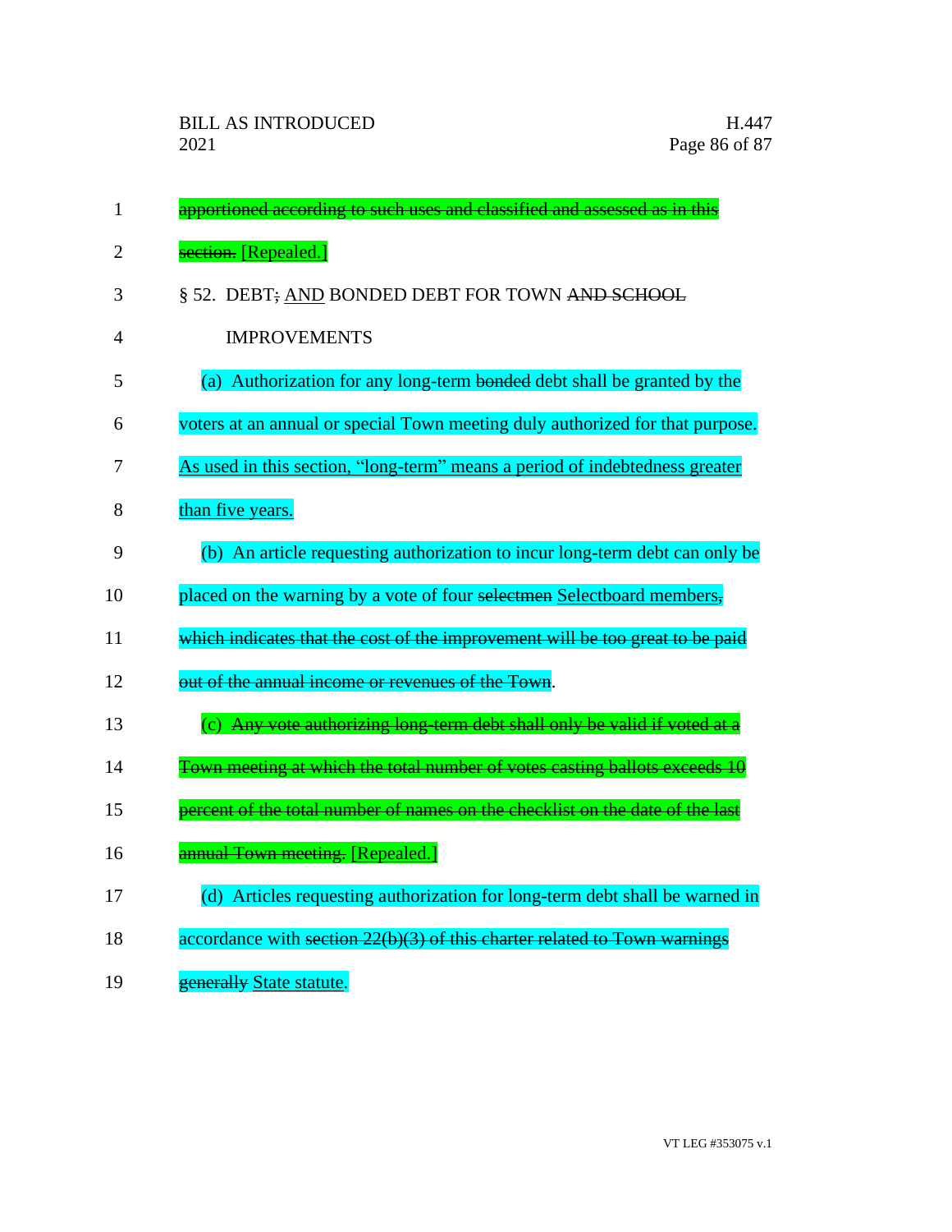~~apportioned according to such uses and classified and assessed as in this section.~~ [Repealed.]

§ 52. DEBT~~;~~ AND BONDED DEBT FOR TOWN ~~AND SCHOOL~~ IMPROVEMENTS

(a) Authorization for any long-term ~~bonded~~ debt shall be granted by the voters at an annual or special Town meeting duly authorized for that purpose. As used in this section, "long-term" means a period of indebtedness greater than five years.

(b) An article requesting authorization to incur long-term debt can only be placed on the warning by a vote of four ~~selectmen~~ Selectboard members~~, which indicates that the cost of the improvement will be too great to be paid out of the annual income or revenues of the Town~~.

(c) ~~Any vote authorizing long-term debt shall only be valid if voted at a Town meeting at which the total number of votes casting ballots exceeds 10 percent of the total number of names on the checklist on the date of the last annual Town meeting.~~ [Repealed.]

(d) Articles requesting authorization for long-term debt shall be warned in accordance with ~~section 22(b)(3) of this charter related to Town warnings generally~~ State statute.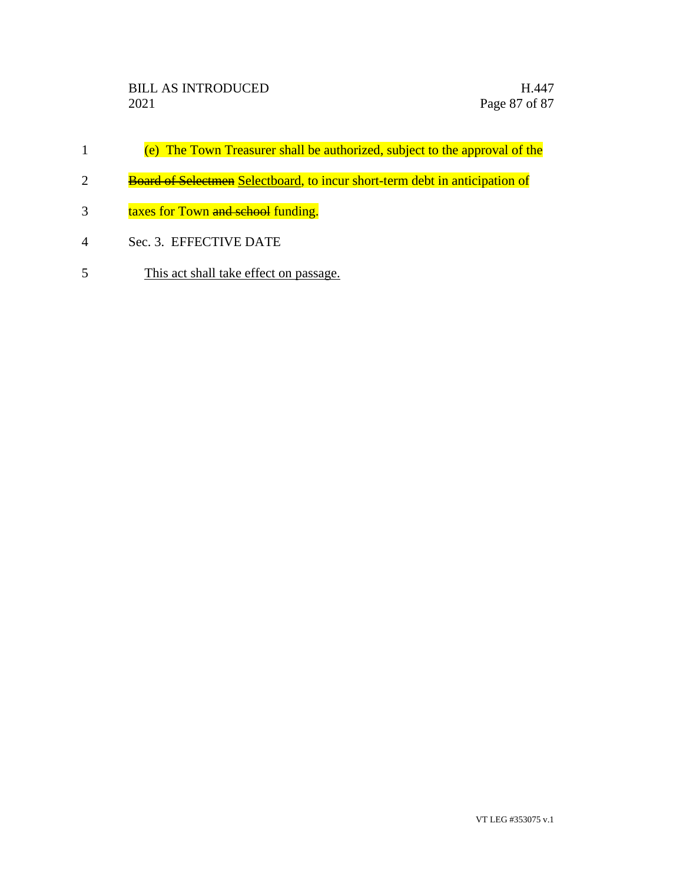(e) The Town Treasurer shall be authorized, subject to the approval of the ~~Board of Selectmen~~ Selectboard, to incur short-term debt in anticipation of taxes for Town ~~and school~~ funding.

Sec. 3. EFFECTIVE DATE

This act shall take effect on passage.